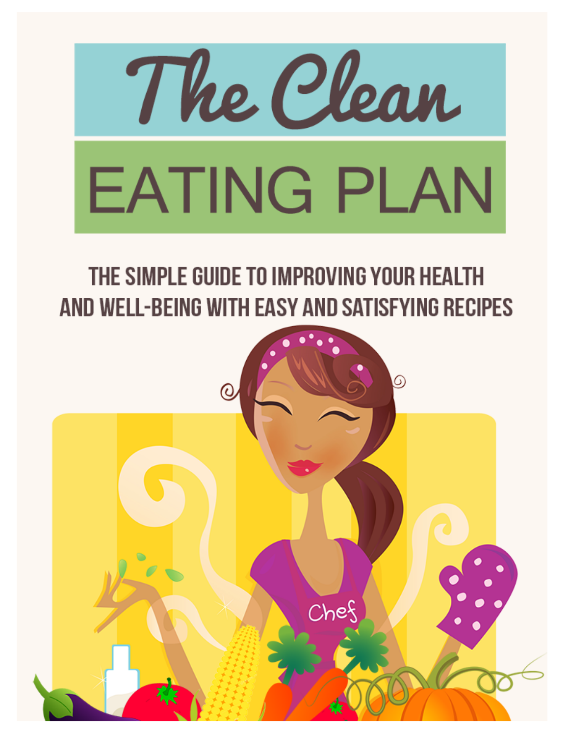# The Clean EATING PLAN

THE SIMPLE GUIDE TO IMPROVING YOUR HEALTH AND WELL-BEING WITH EASY AND SATISFYING RECIPES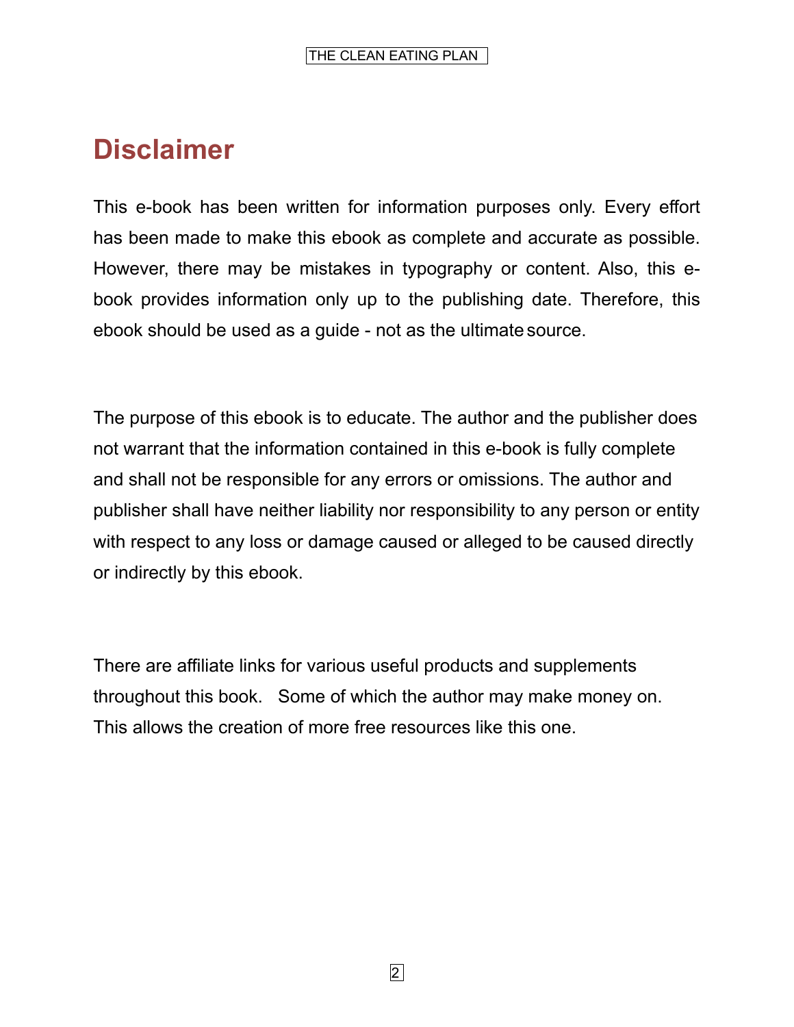# Disclaimer

This e-book has been written for information purposes only. Every effort has been made to make this ebook as complete and accurate as possible. However, there may be mistakes in typography or content. Also, this e-book provides information only up to the publishing date. Therefore, this ebook should be used as a guide - not as the ultimate source.

The purpose of this ebook is to educate. The author and the publisher does not warrant that the information contained in this e-book is fully complete and shall not be responsible for any errors or omissions. The author and publisher shall have neither liability nor responsibility to any person or entity with respect to any loss or damage caused or alleged to be caused directly or indirectly by this ebook.

There are affiliate links for various useful products and supplements throughout this book. Some of which the author may make money on. This allows the creation of more free resources like this one.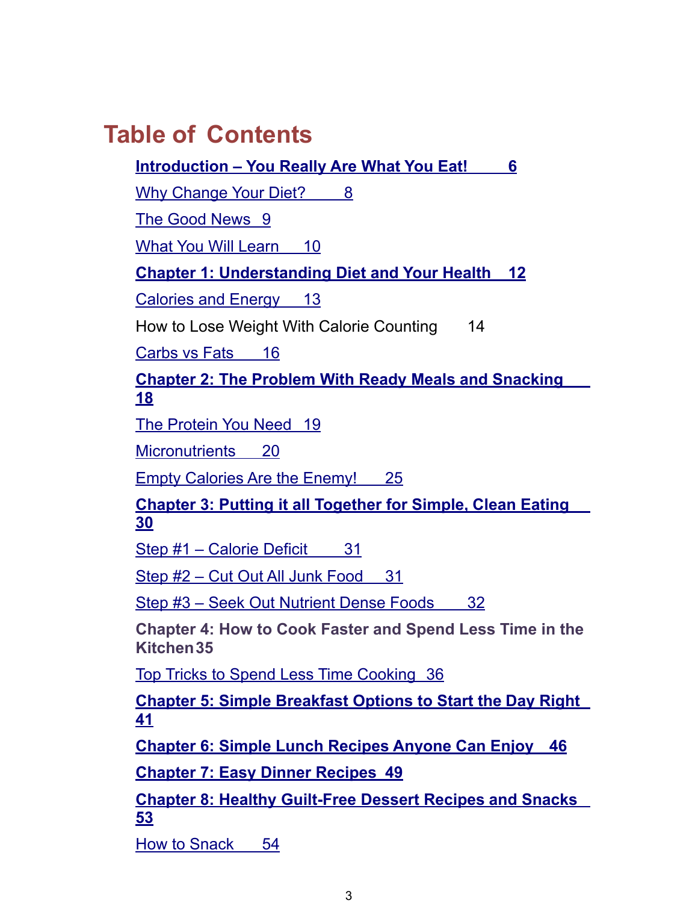# Table of Contents

**Introduction – You Really Are What You Eat! 6**

Why Change Your Diet? 8

The Good News 9

What You Will Learn 10

**Chapter 1: Understanding Diet and Your Health 12**

Calories and Energy 13

How to Lose Weight With Calorie Counting 14

Carbs vs Fats 16

**Chapter 2: The Problem With Ready Meals and Snacking 18**

The Protein You Need 19

Micronutrients 20

Empty Calories Are the Enemy! 25

**Chapter 3: Putting it all Together for Simple, Clean Eating 30**

Step #1 – Calorie Deficit 31

Step #2 – Cut Out All Junk Food 31

Step #3 – Seek Out Nutrient Dense Foods 32

**Chapter 4: How to Cook Faster and Spend Less Time in the Kitchen 35**

Top Tricks to Spend Less Time Cooking 36

**Chapter 5: Simple Breakfast Options to Start the Day Right 41**

**Chapter 6: Simple Lunch Recipes Anyone Can Enjoy 46**

**Chapter 7: Easy Dinner Recipes 49**

**Chapter 8: Healthy Guilt-Free Dessert Recipes and Snacks 53**

How to Snack 54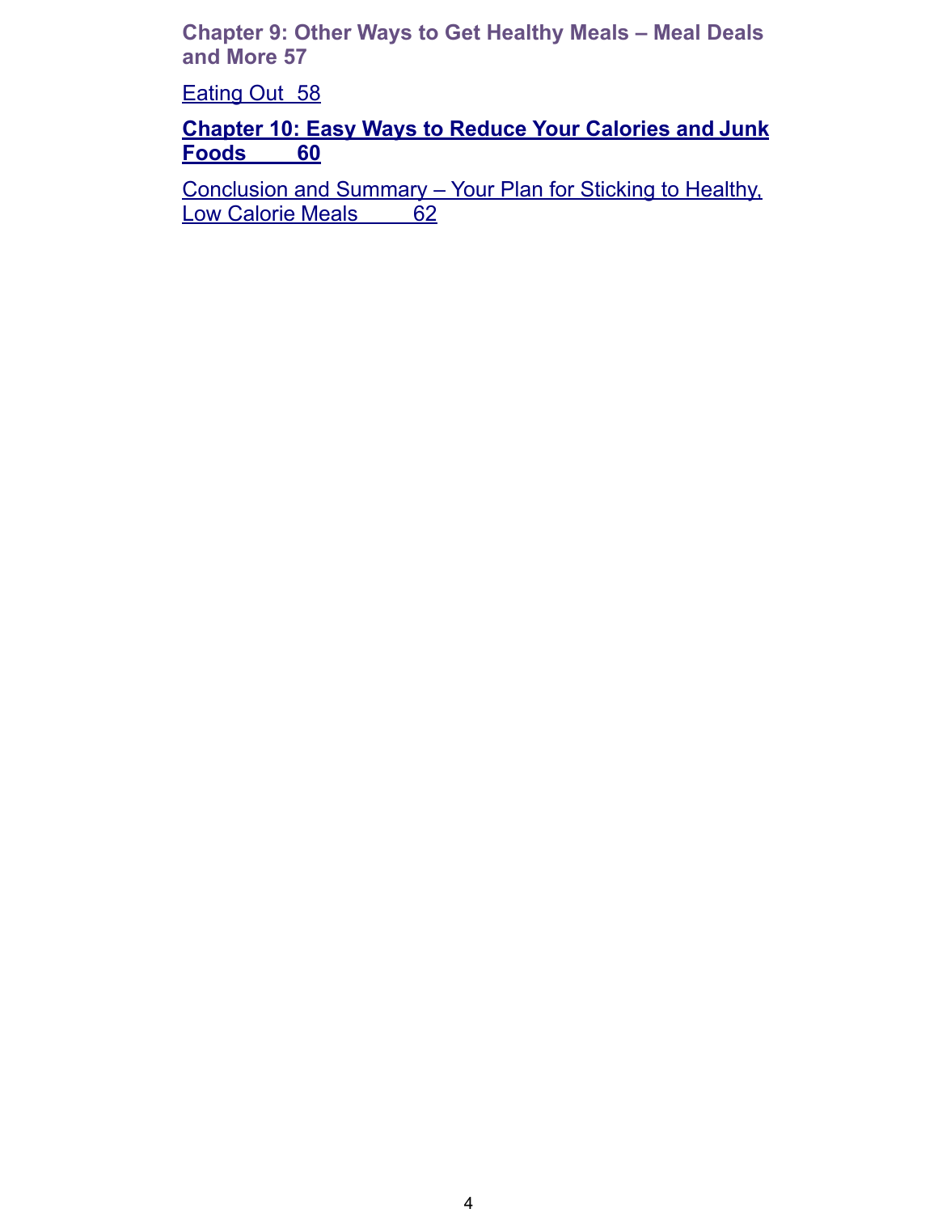**Chapter 9: Other Ways to Get Healthy Meals – Meal Deals and More 57**

Eating Out 58

**Chapter 10: Easy Ways to Reduce Your Calories and Junk Foods 60**

Conclusion and Summary – Your Plan for Sticking to Healthy, Low Calorie Meals 62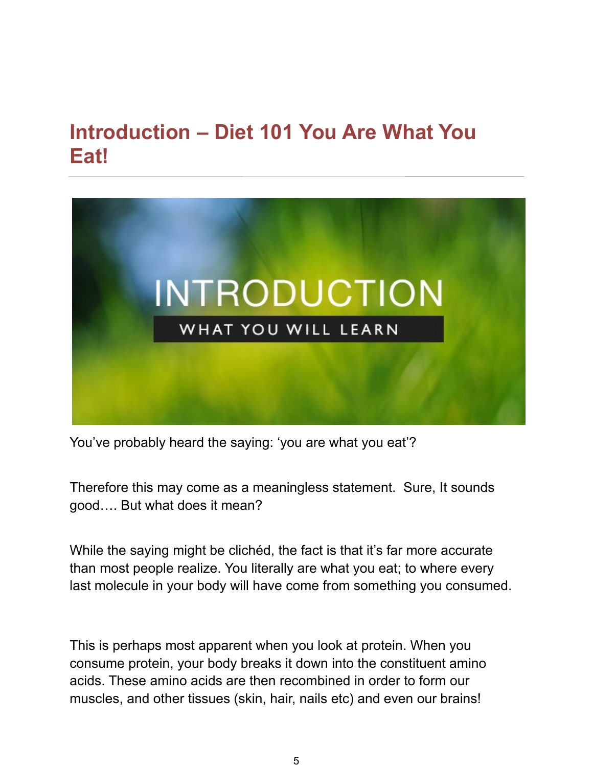# Introduction – Diet 101 You Are What You Eat!

You've probably heard the saying: 'you are what you eat'?

Therefore this may come as a meaningless statement. Sure, It sounds good…. But what does it mean?

While the saying might be clichéd, the fact is that it's far more accurate than most people realize. You literally are what you eat; to where every last molecule in your body will have come from something you consumed.

This is perhaps most apparent when you look at protein. When you consume protein, your body breaks it down into the constituent amino acids. These amino acids are then recombined in order to form our muscles, and other tissues (skin, hair, nails etc) and even our brains!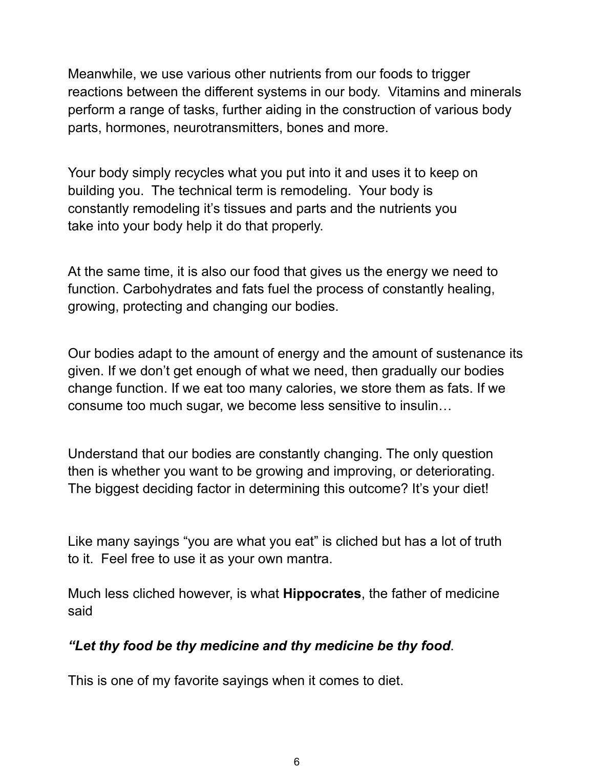Meanwhile, we use various other nutrients from our foods to trigger reactions between the different systems in our body. Vitamins and minerals perform a range of tasks, further aiding in the construction of various body parts, hormones, neurotransmitters, bones and more.

Your body simply recycles what you put into it and uses it to keep on building you. The technical term is remodeling. Your body is constantly remodeling it's tissues and parts and the nutrients you take into your body help it do that properly.

At the same time, it is also our food that gives us the energy we need to function. Carbohydrates and fats fuel the process of constantly healing, growing, protecting and changing our bodies.

Our bodies adapt to the amount of energy and the amount of sustenance its given. If we don't get enough of what we need, then gradually our bodies change function. If we eat too many calories, we store them as fats. If we consume too much sugar, we become less sensitive to insulin…

Understand that our bodies are constantly changing. The only question then is whether you want to be growing and improving, or deteriorating. The biggest deciding factor in determining this outcome? It's your diet!

Like many sayings "you are what you eat" is cliched but has a lot of truth to it. Feel free to use it as your own mantra.

Much less cliched however, is what **Hippocrates**, the father of medicine said

***"Let thy food be thy medicine and thy medicine be thy food***.

This is one of my favorite sayings when it comes to diet.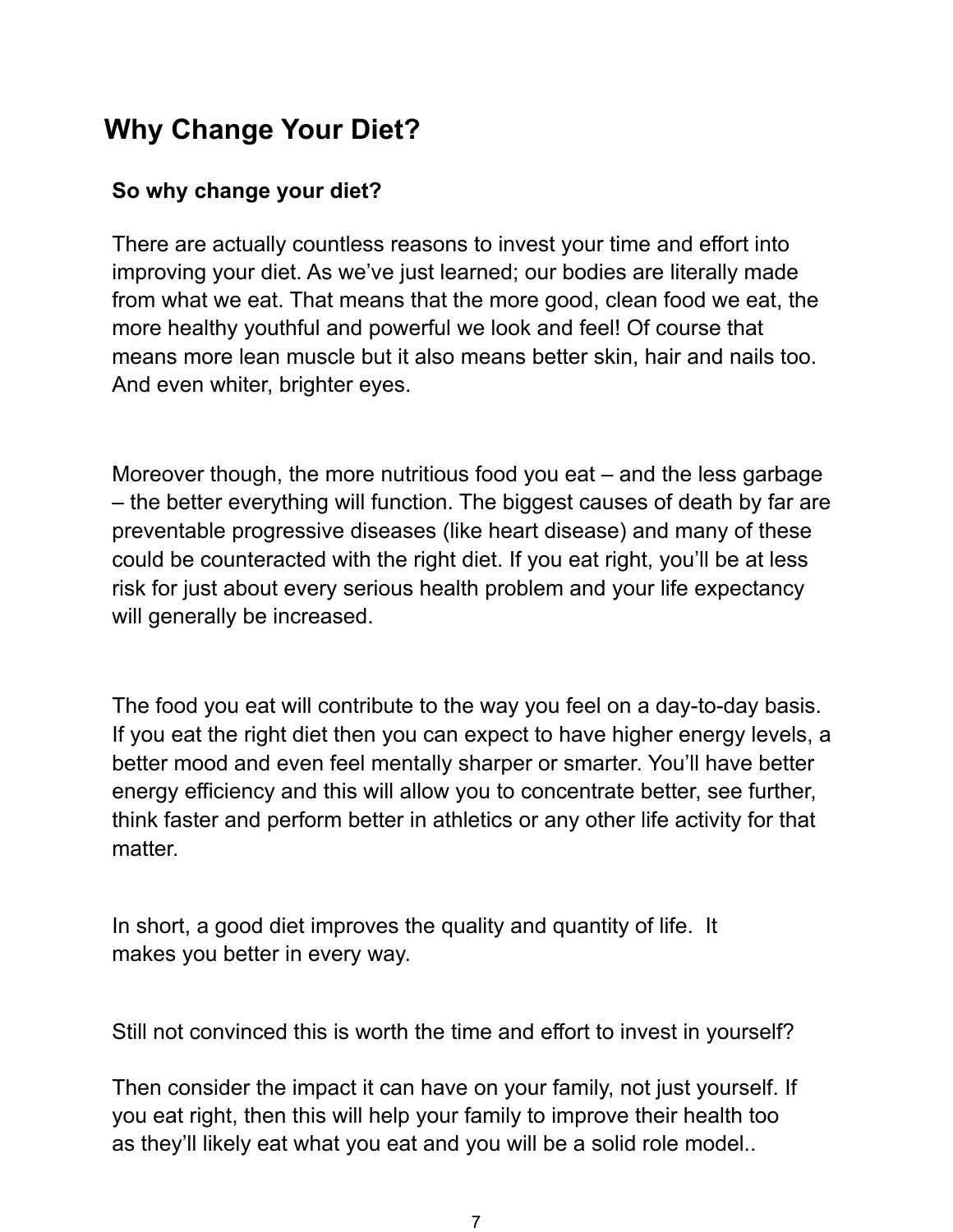## Why Change Your Diet?

**So why change your diet?**

There are actually countless reasons to invest your time and effort into improving your diet. As we've just learned; our bodies are literally made from what we eat. That means that the more good, clean food we eat, the more healthy youthful and powerful we look and feel! Of course that means more lean muscle but it also means better skin, hair and nails too. And even whiter, brighter eyes.

Moreover though, the more nutritious food you eat – and the less garbage – the better everything will function. The biggest causes of death by far are preventable progressive diseases (like heart disease) and many of these could be counteracted with the right diet. If you eat right, you'll be at less risk for just about every serious health problem and your life expectancy will generally be increased.

The food you eat will contribute to the way you feel on a day-to-day basis. If you eat the right diet then you can expect to have higher energy levels, a better mood and even feel mentally sharper or smarter. You'll have better energy efficiency and this will allow you to concentrate better, see further, think faster and perform better in athletics or any other life activity for that matter.

In short, a good diet improves the quality and quantity of life. It makes you better in every way.

Still not convinced this is worth the time and effort to invest in yourself?

Then consider the impact it can have on your family, not just yourself. If you eat right, then this will help your family to improve their health too as they'll likely eat what you eat and you will be a solid role model..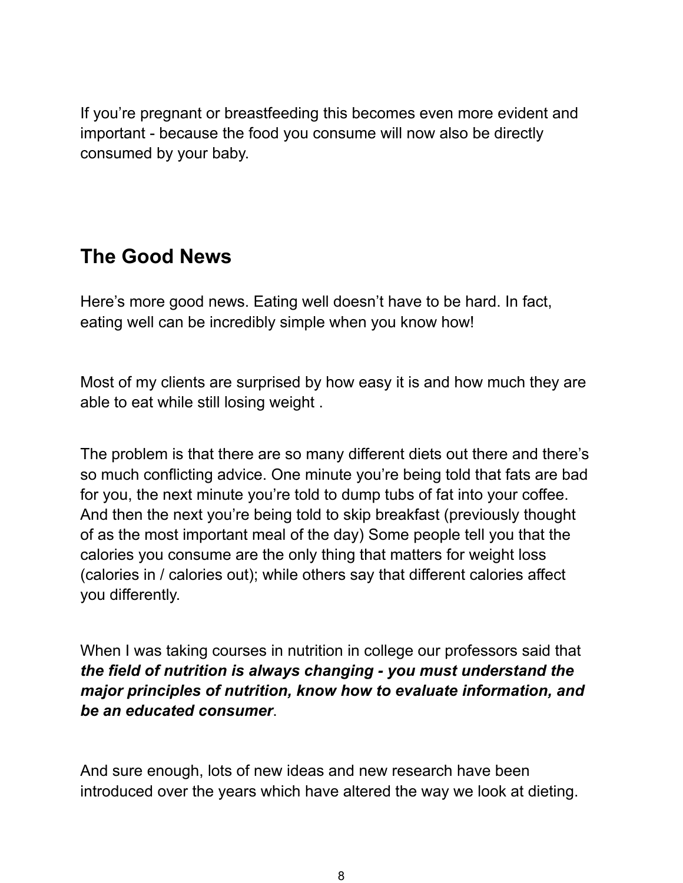If you're pregnant or breastfeeding this becomes even more evident and important - because the food you consume will now also be directly consumed by your baby.

## The Good News

Here's more good news. Eating well doesn't have to be hard. In fact, eating well can be incredibly simple when you know how!

Most of my clients are surprised by how easy it is and how much they are able to eat while still losing weight .

The problem is that there are so many different diets out there and there's so much conflicting advice. One minute you're being told that fats are bad for you, the next minute you're told to dump tubs of fat into your coffee. And then the next you're being told to skip breakfast (previously thought of as the most important meal of the day) Some people tell you that the calories you consume are the only thing that matters for weight loss (calories in / calories out); while others say that different calories affect you differently.

When I was taking courses in nutrition in college our professors said that ***the field of nutrition is always changing - you must understand the major principles of nutrition, know how to evaluate information, and be an educated consumer***.

And sure enough, lots of new ideas and new research have been introduced over the years which have altered the way we look at dieting.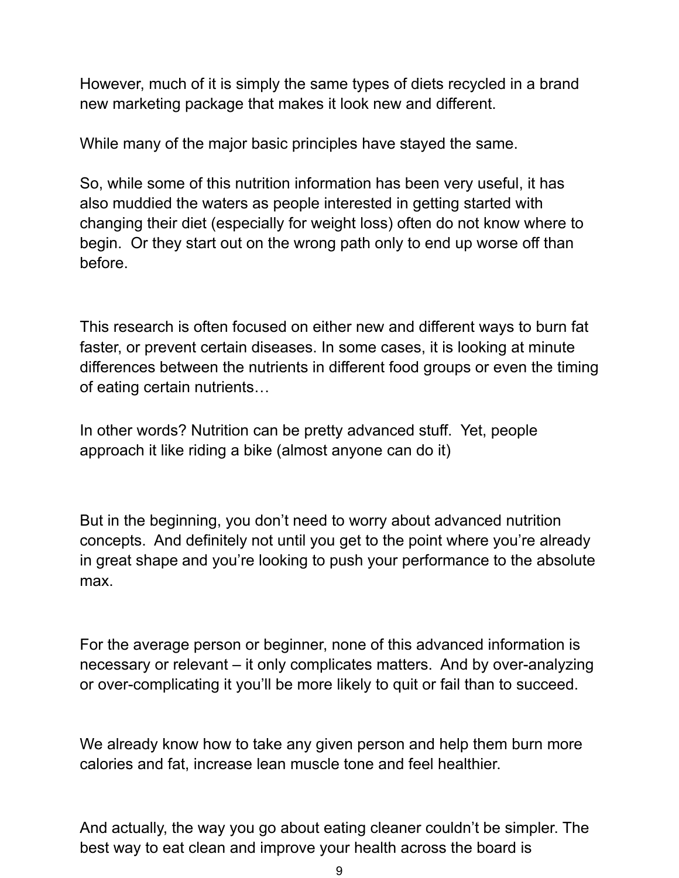However, much of it is simply the same types of diets recycled in a brand new marketing package that makes it look new and different.

While many of the major basic principles have stayed the same.

So, while some of this nutrition information has been very useful, it has also muddied the waters as people interested in getting started with changing their diet (especially for weight loss) often do not know where to begin.  Or they start out on the wrong path only to end up worse off than before.

This research is often focused on either new and different ways to burn fat faster, or prevent certain diseases. In some cases, it is looking at minute differences between the nutrients in different food groups or even the timing of eating certain nutrients…

In other words? Nutrition can be pretty advanced stuff.  Yet, people approach it like riding a bike (almost anyone can do it)

But in the beginning, you don't need to worry about advanced nutrition concepts.  And definitely not until you get to the point where you're already in great shape and you're looking to push your performance to the absolute max.

For the average person or beginner, none of this advanced information is necessary or relevant – it only complicates matters.  And by over-analyzing or over-complicating it you'll be more likely to quit or fail than to succeed.

We already know how to take any given person and help them burn more calories and fat, increase lean muscle tone and feel healthier.

And actually, the way you go about eating cleaner couldn't be simpler. The best way to eat clean and improve your health across the board is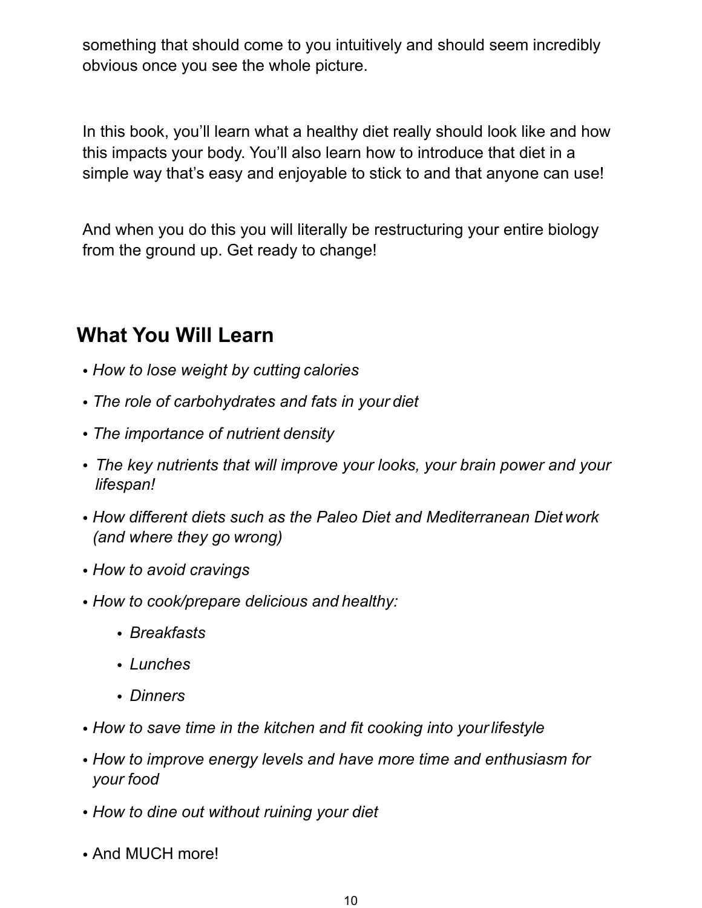something that should come to you intuitively and should seem incredibly obvious once you see the whole picture.

In this book, you'll learn what a healthy diet really should look like and how this impacts your body. You'll also learn how to introduce that diet in a simple way that's easy and enjoyable to stick to and that anyone can use!

And when you do this you will literally be restructuring your entire biology from the ground up. Get ready to change!

## What You Will Learn

- *How to lose weight by cutting calories*
- *The role of carbohydrates and fats in your diet*
- *The importance of nutrient density*
- *The key nutrients that will improve your looks, your brain power and your lifespan!*
- *How different diets such as the Paleo Diet and Mediterranean Diet work (and where they go wrong)*
- *How to avoid cravings*
- *How to cook/prepare delicious and healthy:*
    - *Breakfasts*
    - *Lunches*
    - *Dinners*
- *How to save time in the kitchen and fit cooking into your lifestyle*
- *How to improve energy levels and have more time and enthusiasm for your food*
- *How to dine out without ruining your diet*
- And MUCH more!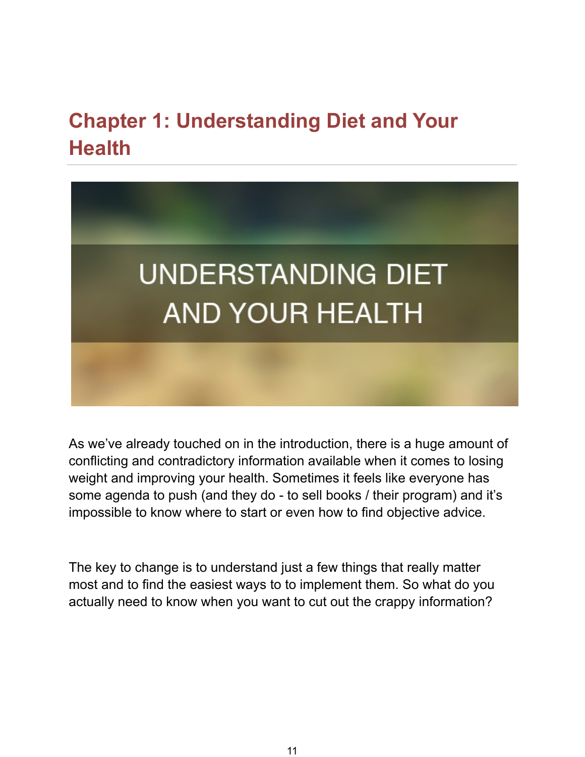# Chapter 1: Understanding Diet and Your Health

As we've already touched on in the introduction, there is a huge amount of conflicting and contradictory information available when it comes to losing weight and improving your health. Sometimes it feels like everyone has some agenda to push (and they do - to sell books / their program) and it's impossible to know where to start or even how to find objective advice.

The key to change is to understand just a few things that really matter most and to find the easiest ways to to implement them. So what do you actually need to know when you want to cut out the crappy information?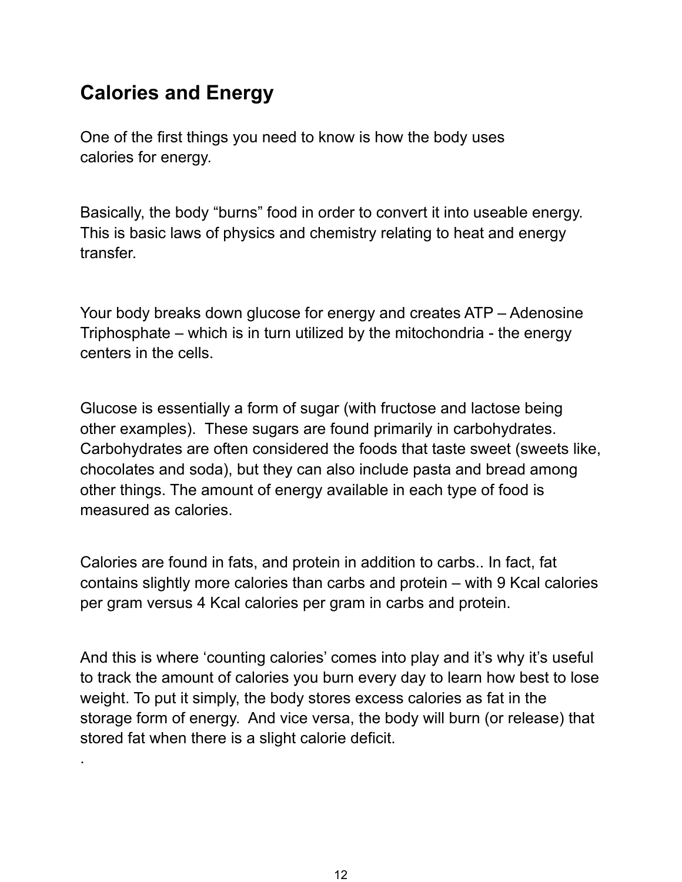## Calories and Energy

One of the first things you need to know is how the body uses calories for energy.

Basically, the body "burns" food in order to convert it into useable energy. This is basic laws of physics and chemistry relating to heat and energy transfer.

Your body breaks down glucose for energy and creates ATP – Adenosine Triphosphate – which is in turn utilized by the mitochondria - the energy centers in the cells.

Glucose is essentially a form of sugar (with fructose and lactose being other examples). These sugars are found primarily in carbohydrates. Carbohydrates are often considered the foods that taste sweet (sweets like, chocolates and soda), but they can also include pasta and bread among other things. The amount of energy available in each type of food is measured as calories.

Calories are found in fats, and protein in addition to carbs.. In fact, fat contains slightly more calories than carbs and protein – with 9 Kcal calories per gram versus 4 Kcal calories per gram in carbs and protein.

And this is where 'counting calories' comes into play and it's why it's useful to track the amount of calories you burn every day to learn how best to lose weight. To put it simply, the body stores excess calories as fat in the storage form of energy. And vice versa, the body will burn (or release) that stored fat when there is a slight calorie deficit.

.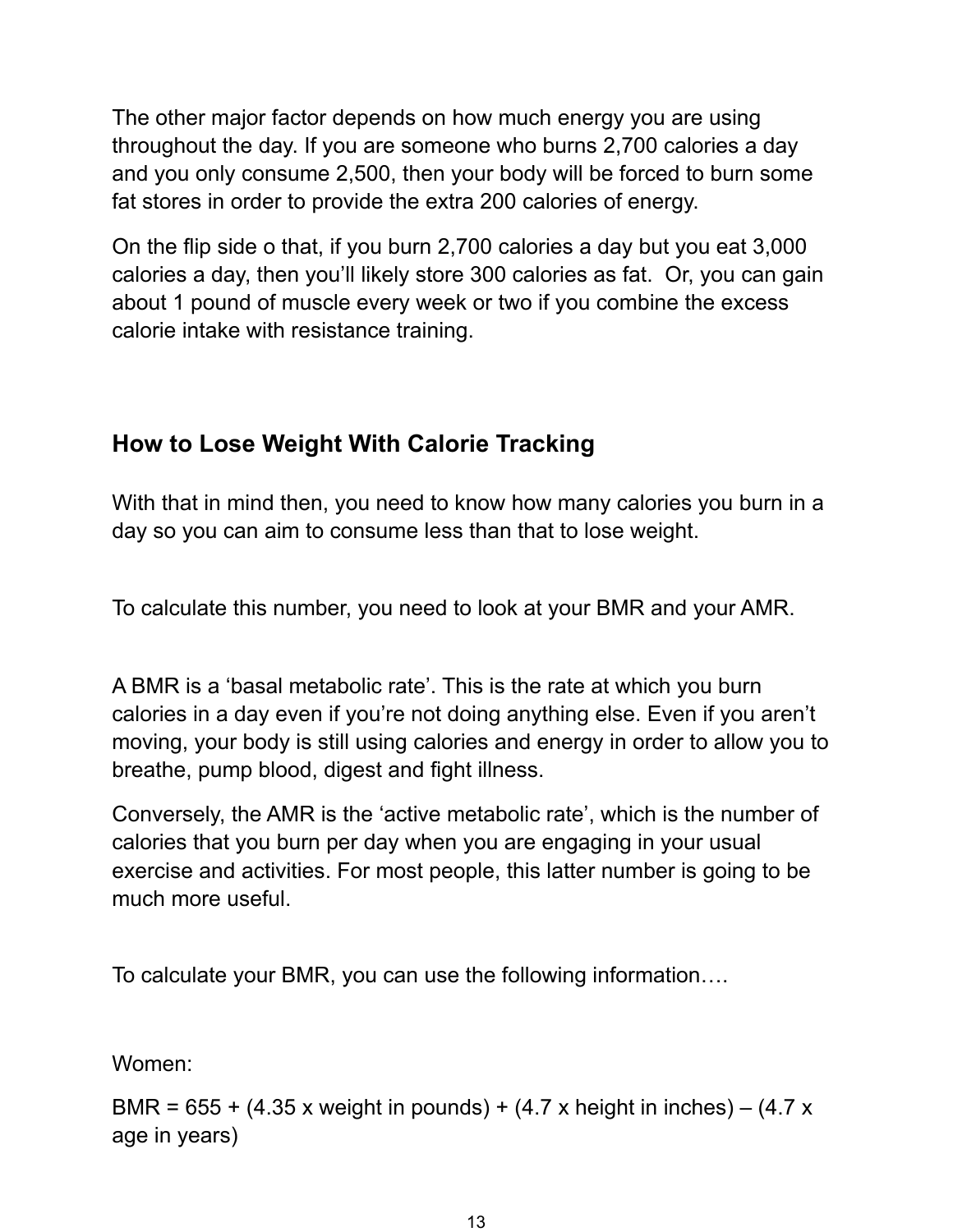The other major factor depends on how much energy you are using throughout the day. If you are someone who burns 2,700 calories a day and you only consume 2,500, then your body will be forced to burn some fat stores in order to provide the extra 200 calories of energy.

On the flip side o that, if you burn 2,700 calories a day but you eat 3,000 calories a day, then you'll likely store 300 calories as fat.  Or, you can gain about 1 pound of muscle every week or two if you combine the excess calorie intake with resistance training.

## How to Lose Weight With Calorie Tracking

With that in mind then, you need to know how many calories you burn in a day so you can aim to consume less than that to lose weight.

To calculate this number, you need to look at your BMR and your AMR.

A BMR is a 'basal metabolic rate'. This is the rate at which you burn calories in a day even if you're not doing anything else. Even if you aren't moving, your body is still using calories and energy in order to allow you to breathe, pump blood, digest and fight illness.

Conversely, the AMR is the 'active metabolic rate', which is the number of calories that you burn per day when you are engaging in your usual exercise and activities. For most people, this latter number is going to be much more useful.

To calculate your BMR, you can use the following information….

Women:

BMR = 655 + (4.35 x weight in pounds) + (4.7 x height in inches) – (4.7 x age in years)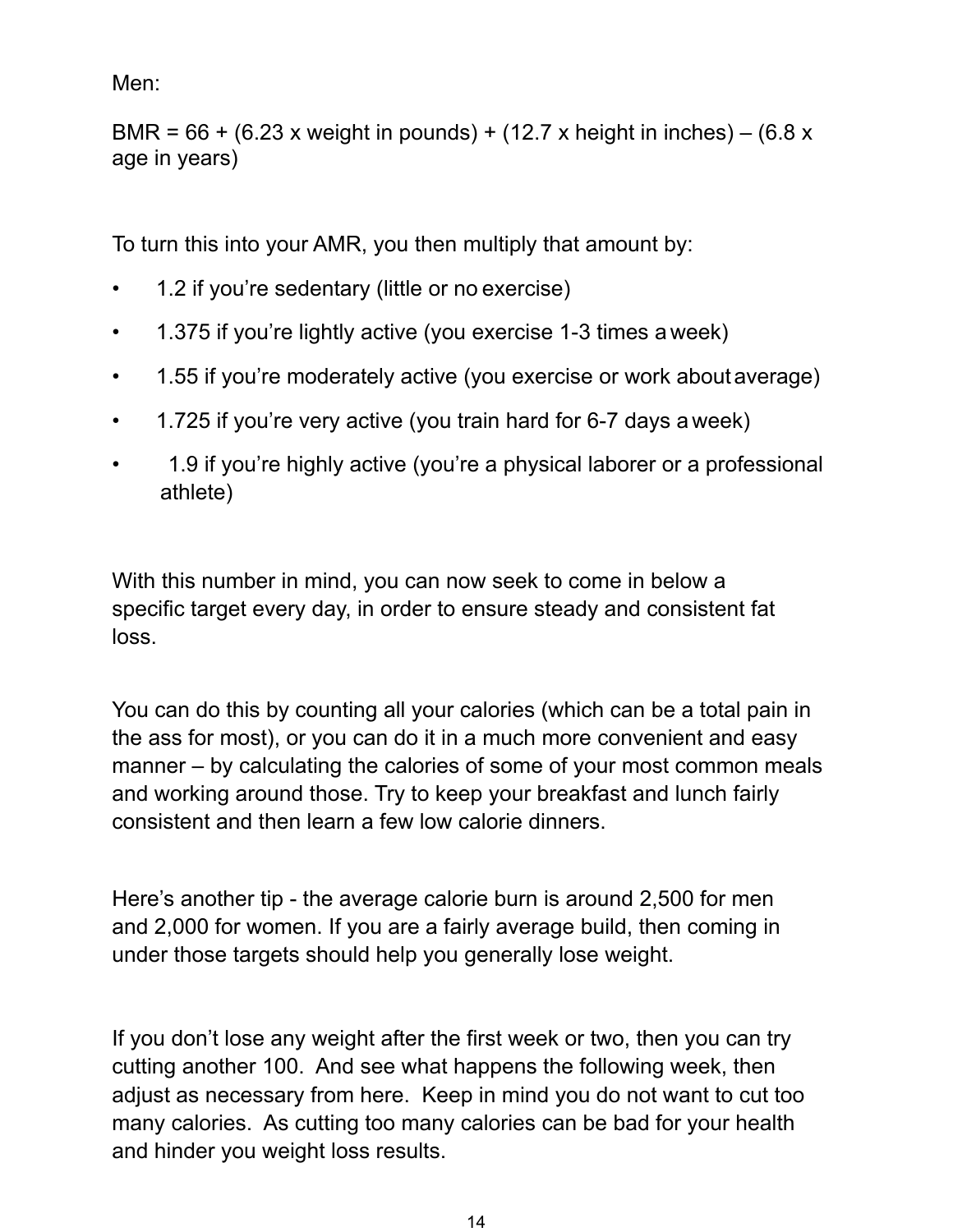Men:

BMR = 66 + (6.23 x weight in pounds) + (12.7 x height in inches) – (6.8 x age in years)

To turn this into your AMR, you then multiply that amount by:

- 1.2 if you're sedentary (little or no exercise)
- 1.375 if you're lightly active (you exercise 1-3 times a week)
- 1.55 if you're moderately active (you exercise or work about average)
- 1.725 if you're very active (you train hard for 6-7 days a week)
- 1.9 if you're highly active (you're a physical laborer or a professional athlete)

With this number in mind, you can now seek to come in below a specific target every day, in order to ensure steady and consistent fat loss.

You can do this by counting all your calories (which can be a total pain in the ass for most), or you can do it in a much more convenient and easy manner – by calculating the calories of some of your most common meals and working around those. Try to keep your breakfast and lunch fairly consistent and then learn a few low calorie dinners.

Here's another tip - the average calorie burn is around 2,500 for men and 2,000 for women. If you are a fairly average build, then coming in under those targets should help you generally lose weight.

If you don't lose any weight after the first week or two, then you can try cutting another 100. And see what happens the following week, then adjust as necessary from here. Keep in mind you do not want to cut too many calories. As cutting too many calories can be bad for your health and hinder you weight loss results.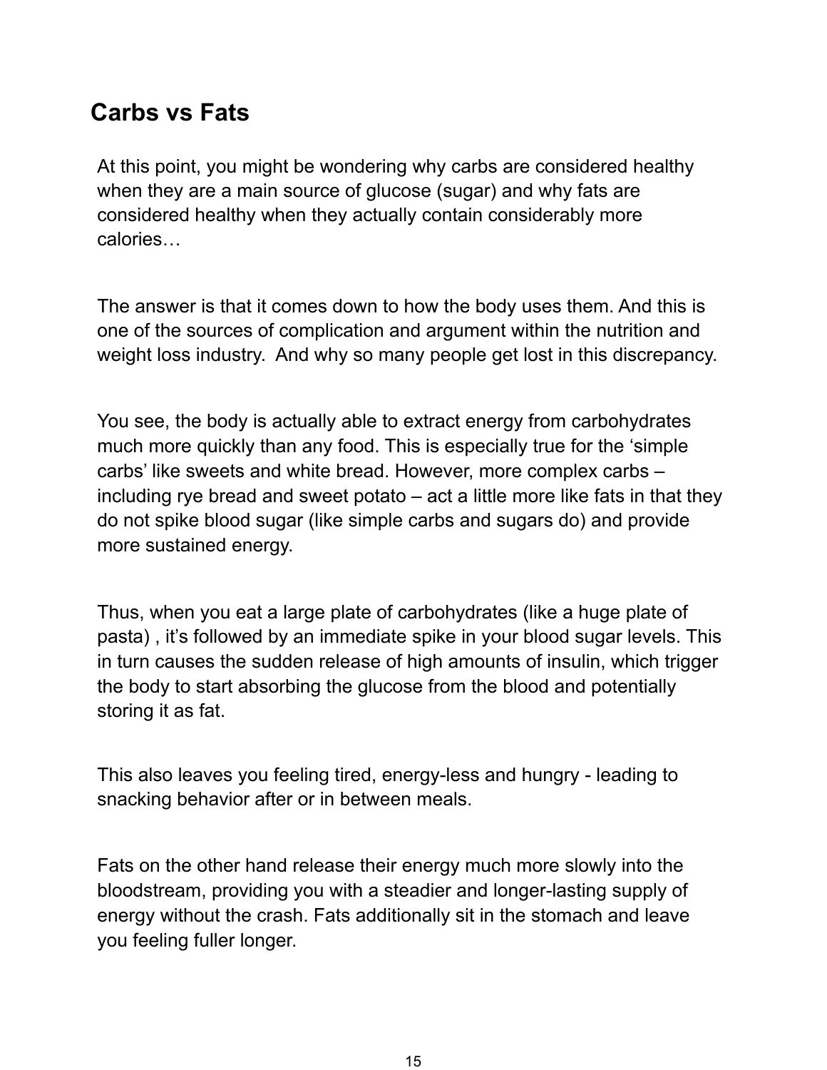## Carbs vs Fats

At this point, you might be wondering why carbs are considered healthy when they are a main source of glucose (sugar) and why fats are considered healthy when they actually contain considerably more calories…

The answer is that it comes down to how the body uses them. And this is one of the sources of complication and argument within the nutrition and weight loss industry. And why so many people get lost in this discrepancy.

You see, the body is actually able to extract energy from carbohydrates much more quickly than any food. This is especially true for the 'simple carbs' like sweets and white bread. However, more complex carbs – including rye bread and sweet potato – act a little more like fats in that they do not spike blood sugar (like simple carbs and sugars do) and provide more sustained energy.

Thus, when you eat a large plate of carbohydrates (like a huge plate of pasta) , it's followed by an immediate spike in your blood sugar levels. This in turn causes the sudden release of high amounts of insulin, which trigger the body to start absorbing the glucose from the blood and potentially storing it as fat.

This also leaves you feeling tired, energy-less and hungry - leading to snacking behavior after or in between meals.

Fats on the other hand release their energy much more slowly into the bloodstream, providing you with a steadier and longer-lasting supply of energy without the crash. Fats additionally sit in the stomach and leave you feeling fuller longer.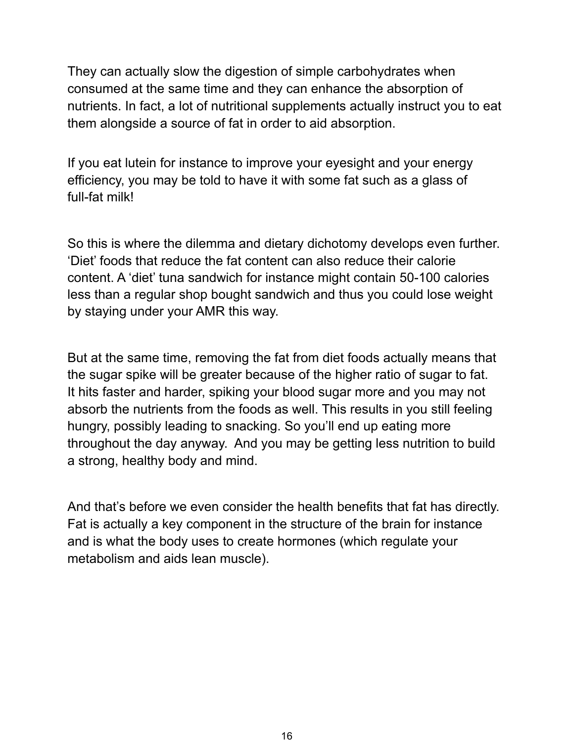They can actually slow the digestion of simple carbohydrates when consumed at the same time and they can enhance the absorption of nutrients. In fact, a lot of nutritional supplements actually instruct you to eat them alongside a source of fat in order to aid absorption.

If you eat lutein for instance to improve your eyesight and your energy efficiency, you may be told to have it with some fat such as a glass of full-fat milk!

So this is where the dilemma and dietary dichotomy develops even further. 'Diet' foods that reduce the fat content can also reduce their calorie content. A 'diet' tuna sandwich for instance might contain 50-100 calories less than a regular shop bought sandwich and thus you could lose weight by staying under your AMR this way.

But at the same time, removing the fat from diet foods actually means that the sugar spike will be greater because of the higher ratio of sugar to fat. It hits faster and harder, spiking your blood sugar more and you may not absorb the nutrients from the foods as well. This results in you still feeling hungry, possibly leading to snacking. So you'll end up eating more throughout the day anyway. And you may be getting less nutrition to build a strong, healthy body and mind.

And that's before we even consider the health benefits that fat has directly. Fat is actually a key component in the structure of the brain for instance and is what the body uses to create hormones (which regulate your metabolism and aids lean muscle).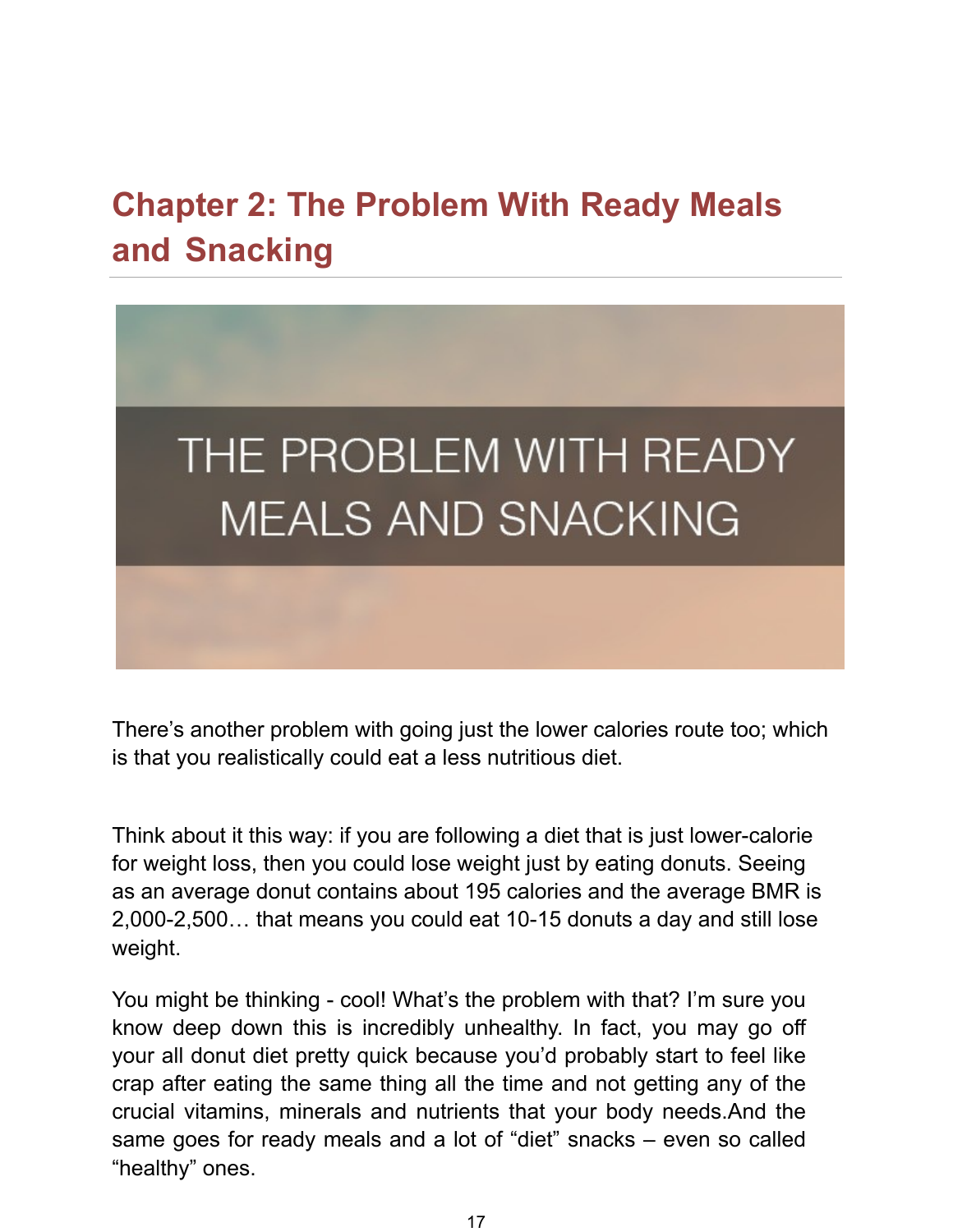## Chapter 2: The Problem With Ready Meals and Snacking

THE PROBLEM WITH READY MEALS AND SNACKING

There's another problem with going just the lower calories route too; which is that you realistically could eat a less nutritious diet.

Think about it this way: if you are following a diet that is just lower-calorie for weight loss, then you could lose weight just by eating donuts. Seeing as an average donut contains about 195 calories and the average BMR is 2,000-2,500… that means you could eat 10-15 donuts a day and still lose weight.

You might be thinking - cool! What's the problem with that? I'm sure you know deep down this is incredibly unhealthy. In fact, you may go off your all donut diet pretty quick because you'd probably start to feel like crap after eating the same thing all the time and not getting any of the crucial vitamins, minerals and nutrients that your body needs.And the same goes for ready meals and a lot of "diet" snacks – even so called "healthy" ones.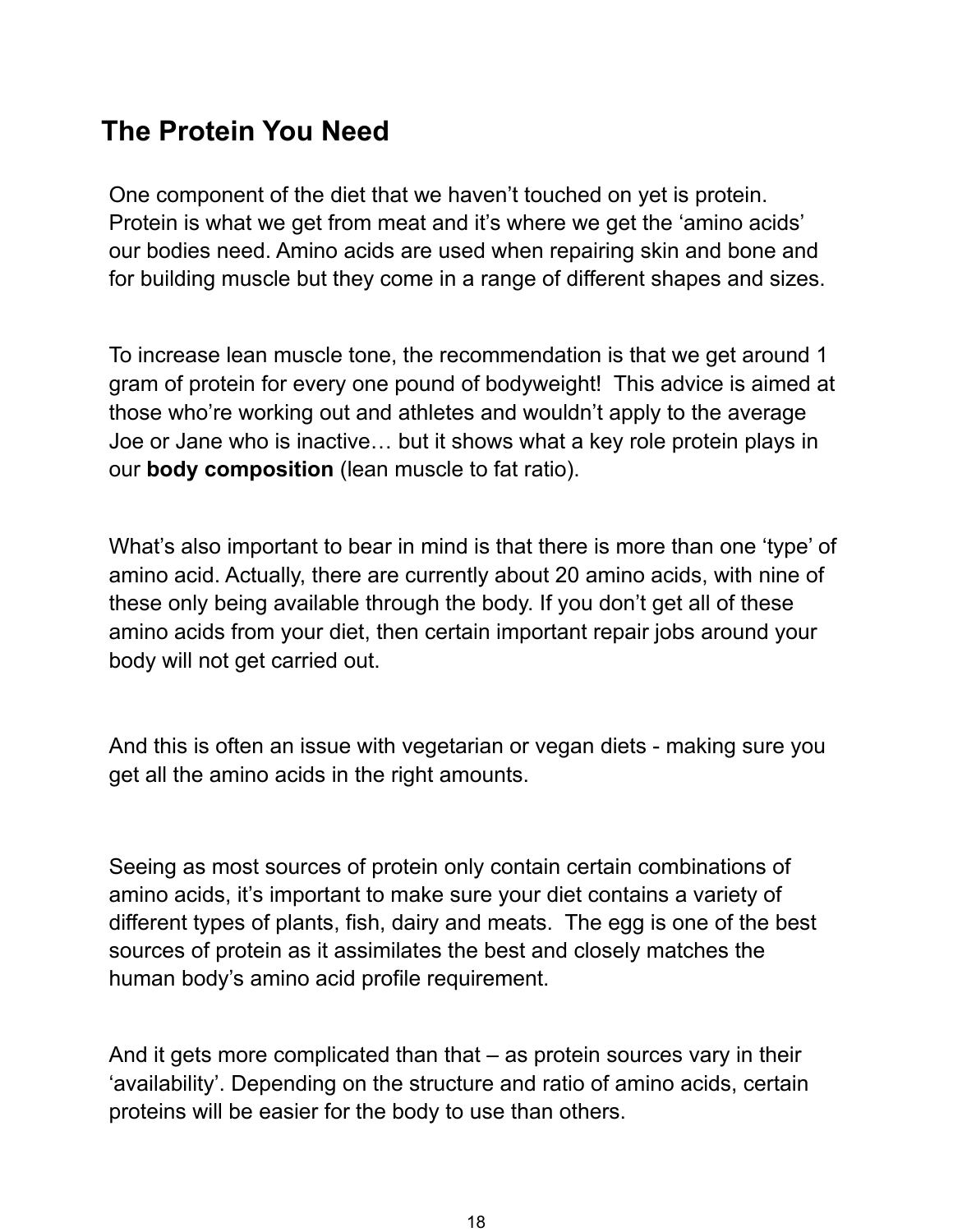## The Protein You Need

One component of the diet that we haven't touched on yet is protein. Protein is what we get from meat and it's where we get the 'amino acids' our bodies need. Amino acids are used when repairing skin and bone and for building muscle but they come in a range of different shapes and sizes.

To increase lean muscle tone, the recommendation is that we get around 1 gram of protein for every one pound of bodyweight! This advice is aimed at those who're working out and athletes and wouldn't apply to the average Joe or Jane who is inactive… but it shows what a key role protein plays in our **body composition** (lean muscle to fat ratio).

What's also important to bear in mind is that there is more than one 'type' of amino acid. Actually, there are currently about 20 amino acids, with nine of these only being available through the body. If you don't get all of these amino acids from your diet, then certain important repair jobs around your body will not get carried out.

And this is often an issue with vegetarian or vegan diets - making sure you get all the amino acids in the right amounts.

Seeing as most sources of protein only contain certain combinations of amino acids, it's important to make sure your diet contains a variety of different types of plants, fish, dairy and meats. The egg is one of the best sources of protein as it assimilates the best and closely matches the human body's amino acid profile requirement.

And it gets more complicated than that – as protein sources vary in their 'availability'. Depending on the structure and ratio of amino acids, certain proteins will be easier for the body to use than others.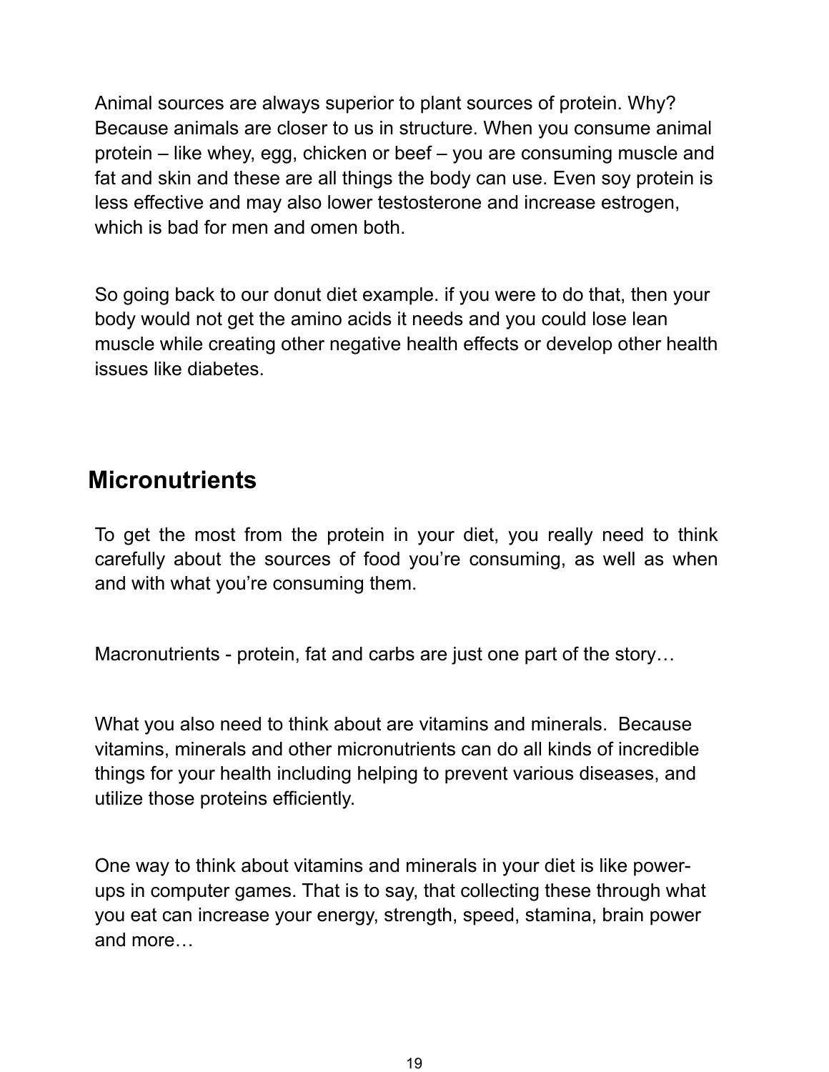Animal sources are always superior to plant sources of protein. Why? Because animals are closer to us in structure. When you consume animal protein – like whey, egg, chicken or beef – you are consuming muscle and fat and skin and these are all things the body can use. Even soy protein is less effective and may also lower testosterone and increase estrogen, which is bad for men and omen both.

So going back to our donut diet example. if you were to do that, then your body would not get the amino acids it needs and you could lose lean muscle while creating other negative health effects or develop other health issues like diabetes.

## Micronutrients

To get the most from the protein in your diet, you really need to think carefully about the sources of food you're consuming, as well as when and with what you're consuming them.

Macronutrients - protein, fat and carbs are just one part of the story…

What you also need to think about are vitamins and minerals. Because vitamins, minerals and other micronutrients can do all kinds of incredible things for your health including helping to prevent various diseases, and utilize those proteins efficiently.

One way to think about vitamins and minerals in your diet is like power-ups in computer games. That is to say, that collecting these through what you eat can increase your energy, strength, speed, stamina, brain power and more…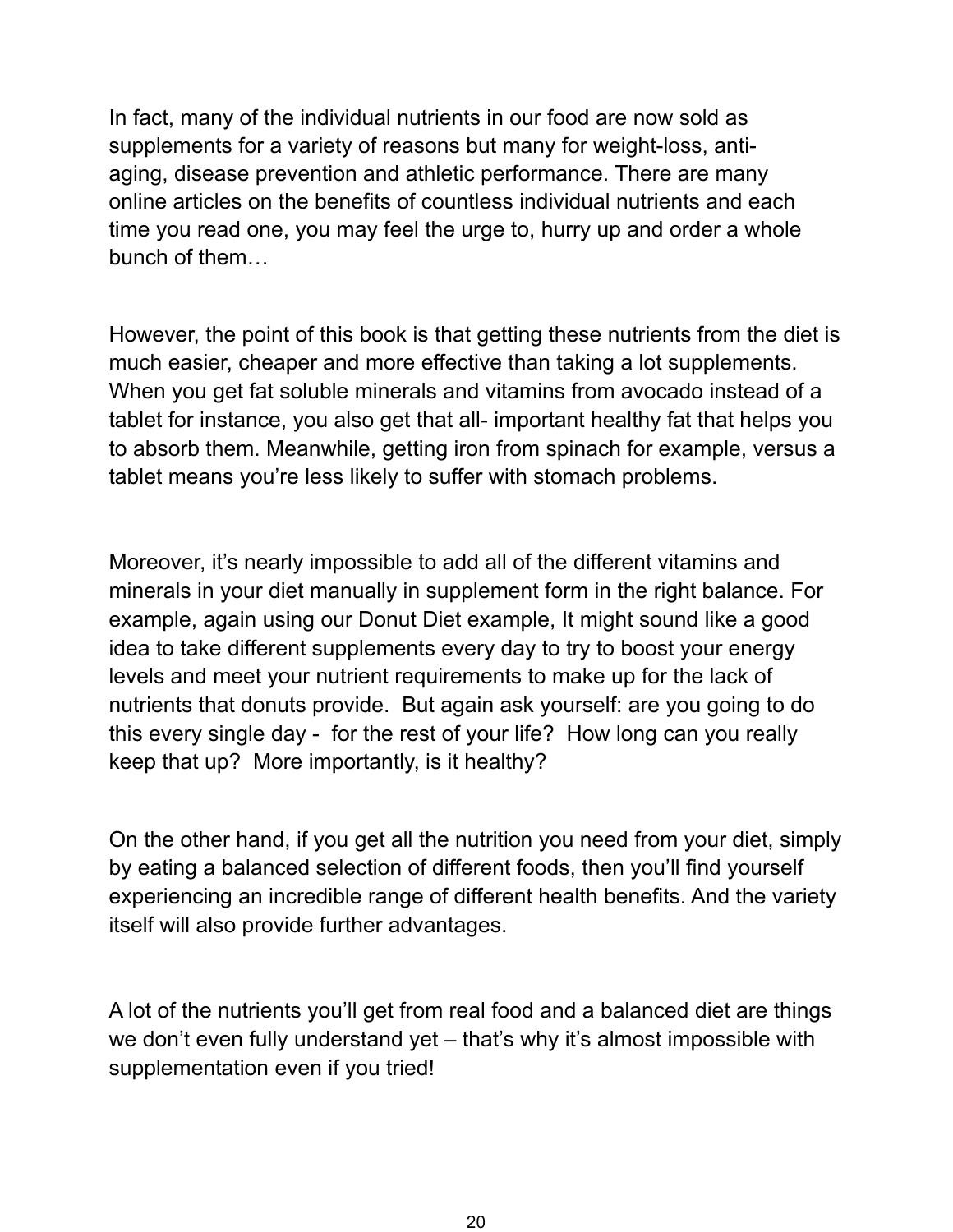In fact, many of the individual nutrients in our food are now sold as supplements for a variety of reasons but many for weight-loss, anti-aging, disease prevention and athletic performance. There are many online articles on the benefits of countless individual nutrients and each time you read one, you may feel the urge to, hurry up and order a whole bunch of them…

However, the point of this book is that getting these nutrients from the diet is much easier, cheaper and more effective than taking a lot supplements. When you get fat soluble minerals and vitamins from avocado instead of a tablet for instance, you also get that all- important healthy fat that helps you to absorb them. Meanwhile, getting iron from spinach for example, versus a tablet means you're less likely to suffer with stomach problems.

Moreover, it's nearly impossible to add all of the different vitamins and minerals in your diet manually in supplement form in the right balance. For example, again using our Donut Diet example, It might sound like a good idea to take different supplements every day to try to boost your energy levels and meet your nutrient requirements to make up for the lack of nutrients that donuts provide.  But again ask yourself: are you going to do this every single day -  for the rest of your life?  How long can you really keep that up?  More importantly, is it healthy?

On the other hand, if you get all the nutrition you need from your diet, simply by eating a balanced selection of different foods, then you'll find yourself experiencing an incredible range of different health benefits. And the variety itself will also provide further advantages.

A lot of the nutrients you'll get from real food and a balanced diet are things we don't even fully understand yet – that's why it's almost impossible with supplementation even if you tried!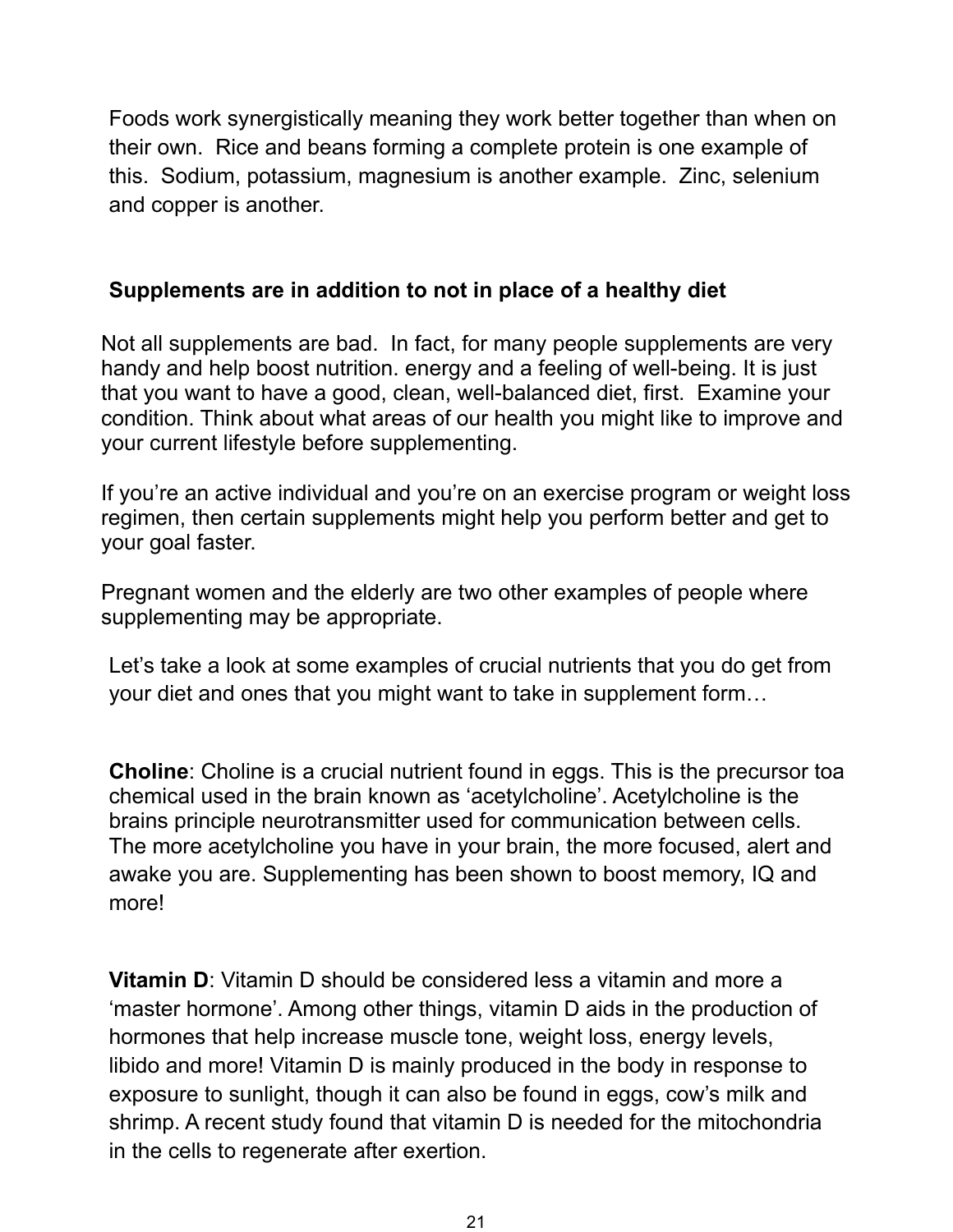Foods work synergistically meaning they work better together than when on their own. Rice and beans forming a complete protein is one example of this. Sodium, potassium, magnesium is another example. Zinc, selenium and copper is another.

**Supplements are in addition to not in place of a healthy diet**

Not all supplements are bad. In fact, for many people supplements are very handy and help boost nutrition. energy and a feeling of well-being. It is just that you want to have a good, clean, well-balanced diet, first. Examine your condition. Think about what areas of our health you might like to improve and your current lifestyle before supplementing.

If you're an active individual and you're on an exercise program or weight loss regimen, then certain supplements might help you perform better and get to your goal faster.

Pregnant women and the elderly are two other examples of people where supplementing may be appropriate.

Let's take a look at some examples of crucial nutrients that you do get from your diet and ones that you might want to take in supplement form…

**Choline**: Choline is a crucial nutrient found in eggs. This is the precursor toa chemical used in the brain known as 'acetylcholine'. Acetylcholine is the brains principle neurotransmitter used for communication between cells. The more acetylcholine you have in your brain, the more focused, alert and awake you are. Supplementing has been shown to boost memory, IQ and more!

**Vitamin D**: Vitamin D should be considered less a vitamin and more a 'master hormone'. Among other things, vitamin D aids in the production of hormones that help increase muscle tone, weight loss, energy levels, libido and more! Vitamin D is mainly produced in the body in response to exposure to sunlight, though it can also be found in eggs, cow's milk and shrimp. A recent study found that vitamin D is needed for the mitochondria in the cells to regenerate after exertion.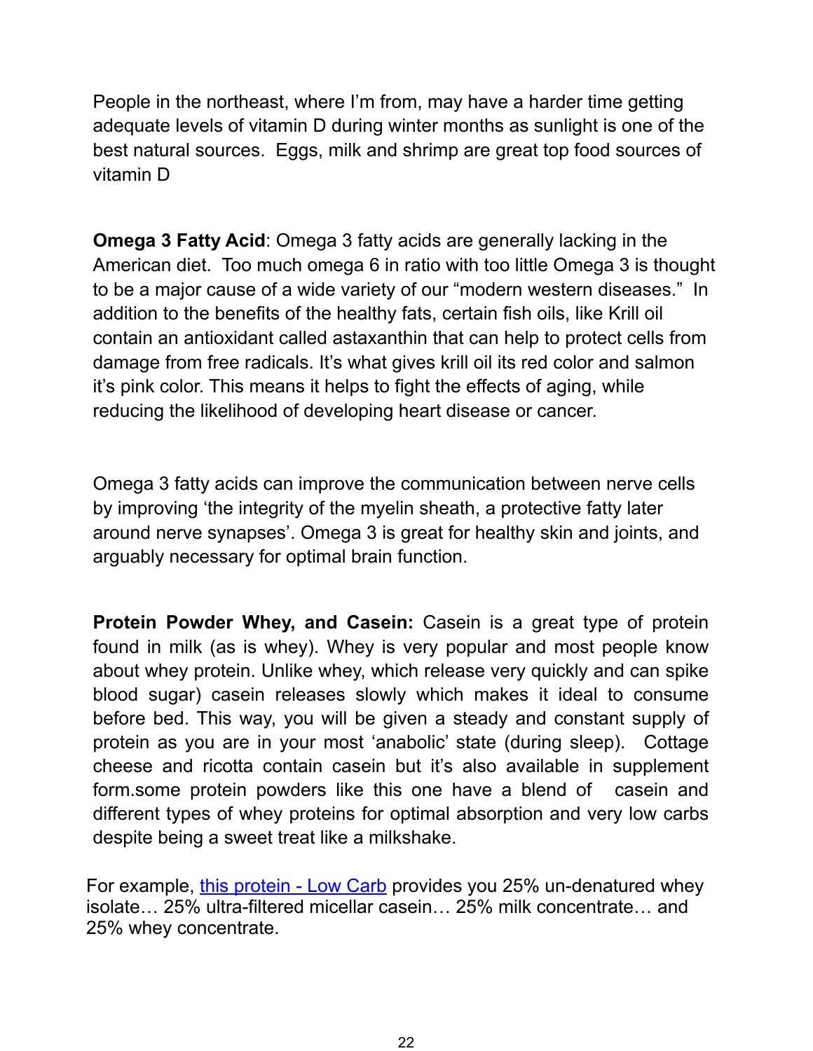People in the northeast, where I'm from, may have a harder time getting adequate levels of vitamin D during winter months as sunlight is one of the best natural sources.  Eggs, milk and shrimp are great top food sources of vitamin D

**Omega 3 Fatty Acid**: Omega 3 fatty acids are generally lacking in the American diet.  Too much omega 6 in ratio with too little Omega 3 is thought to be a major cause of a wide variety of our "modern western diseases."  In addition to the benefits of the healthy fats, certain fish oils, like Krill oil contain an antioxidant called astaxanthin that can help to protect cells from damage from free radicals. It's what gives krill oil its red color and salmon it's pink color. This means it helps to fight the effects of aging, while reducing the likelihood of developing heart disease or cancer.

Omega 3 fatty acids can improve the communication between nerve cells by improving 'the integrity of the myelin sheath, a protective fatty later around nerve synapses'. Omega 3 is great for healthy skin and joints, and arguably necessary for optimal brain function.

**Protein Powder Whey, and Casein:** Casein is a great type of protein found in milk (as is whey). Whey is very popular and most people know about whey protein. Unlike whey, which release very quickly and can spike blood sugar) casein releases slowly which makes it ideal to consume before bed. This way, you will be given a steady and constant supply of protein as you are in your most 'anabolic' state (during sleep).  Cottage cheese and ricotta contain casein but it's also available in supplement form.some protein powders like this one have a blend of  casein and different types of whey proteins for optimal absorption and very low carbs despite being a sweet treat like a milkshake.

For example, [this protein - Low Carb] provides you 25% un-denatured whey isolate… 25% ultra-filtered micellar casein… 25% milk concentrate… and 25% whey concentrate.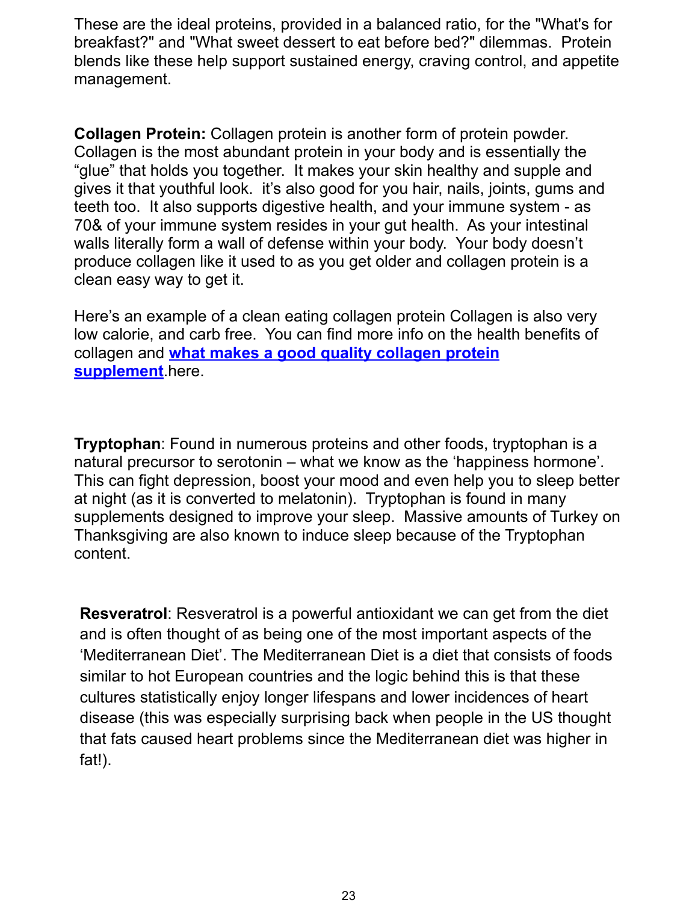These are the ideal proteins, provided in a balanced ratio, for the "What's for breakfast?" and "What sweet dessert to eat before bed?" dilemmas. Protein blends like these help support sustained energy, craving control, and appetite management.

**Collagen Protein:** Collagen protein is another form of protein powder. Collagen is the most abundant protein in your body and is essentially the “glue” that holds you together. It makes your skin healthy and supple and gives it that youthful look. it’s also good for you hair, nails, joints, gums and teeth too. It also supports digestive health, and your immune system - as 70& of your immune system resides in your gut health. As your intestinal walls literally form a wall of defense within your body. Your body doesn’t produce collagen like it used to as you get older and collagen protein is a clean easy way to get it.

Here’s an example of a clean eating collagen protein Collagen is also very low calorie, and carb free. You can find more info on the health benefits of collagen and **what makes a good quality collagen protein supplement**.here.

**Tryptophan**: Found in numerous proteins and other foods, tryptophan is a natural precursor to serotonin – what we know as the ‘happiness hormone’. This can fight depression, boost your mood and even help you to sleep better at night (as it is converted to melatonin). Tryptophan is found in many supplements designed to improve your sleep. Massive amounts of Turkey on Thanksgiving are also known to induce sleep because of the Tryptophan content.

**Resveratrol**: Resveratrol is a powerful antioxidant we can get from the diet and is often thought of as being one of the most important aspects of the ‘Mediterranean Diet’. The Mediterranean Diet is a diet that consists of foods similar to hot European countries and the logic behind this is that these cultures statistically enjoy longer lifespans and lower incidences of heart disease (this was especially surprising back when people in the US thought that fats caused heart problems since the Mediterranean diet was higher in fat!).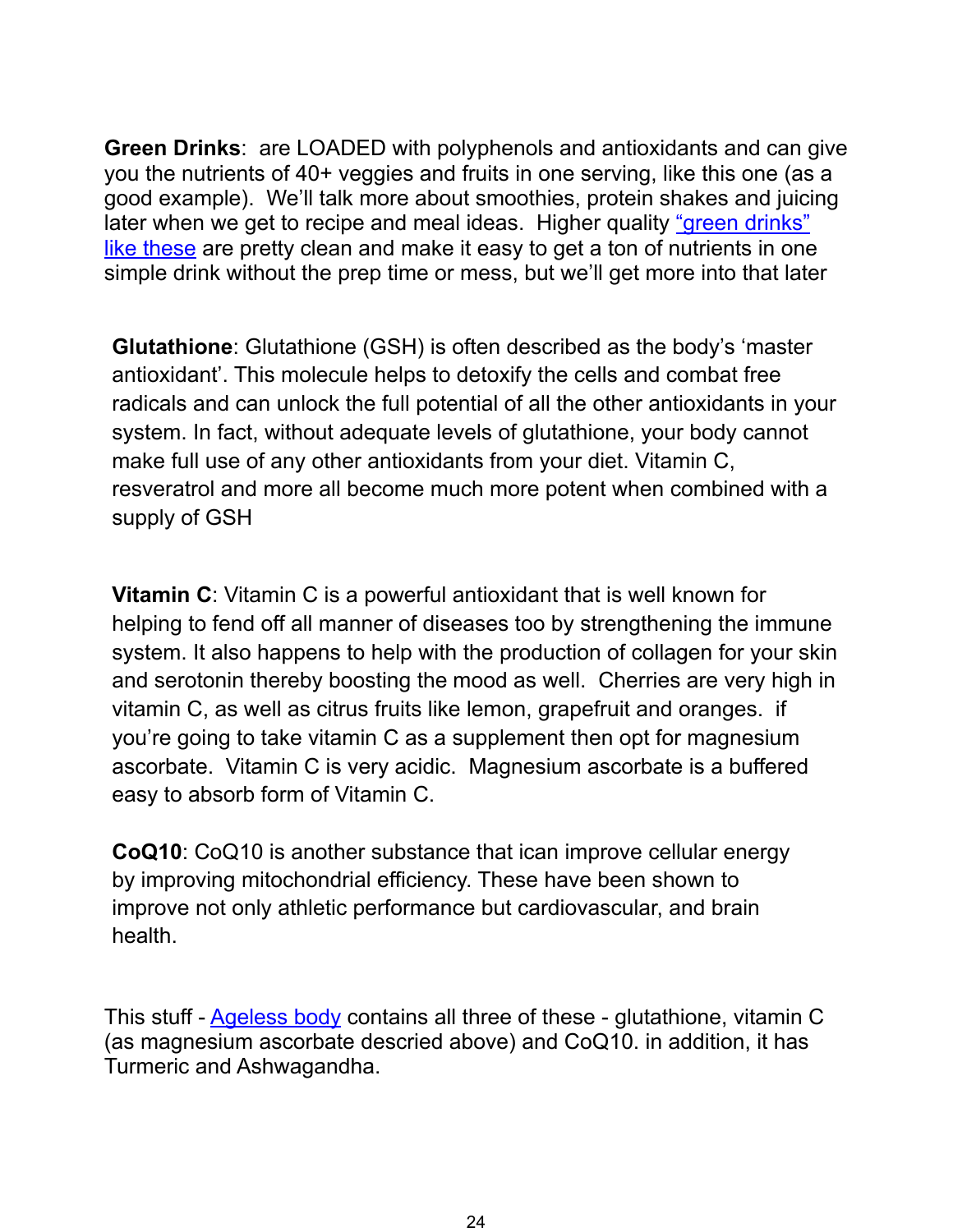**Green Drinks**: are LOADED with polyphenols and antioxidants and can give you the nutrients of 40+ veggies and fruits in one serving, like this one (as a good example). We'll talk more about smoothies, protein shakes and juicing later when we get to recipe and meal ideas. Higher quality "green drinks" like these are pretty clean and make it easy to get a ton of nutrients in one simple drink without the prep time or mess, but we'll get more into that later

**Glutathione**: Glutathione (GSH) is often described as the body's 'master antioxidant'. This molecule helps to detoxify the cells and combat free radicals and can unlock the full potential of all the other antioxidants in your system. In fact, without adequate levels of glutathione, your body cannot make full use of any other antioxidants from your diet. Vitamin C, resveratrol and more all become much more potent when combined with a supply of GSH

**Vitamin C**: Vitamin C is a powerful antioxidant that is well known for helping to fend off all manner of diseases too by strengthening the immune system. It also happens to help with the production of collagen for your skin and serotonin thereby boosting the mood as well. Cherries are very high in vitamin C, as well as citrus fruits like lemon, grapefruit and oranges. if you're going to take vitamin C as a supplement then opt for magnesium ascorbate. Vitamin C is very acidic. Magnesium ascorbate is a buffered easy to absorb form of Vitamin C.

**CoQ10**: CoQ10 is another substance that ican improve cellular energy by improving mitochondrial efficiency. These have been shown to improve not only athletic performance but cardiovascular, and brain health.

This stuff - Ageless body contains all three of these - glutathione, vitamin C (as magnesium ascorbate descried above) and CoQ10. in addition, it has Turmeric and Ashwagandha.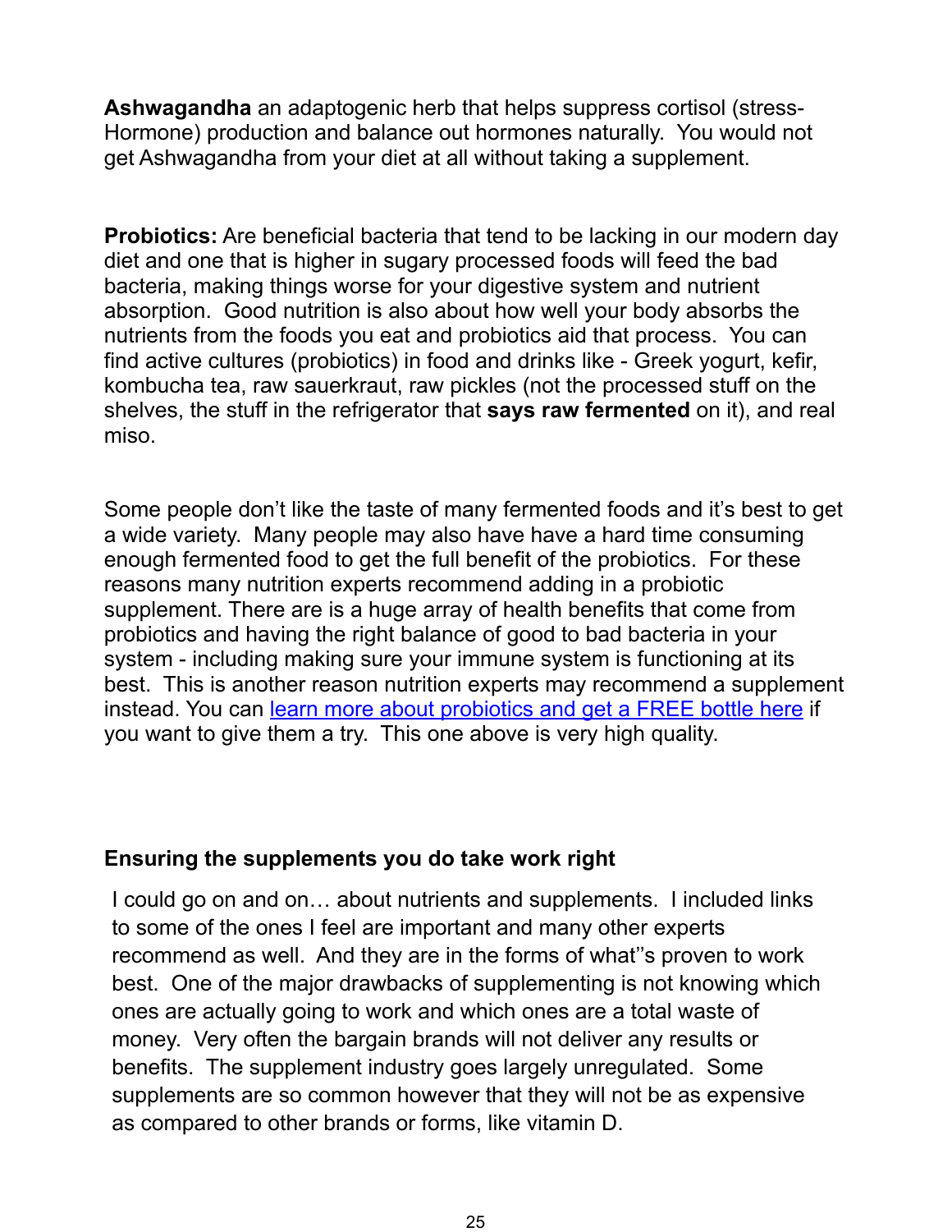**Ashwagandha** an adaptogenic herb that helps suppress cortisol (stress-Hormone) production and balance out hormones naturally. You would not get Ashwagandha from your diet at all without taking a supplement.

**Probiotics:** Are beneficial bacteria that tend to be lacking in our modern day diet and one that is higher in sugary processed foods will feed the bad bacteria, making things worse for your digestive system and nutrient absorption. Good nutrition is also about how well your body absorbs the nutrients from the foods you eat and probiotics aid that process. You can find active cultures (probiotics) in food and drinks like - Greek yogurt, kefir, kombucha tea, raw sauerkraut, raw pickles (not the processed stuff on the shelves, the stuff in the refrigerator that **says raw fermented** on it), and real miso.

Some people don't like the taste of many fermented foods and it's best to get a wide variety. Many people may also have have a hard time consuming enough fermented food to get the full benefit of the probiotics. For these reasons many nutrition experts recommend adding in a probiotic supplement. There are is a huge array of health benefits that come from probiotics and having the right balance of good to bad bacteria in your system - including making sure your immune system is functioning at its best. This is another reason nutrition experts may recommend a supplement instead. You can learn more about probiotics and get a FREE bottle here if you want to give them a try. This one above is very high quality.

**Ensuring the supplements you do take work right**

I could go on and on… about nutrients and supplements. I included links to some of the ones I feel are important and many other experts recommend as well. And they are in the forms of what''s proven to work best. One of the major drawbacks of supplementing is not knowing which ones are actually going to work and which ones are a total waste of money. Very often the bargain brands will not deliver any results or benefits. The supplement industry goes largely unregulated. Some supplements are so common however that they will not be as expensive as compared to other brands or forms, like vitamin D.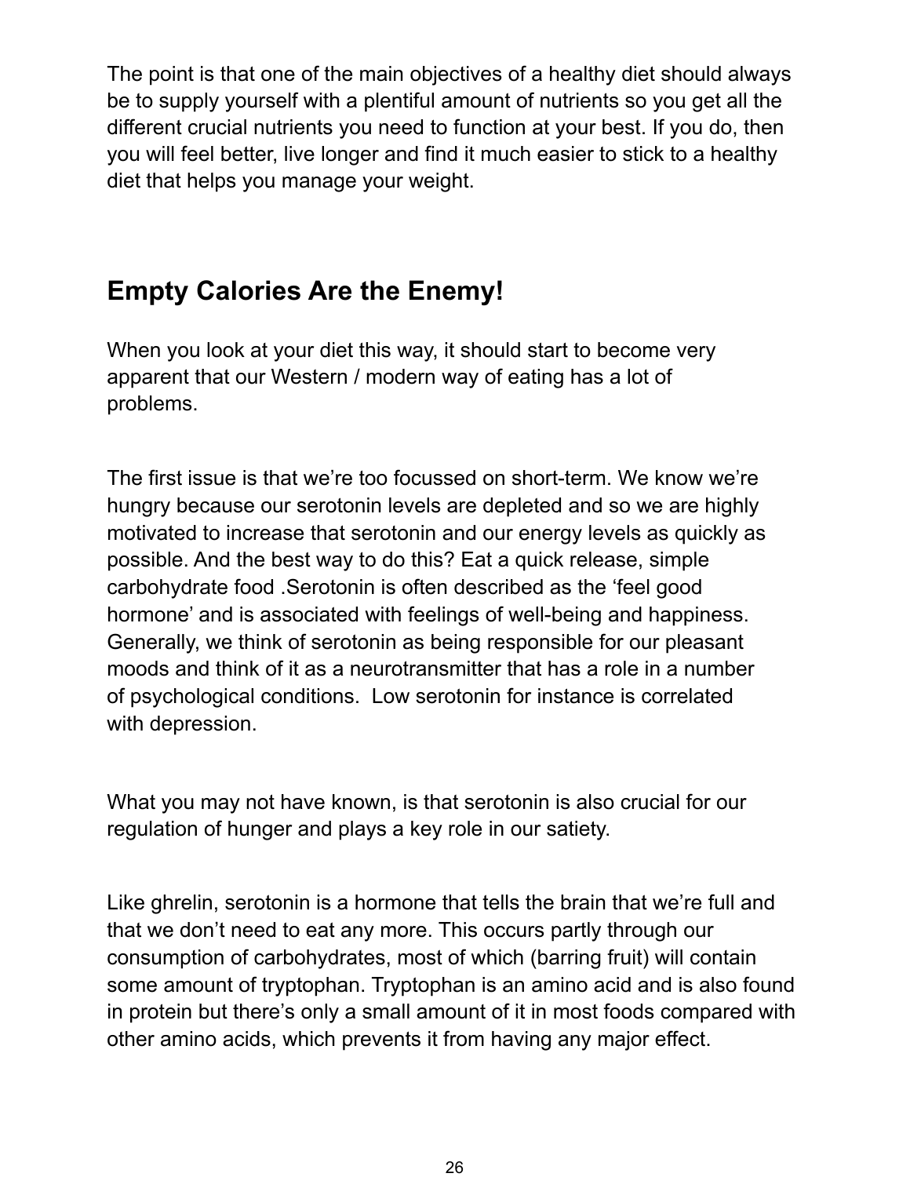The point is that one of the main objectives of a healthy diet should always be to supply yourself with a plentiful amount of nutrients so you get all the different crucial nutrients you need to function at your best. If you do, then you will feel better, live longer and find it much easier to stick to a healthy diet that helps you manage your weight.

## Empty Calories Are the Enemy!

When you look at your diet this way, it should start to become very apparent that our Western / modern way of eating has a lot of problems.

The first issue is that we're too focussed on short-term. We know we're hungry because our serotonin levels are depleted and so we are highly motivated to increase that serotonin and our energy levels as quickly as possible. And the best way to do this? Eat a quick release, simple carbohydrate food .Serotonin is often described as the 'feel good hormone' and is associated with feelings of well-being and happiness. Generally, we think of serotonin as being responsible for our pleasant moods and think of it as a neurotransmitter that has a role in a number of psychological conditions.  Low serotonin for instance is correlated with depression.

What you may not have known, is that serotonin is also crucial for our regulation of hunger and plays a key role in our satiety.

Like ghrelin, serotonin is a hormone that tells the brain that we're full and that we don't need to eat any more. This occurs partly through our consumption of carbohydrates, most of which (barring fruit) will contain some amount of tryptophan. Tryptophan is an amino acid and is also found in protein but there's only a small amount of it in most foods compared with other amino acids, which prevents it from having any major effect.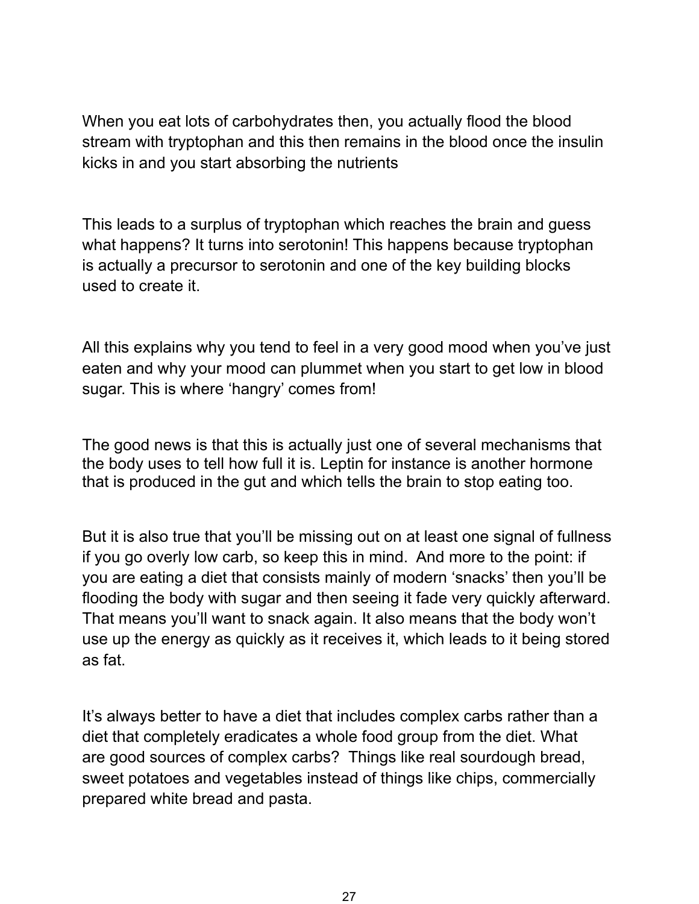When you eat lots of carbohydrates then, you actually flood the blood stream with tryptophan and this then remains in the blood once the insulin kicks in and you start absorbing the nutrients

This leads to a surplus of tryptophan which reaches the brain and guess what happens? It turns into serotonin! This happens because tryptophan is actually a precursor to serotonin and one of the key building blocks used to create it.

All this explains why you tend to feel in a very good mood when you've just eaten and why your mood can plummet when you start to get low in blood sugar. This is where 'hangry' comes from!

The good news is that this is actually just one of several mechanisms that the body uses to tell how full it is. Leptin for instance is another hormone that is produced in the gut and which tells the brain to stop eating too.

But it is also true that you'll be missing out on at least one signal of fullness if you go overly low carb, so keep this in mind. And more to the point: if you are eating a diet that consists mainly of modern 'snacks' then you'll be flooding the body with sugar and then seeing it fade very quickly afterward. That means you'll want to snack again. It also means that the body won't use up the energy as quickly as it receives it, which leads to it being stored as fat.

It's always better to have a diet that includes complex carbs rather than a diet that completely eradicates a whole food group from the diet. What are good sources of complex carbs? Things like real sourdough bread, sweet potatoes and vegetables instead of things like chips, commercially prepared white bread and pasta.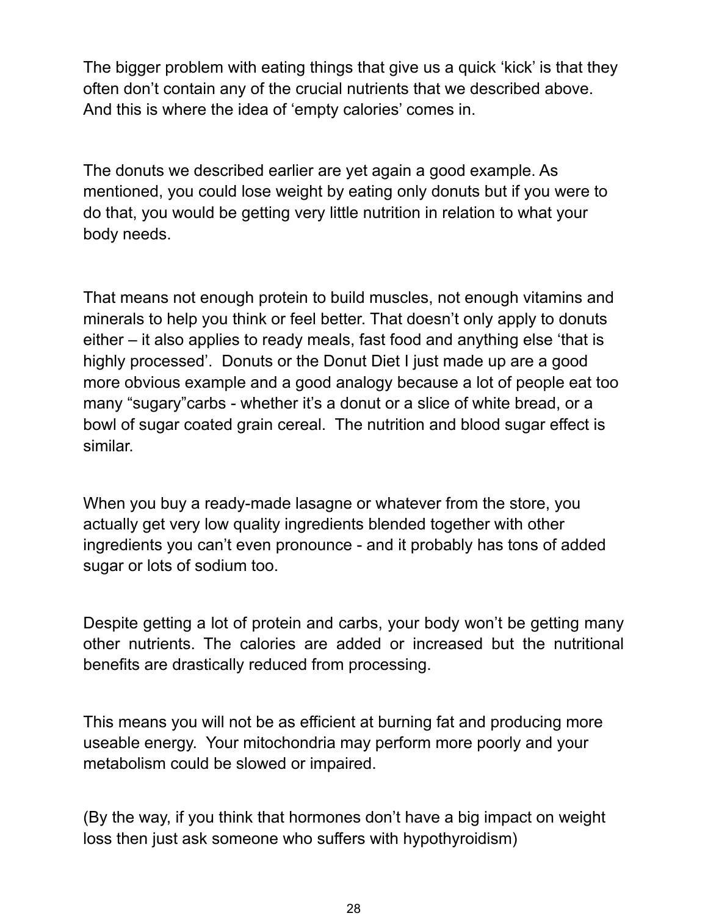The bigger problem with eating things that give us a quick ‘kick’ is that they often don’t contain any of the crucial nutrients that we described above. And this is where the idea of ‘empty calories’ comes in.

The donuts we described earlier are yet again a good example. As mentioned, you could lose weight by eating only donuts but if you were to do that, you would be getting very little nutrition in relation to what your body needs.

That means not enough protein to build muscles, not enough vitamins and minerals to help you think or feel better. That doesn’t only apply to donuts either – it also applies to ready meals, fast food and anything else ‘that is highly processed’.  Donuts or the Donut Diet I just made up are a good more obvious example and a good analogy because a lot of people eat too many “sugary”carbs - whether it’s a donut or a slice of white bread, or a bowl of sugar coated grain cereal.  The nutrition and blood sugar effect is similar.

When you buy a ready-made lasagne or whatever from the store, you actually get very low quality ingredients blended together with other ingredients you can’t even pronounce - and it probably has tons of added sugar or lots of sodium too.

Despite getting a lot of protein and carbs, your body won’t be getting many other nutrients. The calories are added or increased but the nutritional benefits are drastically reduced from processing.

This means you will not be as efficient at burning fat and producing more useable energy.  Your mitochondria may perform more poorly and your metabolism could be slowed or impaired.

(By the way, if you think that hormones don’t have a big impact on weight loss then just ask someone who suffers with hypothyroidism)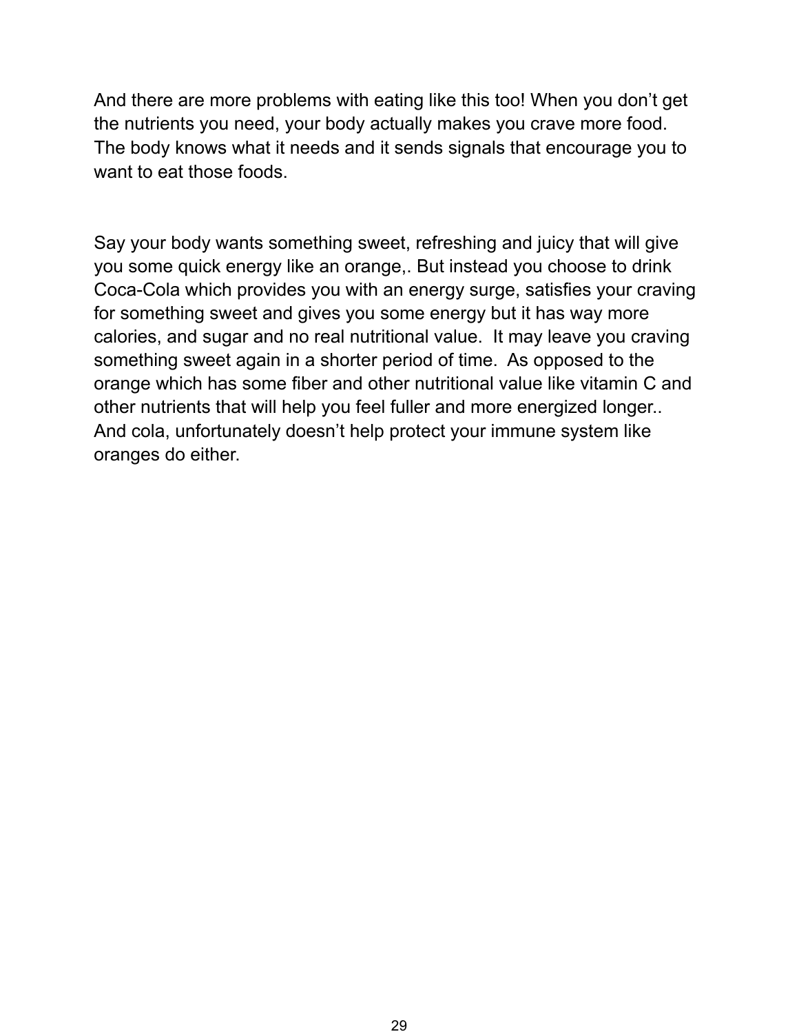And there are more problems with eating like this too! When you don't get the nutrients you need, your body actually makes you crave more food. The body knows what it needs and it sends signals that encourage you to want to eat those foods.

Say your body wants something sweet, refreshing and juicy that will give you some quick energy like an orange,. But instead you choose to drink Coca-Cola which provides you with an energy surge, satisfies your craving for something sweet and gives you some energy but it has way more calories, and sugar and no real nutritional value.  It may leave you craving something sweet again in a shorter period of time.  As opposed to the orange which has some fiber and other nutritional value like vitamin C and other nutrients that will help you feel fuller and more energized longer.. And cola, unfortunately doesn't help protect your immune system like oranges do either.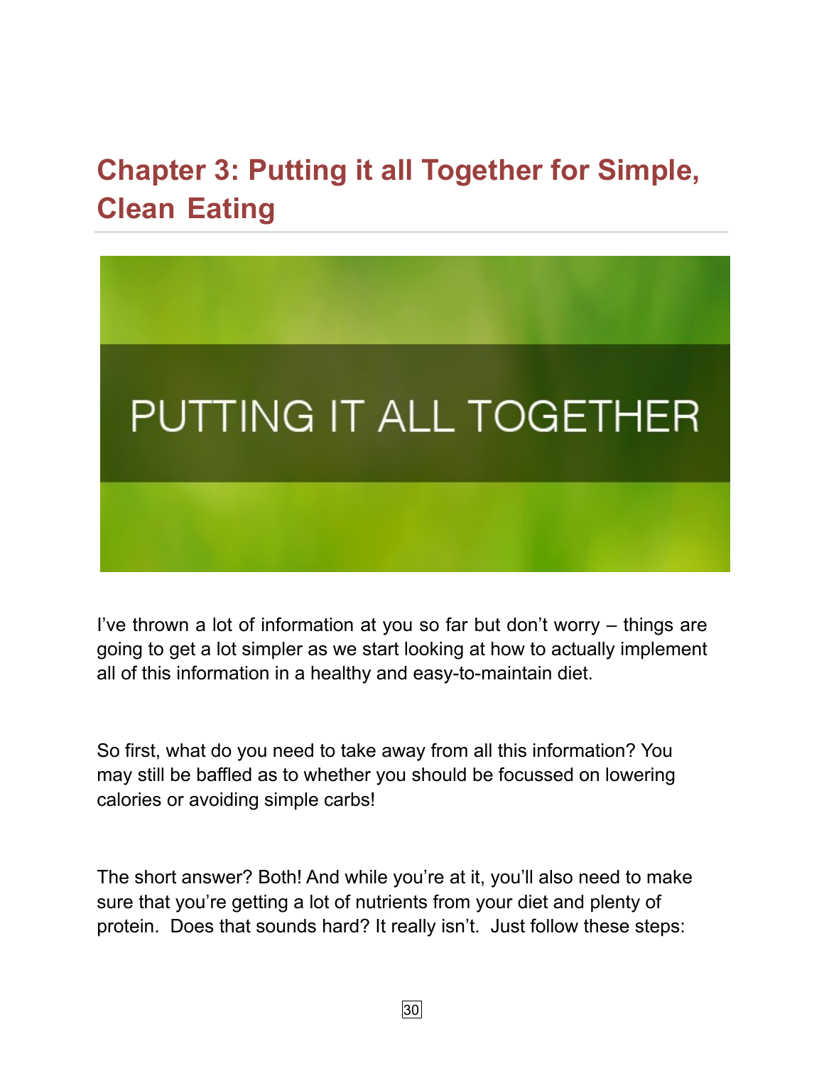# Chapter 3: Putting it all Together for Simple, Clean Eating

PUTTING IT ALL TOGETHER

I've thrown a lot of information at you so far but don't worry – things are going to get a lot simpler as we start looking at how to actually implement all of this information in a healthy and easy-to-maintain diet.

So first, what do you need to take away from all this information? You may still be baffled as to whether you should be focussed on lowering calories or avoiding simple carbs!

The short answer? Both! And while you're at it, you'll also need to make sure that you're getting a lot of nutrients from your diet and plenty of protein. Does that sounds hard? It really isn't. Just follow these steps: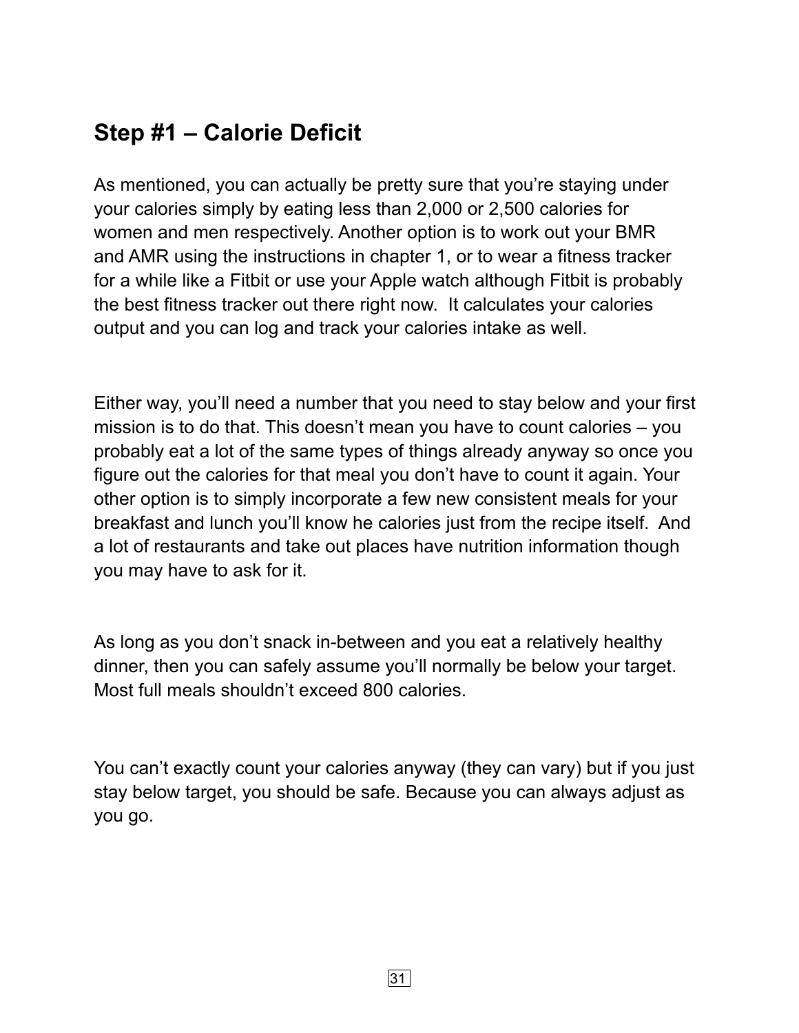## Step #1 – Calorie Deficit

As mentioned, you can actually be pretty sure that you're staying under your calories simply by eating less than 2,000 or 2,500 calories for women and men respectively. Another option is to work out your BMR and AMR using the instructions in chapter 1, or to wear a fitness tracker for a while like a Fitbit or use your Apple watch although Fitbit is probably the best fitness tracker out there right now.  It calculates your calories output and you can log and track your calories intake as well.

Either way, you'll need a number that you need to stay below and your first mission is to do that. This doesn't mean you have to count calories – you probably eat a lot of the same types of things already anyway so once you figure out the calories for that meal you don't have to count it again. Your other option is to simply incorporate a few new consistent meals for your breakfast and lunch you'll know he calories just from the recipe itself.  And a lot of restaurants and take out places have nutrition information though you may have to ask for it.

As long as you don't snack in-between and you eat a relatively healthy dinner, then you can safely assume you'll normally be below your target. Most full meals shouldn't exceed 800 calories.

You can't exactly count your calories anyway (they can vary) but if you just stay below target, you should be safe. Because you can always adjust as you go.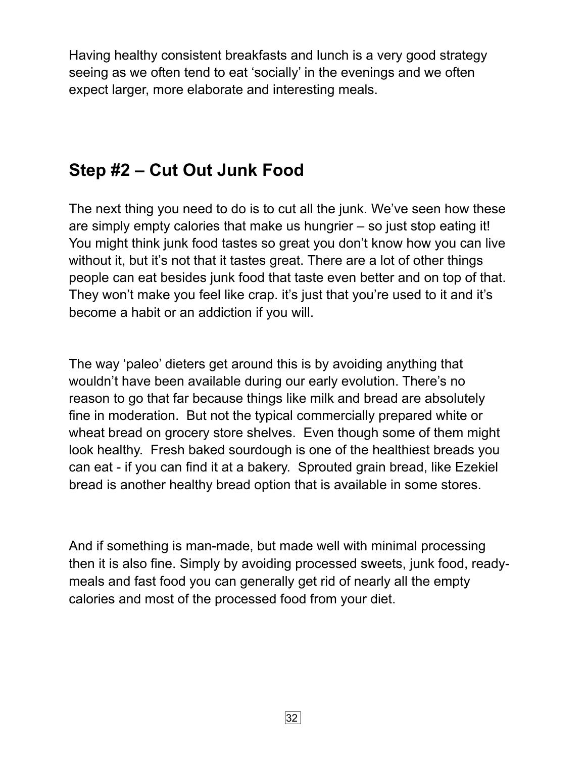Having healthy consistent breakfasts and lunch is a very good strategy seeing as we often tend to eat 'socially' in the evenings and we often expect larger, more elaborate and interesting meals.

## Step #2 – Cut Out Junk Food

The next thing you need to do is to cut all the junk. We've seen how these are simply empty calories that make us hungrier – so just stop eating it! You might think junk food tastes so great you don't know how you can live without it, but it's not that it tastes great. There are a lot of other things people can eat besides junk food that taste even better and on top of that. They won't make you feel like crap. it's just that you're used to it and it's become a habit or an addiction if you will.

The way 'paleo' dieters get around this is by avoiding anything that wouldn't have been available during our early evolution. There's no reason to go that far because things like milk and bread are absolutely fine in moderation. But not the typical commercially prepared white or wheat bread on grocery store shelves. Even though some of them might look healthy. Fresh baked sourdough is one of the healthiest breads you can eat - if you can find it at a bakery. Sprouted grain bread, like Ezekiel bread is another healthy bread option that is available in some stores.

And if something is man-made, but made well with minimal processing then it is also fine. Simply by avoiding processed sweets, junk food, ready-meals and fast food you can generally get rid of nearly all the empty calories and most of the processed food from your diet.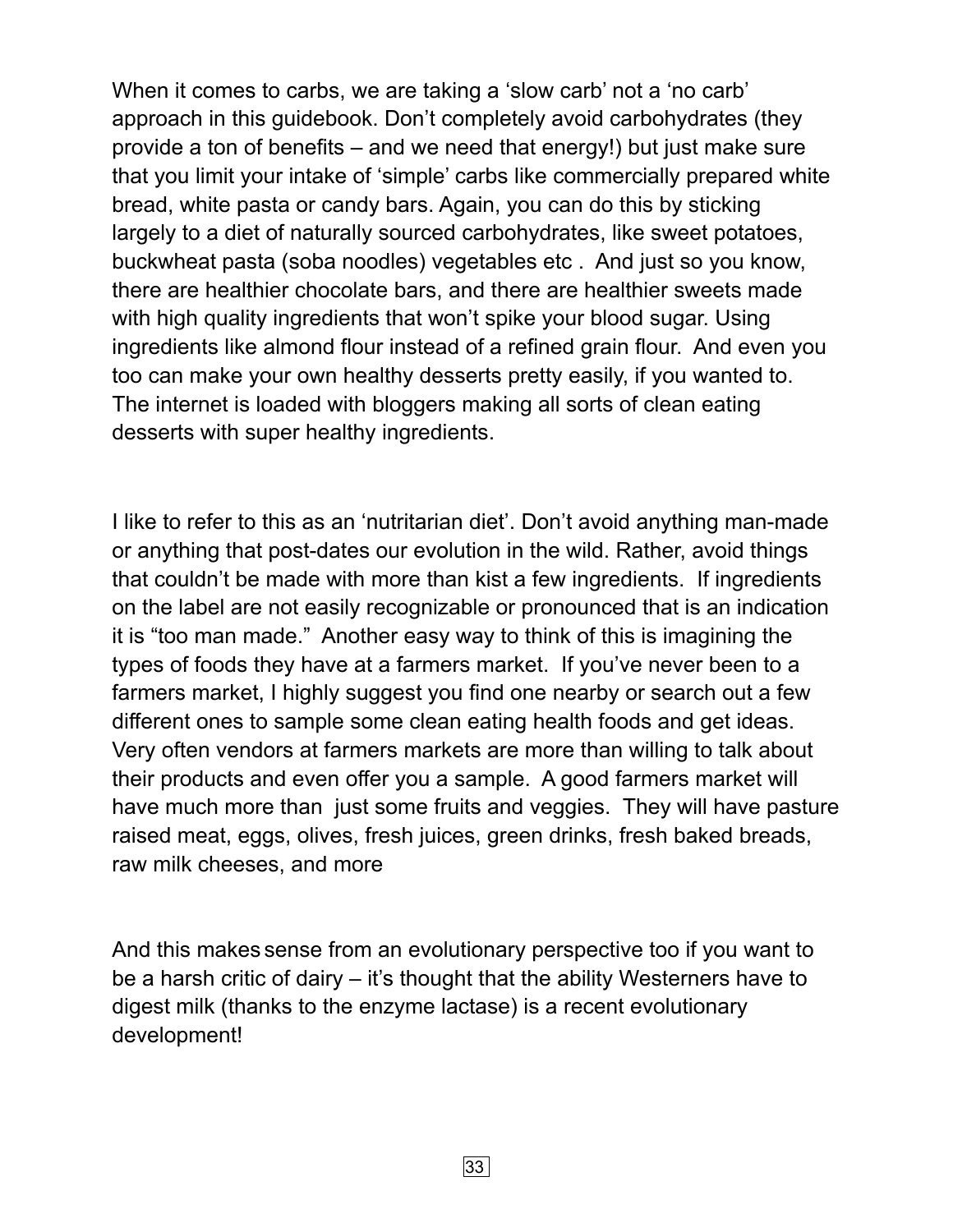When it comes to carbs, we are taking a 'slow carb' not a 'no carb' approach in this guidebook. Don't completely avoid carbohydrates (they provide a ton of benefits – and we need that energy!) but just make sure that you limit your intake of 'simple' carbs like commercially prepared white bread, white pasta or candy bars. Again, you can do this by sticking largely to a diet of naturally sourced carbohydrates, like sweet potatoes, buckwheat pasta (soba noodles) vegetables etc . And just so you know, there are healthier chocolate bars, and there are healthier sweets made with high quality ingredients that won't spike your blood sugar. Using ingredients like almond flour instead of a refined grain flour. And even you too can make your own healthy desserts pretty easily, if you wanted to. The internet is loaded with bloggers making all sorts of clean eating desserts with super healthy ingredients.

I like to refer to this as an 'nutritarian diet'. Don't avoid anything man-made or anything that post-dates our evolution in the wild. Rather, avoid things that couldn't be made with more than kist a few ingredients. If ingredients on the label are not easily recognizable or pronounced that is an indication it is "too man made." Another easy way to think of this is imagining the types of foods they have at a farmers market. If you've never been to a farmers market, I highly suggest you find one nearby or search out a few different ones to sample some clean eating health foods and get ideas. Very often vendors at farmers markets are more than willing to talk about their products and even offer you a sample. A good farmers market will have much more than just some fruits and veggies. They will have pasture raised meat, eggs, olives, fresh juices, green drinks, fresh baked breads, raw milk cheeses, and more

And this makes sense from an evolutionary perspective too if you want to be a harsh critic of dairy – it's thought that the ability Westerners have to digest milk (thanks to the enzyme lactase) is a recent evolutionary development!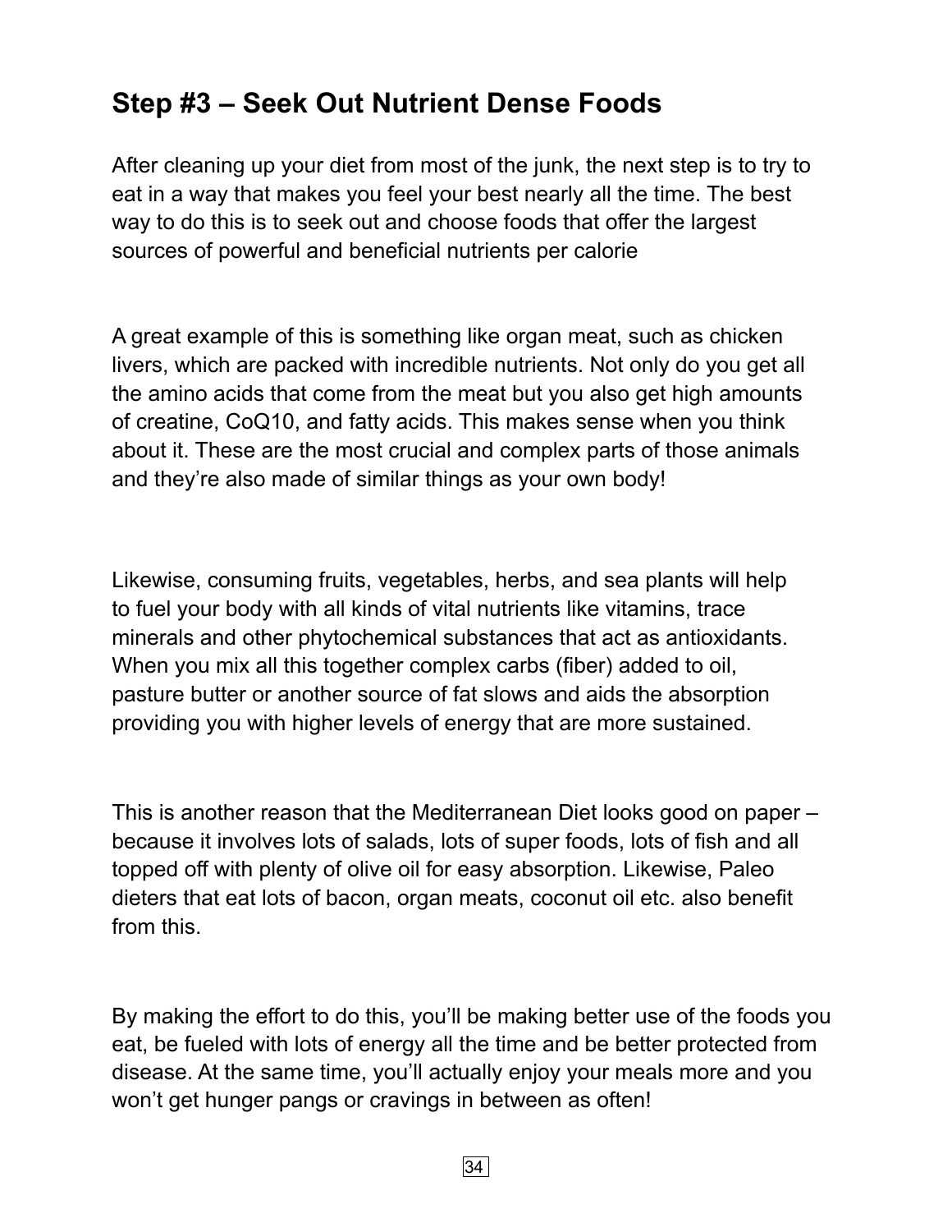## Step #3 – Seek Out Nutrient Dense Foods

After cleaning up your diet from most of the junk, the next step is to try to eat in a way that makes you feel your best nearly all the time. The best way to do this is to seek out and choose foods that offer the largest sources of powerful and beneficial nutrients per calorie

A great example of this is something like organ meat, such as chicken livers, which are packed with incredible nutrients. Not only do you get all the amino acids that come from the meat but you also get high amounts of creatine, CoQ10, and fatty acids. This makes sense when you think about it. These are the most crucial and complex parts of those animals and they're also made of similar things as your own body!

Likewise, consuming fruits, vegetables, herbs, and sea plants will help to fuel your body with all kinds of vital nutrients like vitamins, trace minerals and other phytochemical substances that act as antioxidants. When you mix all this together complex carbs (fiber) added to oil, pasture butter or another source of fat slows and aids the absorption providing you with higher levels of energy that are more sustained.

This is another reason that the Mediterranean Diet looks good on paper – because it involves lots of salads, lots of super foods, lots of fish and all topped off with plenty of olive oil for easy absorption. Likewise, Paleo dieters that eat lots of bacon, organ meats, coconut oil etc. also benefit from this.

By making the effort to do this, you'll be making better use of the foods you eat, be fueled with lots of energy all the time and be better protected from disease. At the same time, you'll actually enjoy your meals more and you won't get hunger pangs or cravings in between as often!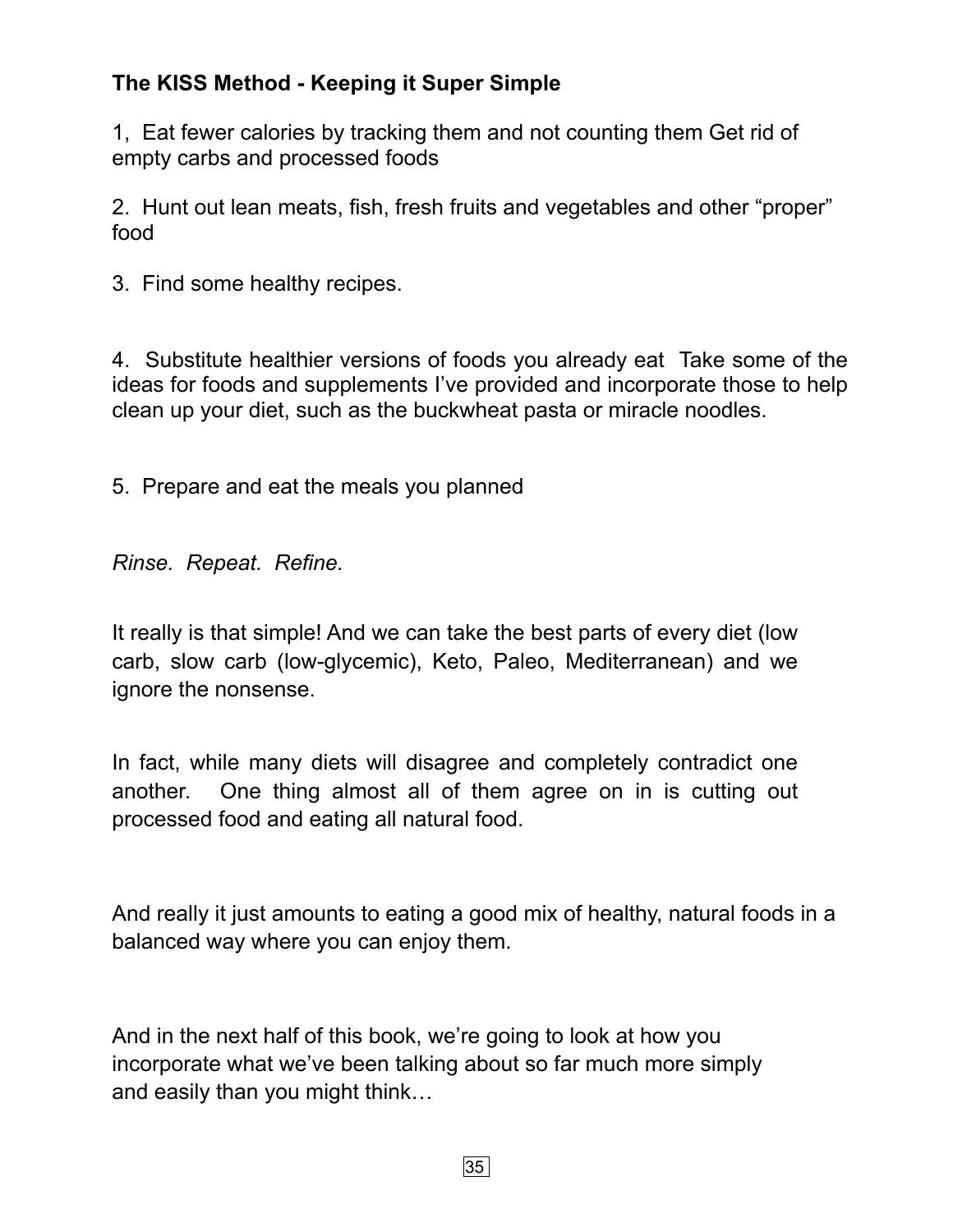**The KISS Method - Keeping it Super Simple**

1, Eat fewer calories by tracking them and not counting them Get rid of empty carbs and processed foods

2. Hunt out lean meats, fish, fresh fruits and vegetables and other “proper” food

3. Find some healthy recipes.

4. Substitute healthier versions of foods you already eat Take some of the ideas for foods and supplements I’ve provided and incorporate those to help clean up your diet, such as the buckwheat pasta or miracle noodles.

5. Prepare and eat the meals you planned

*Rinse. Repeat. Refine.*

It really is that simple! And we can take the best parts of every diet (low carb, slow carb (low-glycemic), Keto, Paleo, Mediterranean) and we ignore the nonsense.

In fact, while many diets will disagree and completely contradict one another. One thing almost all of them agree on in is cutting out processed food and eating all natural food.

And really it just amounts to eating a good mix of healthy, natural foods in a balanced way where you can enjoy them.

And in the next half of this book, we’re going to look at how you incorporate what we’ve been talking about so far much more simply and easily than you might think…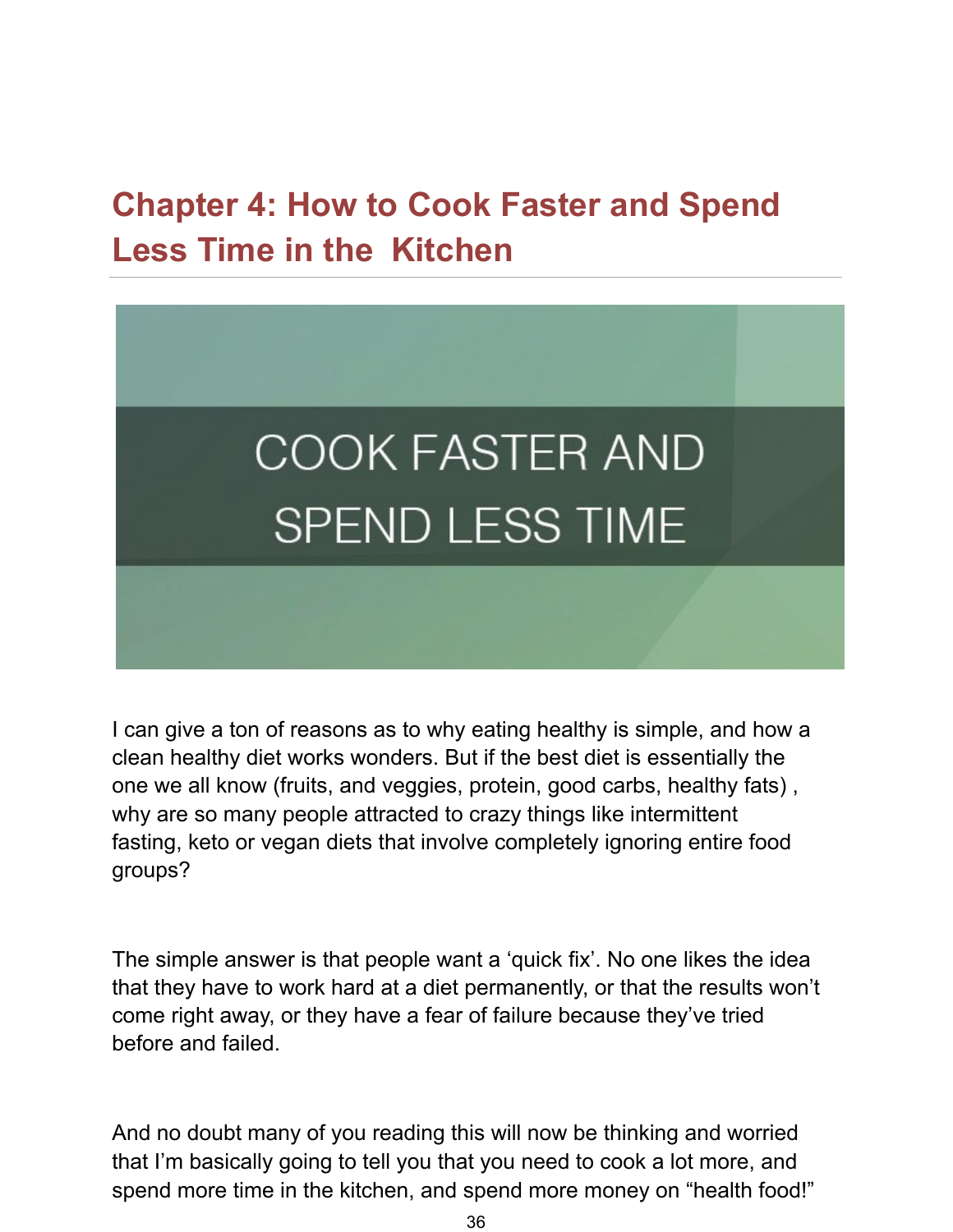## Chapter 4: How to Cook Faster and Spend Less Time in the Kitchen

COOK FASTER AND SPEND LESS TIME

I can give a ton of reasons as to why eating healthy is simple, and how a clean healthy diet works wonders. But if the best diet is essentially the one we all know (fruits, and veggies, protein, good carbs, healthy fats) , why are so many people attracted to crazy things like intermittent fasting, keto or vegan diets that involve completely ignoring entire food groups?

The simple answer is that people want a 'quick fix'. No one likes the idea that they have to work hard at a diet permanently, or that the results won't come right away, or they have a fear of failure because they've tried before and failed.

And no doubt many of you reading this will now be thinking and worried that I'm basically going to tell you that you need to cook a lot more, and spend more time in the kitchen, and spend more money on "health food!"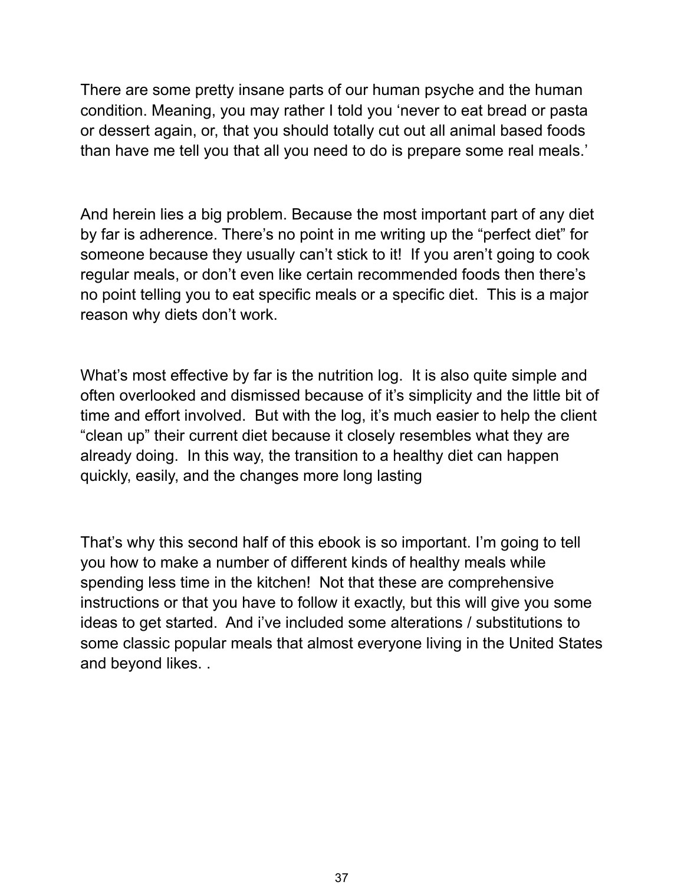There are some pretty insane parts of our human psyche and the human condition. Meaning, you may rather I told you 'never to eat bread or pasta or dessert again, or, that you should totally cut out all animal based foods than have me tell you that all you need to do is prepare some real meals.'

And herein lies a big problem. Because the most important part of any diet by far is adherence. There's no point in me writing up the "perfect diet" for someone because they usually can't stick to it! If you aren't going to cook regular meals, or don't even like certain recommended foods then there's no point telling you to eat specific meals or a specific diet. This is a major reason why diets don't work.

What's most effective by far is the nutrition log. It is also quite simple and often overlooked and dismissed because of it's simplicity and the little bit of time and effort involved. But with the log, it's much easier to help the client "clean up" their current diet because it closely resembles what they are already doing. In this way, the transition to a healthy diet can happen quickly, easily, and the changes more long lasting

That's why this second half of this ebook is so important. I'm going to tell you how to make a number of different kinds of healthy meals while spending less time in the kitchen! Not that these are comprehensive instructions or that you have to follow it exactly, but this will give you some ideas to get started. And i've included some alterations / substitutions to some classic popular meals that almost everyone living in the United States and beyond likes. .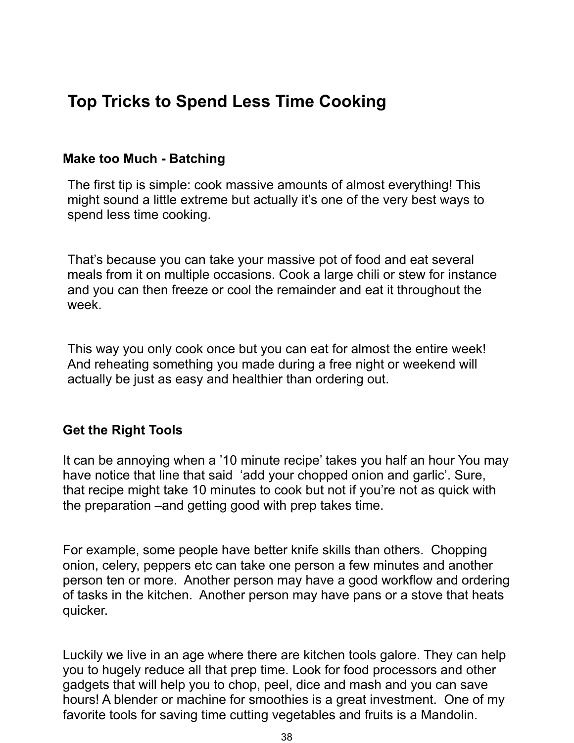# Top Tricks to Spend Less Time Cooking

### Make too Much - Batching

The first tip is simple: cook massive amounts of almost everything! This might sound a little extreme but actually it's one of the very best ways to spend less time cooking.

That's because you can take your massive pot of food and eat several meals from it on multiple occasions. Cook a large chili or stew for instance and you can then freeze or cool the remainder and eat it throughout the week.

This way you only cook once but you can eat for almost the entire week! And reheating something you made during a free night or weekend will actually be just as easy and healthier than ordering out.

### Get the Right Tools

It can be annoying when a '10 minute recipe' takes you half an hour You may have notice that line that said 'add your chopped onion and garlic'. Sure, that recipe might take 10 minutes to cook but not if you're not as quick with the preparation –and getting good with prep takes time.

For example, some people have better knife skills than others. Chopping onion, celery, peppers etc can take one person a few minutes and another person ten or more. Another person may have a good workflow and ordering of tasks in the kitchen. Another person may have pans or a stove that heats quicker.

Luckily we live in an age where there are kitchen tools galore. They can help you to hugely reduce all that prep time. Look for food processors and other gadgets that will help you to chop, peel, dice and mash and you can save hours! A blender or machine for smoothies is a great investment. One of my favorite tools for saving time cutting vegetables and fruits is a Mandolin.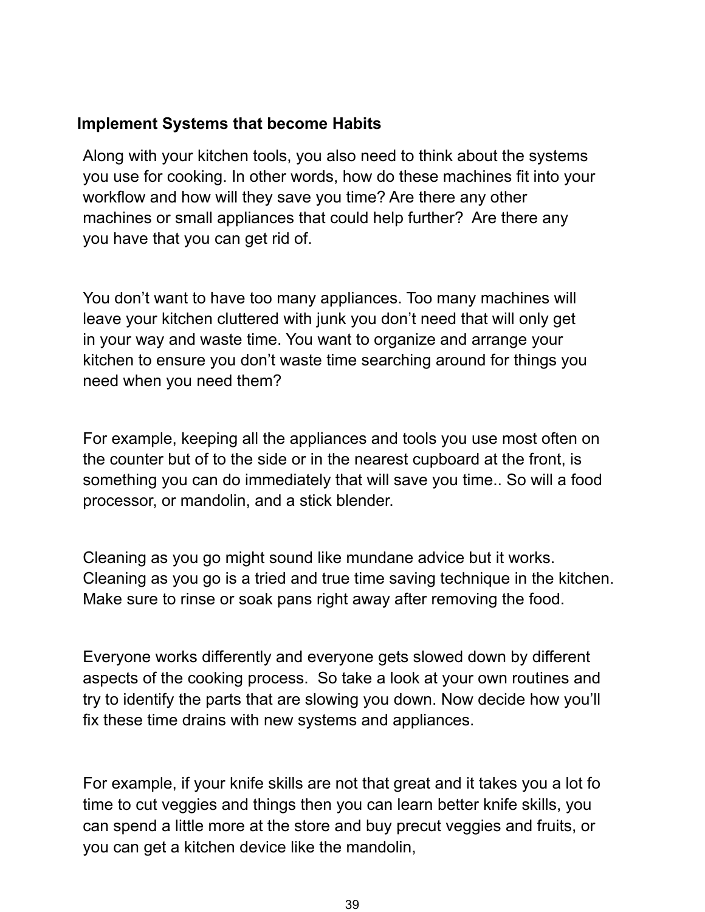## Implement Systems that become Habits

Along with your kitchen tools, you also need to think about the systems you use for cooking. In other words, how do these machines fit into your workflow and how will they save you time? Are there any other machines or small appliances that could help further?  Are there any you have that you can get rid of.

You don't want to have too many appliances. Too many machines will leave your kitchen cluttered with junk you don't need that will only get in your way and waste time. You want to organize and arrange your kitchen to ensure you don't waste time searching around for things you need when you need them?

For example, keeping all the appliances and tools you use most often on the counter but of to the side or in the nearest cupboard at the front, is something you can do immediately that will save you time.. So will a food processor, or mandolin, and a stick blender.

Cleaning as you go might sound like mundane advice but it works. Cleaning as you go is a tried and true time saving technique in the kitchen. Make sure to rinse or soak pans right away after removing the food.

Everyone works differently and everyone gets slowed down by different aspects of the cooking process.  So take a look at your own routines and try to identify the parts that are slowing you down. Now decide how you'll fix these time drains with new systems and appliances.

For example, if your knife skills are not that great and it takes you a lot fo time to cut veggies and things then you can learn better knife skills, you can spend a little more at the store and buy precut veggies and fruits, or you can get a kitchen device like the mandolin,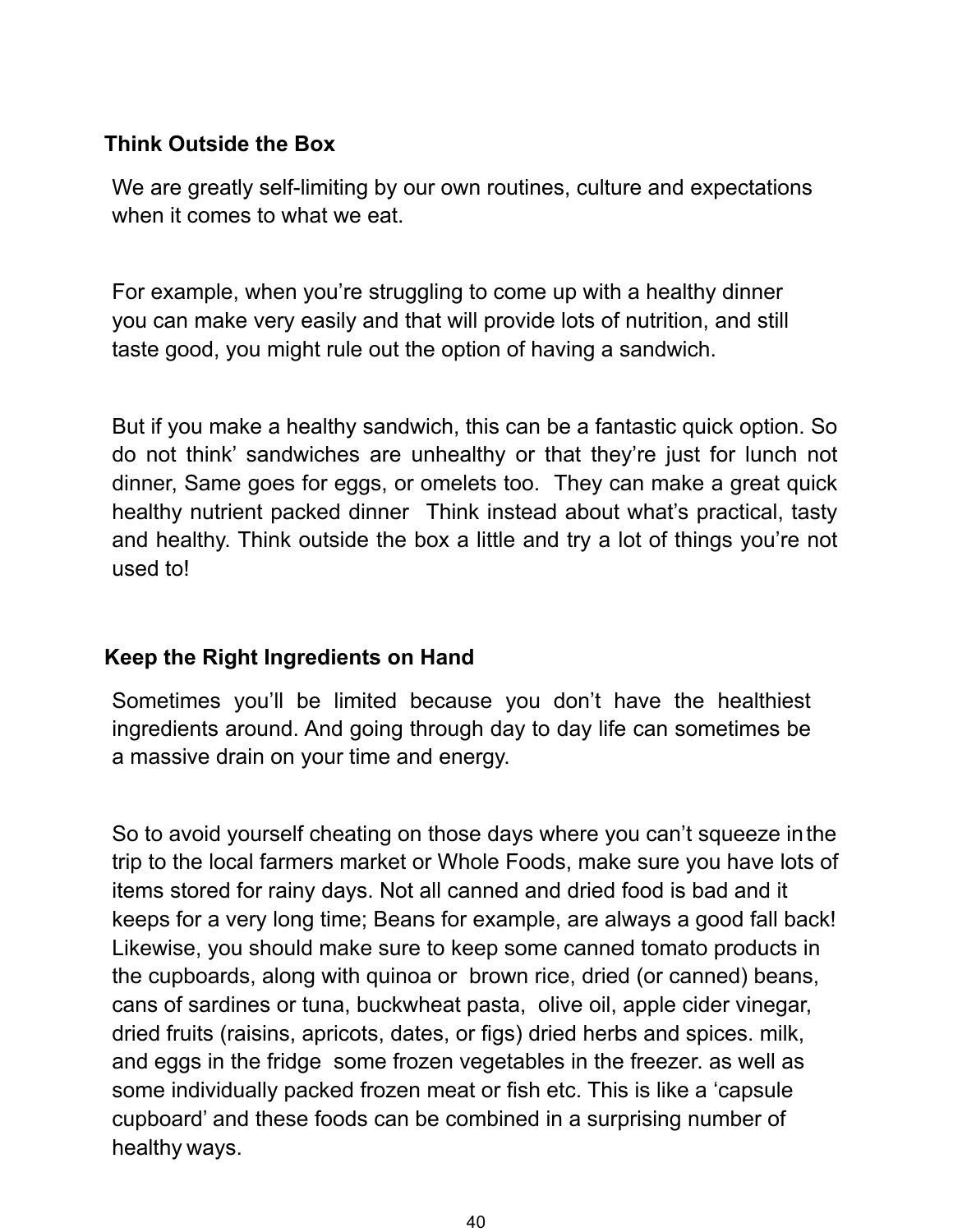## Think Outside the Box

We are greatly self-limiting by our own routines, culture and expectations when it comes to what we eat.

For example, when you're struggling to come up with a healthy dinner you can make very easily and that will provide lots of nutrition, and still taste good, you might rule out the option of having a sandwich.

But if you make a healthy sandwich, this can be a fantastic quick option. So do not think' sandwiches are unhealthy or that they're just for lunch not dinner, Same goes for eggs, or omelets too. They can make a great quick healthy nutrient packed dinner Think instead about what's practical, tasty and healthy. Think outside the box a little and try a lot of things you're not used to!

## Keep the Right Ingredients on Hand

Sometimes you'll be limited because you don't have the healthiest ingredients around. And going through day to day life can sometimes be a massive drain on your time and energy.

So to avoid yourself cheating on those days where you can't squeeze in the trip to the local farmers market or Whole Foods, make sure you have lots of items stored for rainy days. Not all canned and dried food is bad and it keeps for a very long time; Beans for example, are always a good fall back! Likewise, you should make sure to keep some canned tomato products in the cupboards, along with quinoa or brown rice, dried (or canned) beans, cans of sardines or tuna, buckwheat pasta, olive oil, apple cider vinegar, dried fruits (raisins, apricots, dates, or figs) dried herbs and spices. milk, and eggs in the fridge some frozen vegetables in the freezer. as well as some individually packed frozen meat or fish etc. This is like a 'capsule cupboard' and these foods can be combined in a surprising number of healthy ways.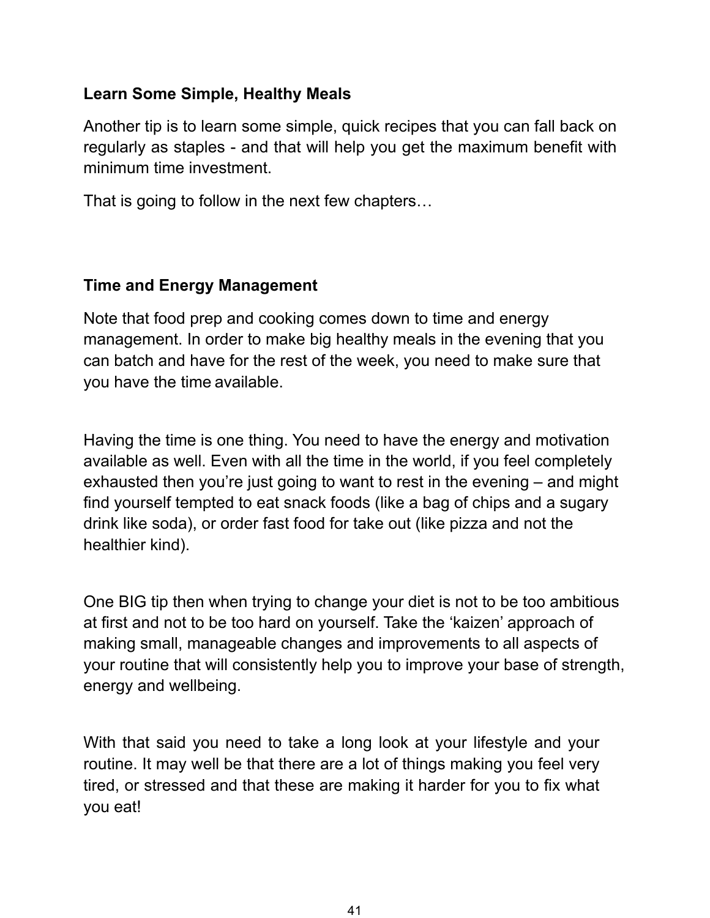**Learn Some Simple, Healthy Meals**

Another tip is to learn some simple, quick recipes that you can fall back on regularly as staples - and that will help you get the maximum benefit with minimum time investment.

That is going to follow in the next few chapters…

**Time and Energy Management**

Note that food prep and cooking comes down to time and energy management. In order to make big healthy meals in the evening that you can batch and have for the rest of the week, you need to make sure that you have the time available.

Having the time is one thing. You need to have the energy and motivation available as well. Even with all the time in the world, if you feel completely exhausted then you're just going to want to rest in the evening – and might find yourself tempted to eat snack foods (like a bag of chips and a sugary drink like soda), or order fast food for take out (like pizza and not the healthier kind).

One BIG tip then when trying to change your diet is not to be too ambitious at first and not to be too hard on yourself. Take the 'kaizen' approach of making small, manageable changes and improvements to all aspects of your routine that will consistently help you to improve your base of strength, energy and wellbeing.

With that said you need to take a long look at your lifestyle and your routine. It may well be that there are a lot of things making you feel very tired, or stressed and that these are making it harder for you to fix what you eat!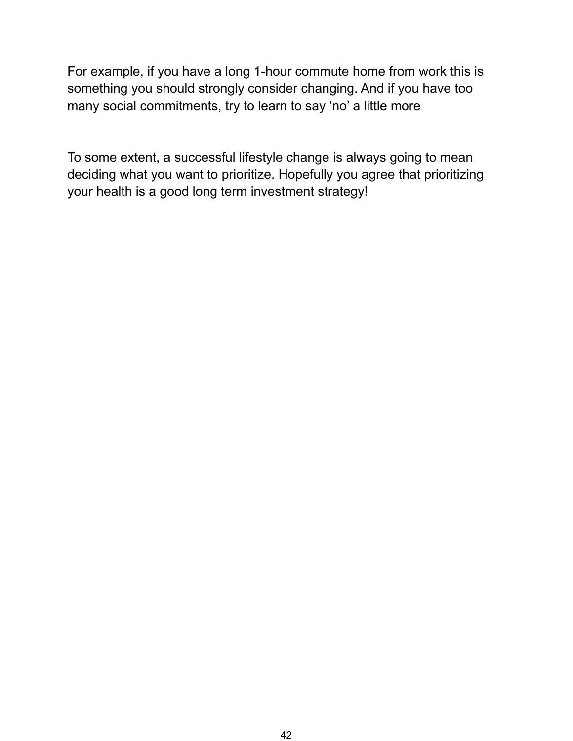For example, if you have a long 1-hour commute home from work this is something you should strongly consider changing. And if you have too many social commitments, try to learn to say ‘no’ a little more

To some extent, a successful lifestyle change is always going to mean deciding what you want to prioritize. Hopefully you agree that prioritizing your health is a good long term investment strategy!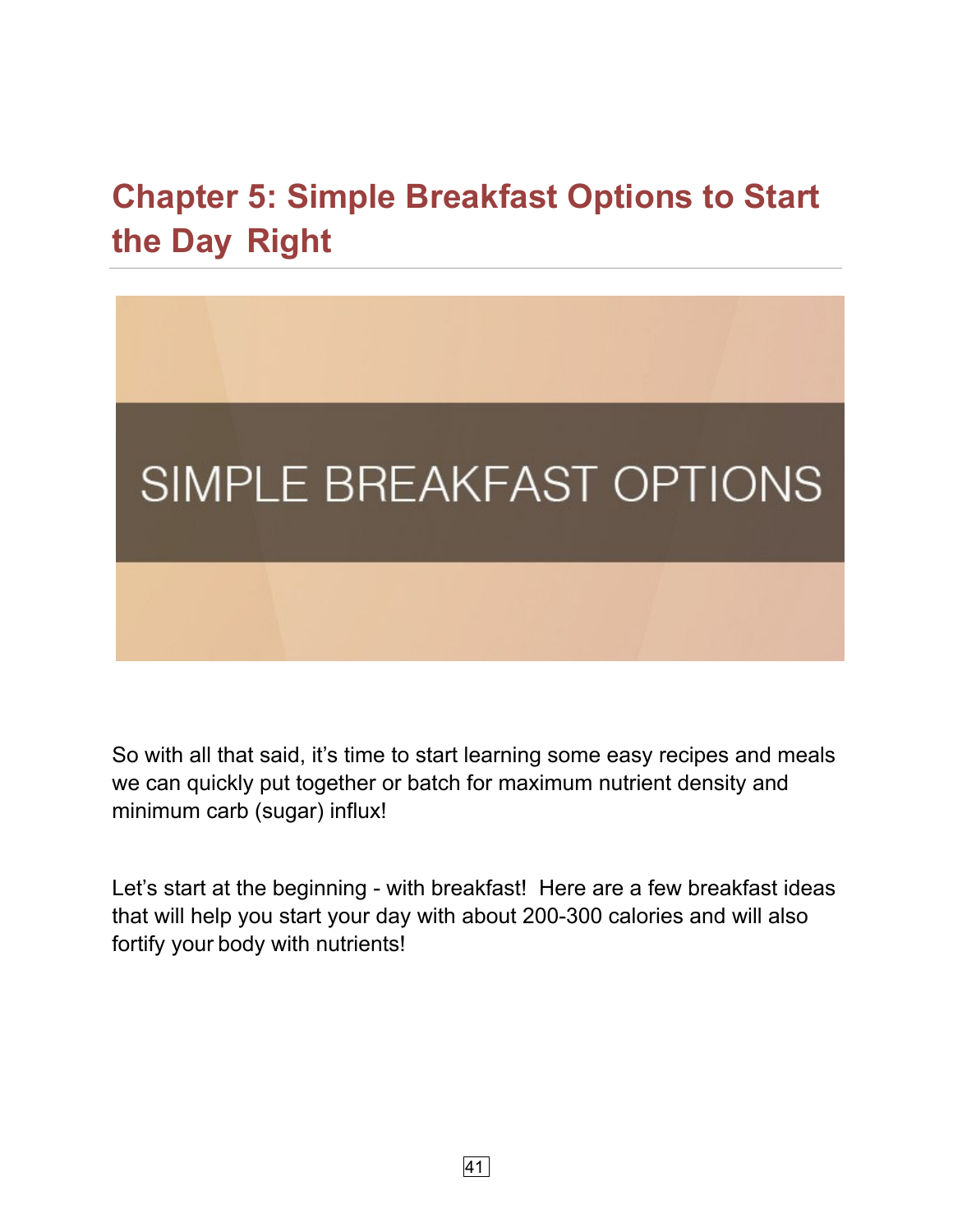# Chapter 5: Simple Breakfast Options to Start the Day Right

SIMPLE BREAKFAST OPTIONS

So with all that said, it's time to start learning some easy recipes and meals we can quickly put together or batch for maximum nutrient density and minimum carb (sugar) influx!

Let's start at the beginning - with breakfast! Here are a few breakfast ideas that will help you start your day with about 200-300 calories and will also fortify your body with nutrients!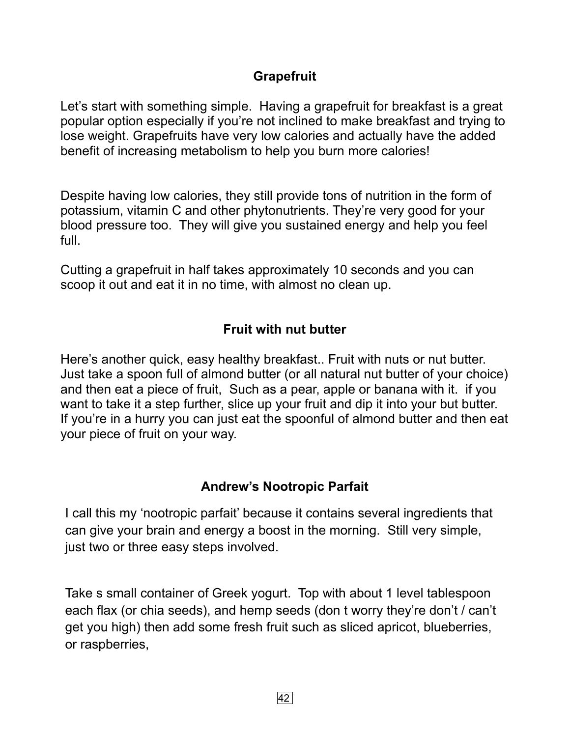## Grapefruit

Let's start with something simple.  Having a grapefruit for breakfast is a great popular option especially if you're not inclined to make breakfast and trying to lose weight. Grapefruits have very low calories and actually have the added benefit of increasing metabolism to help you burn more calories!

Despite having low calories, they still provide tons of nutrition in the form of potassium, vitamin C and other phytonutrients. They're very good for your blood pressure too.  They will give you sustained energy and help you feel full.

Cutting a grapefruit in half takes approximately 10 seconds and you can scoop it out and eat it in no time, with almost no clean up.

## Fruit with nut butter

Here's another quick, easy healthy breakfast.. Fruit with nuts or nut butter. Just take a spoon full of almond butter (or all natural nut butter of your choice) and then eat a piece of fruit,  Such as a pear, apple or banana with it.  if you want to take it a step further, slice up your fruit and dip it into your but butter. If you're in a hurry you can just eat the spoonful of almond butter and then eat your piece of fruit on your way.

## Andrew's Nootropic Parfait

I call this my 'nootropic parfait' because it contains several ingredients that can give your brain and energy a boost in the morning.  Still very simple, just two or three easy steps involved.

Take s small container of Greek yogurt.  Top with about 1 level tablespoon each flax (or chia seeds), and hemp seeds (don t worry they're don't / can't get you high) then add some fresh fruit such as sliced apricot, blueberries, or raspberries,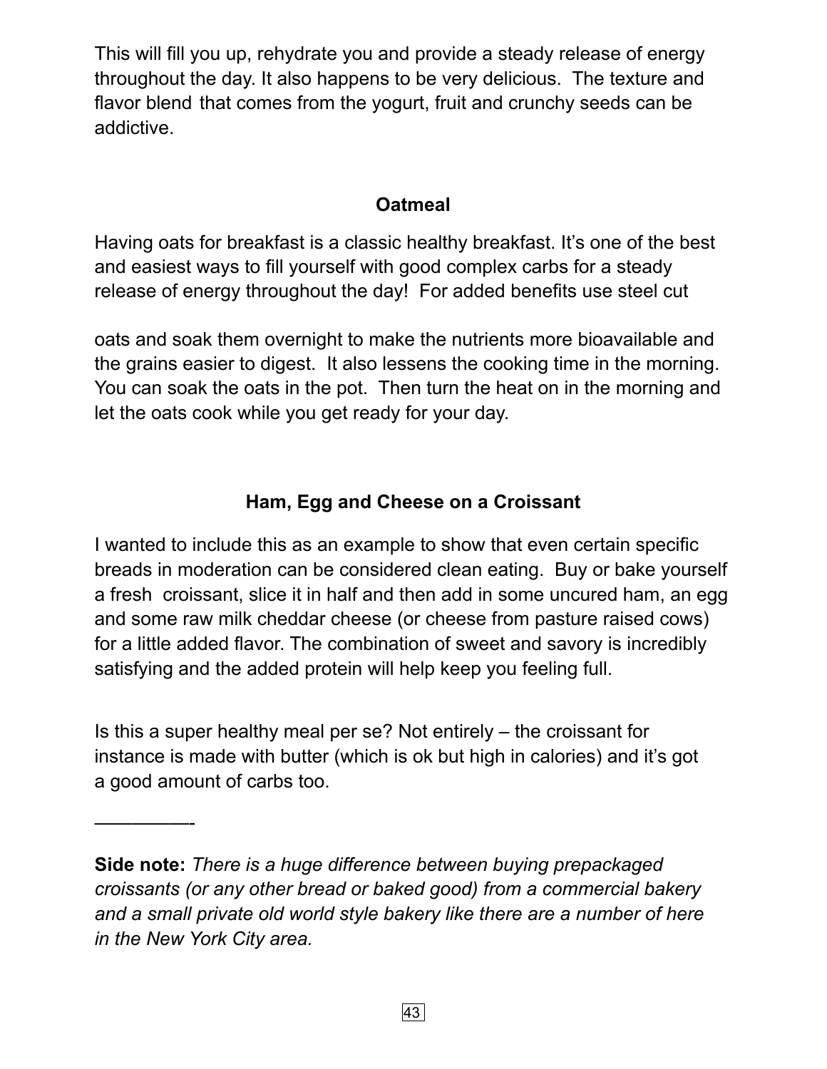This will fill you up, rehydrate you and provide a steady release of energy throughout the day. It also happens to be very delicious. The texture and flavor blend that comes from the yogurt, fruit and crunchy seeds can be addictive.

**Oatmeal**

Having oats for breakfast is a classic healthy breakfast. It's one of the best and easiest ways to fill yourself with good complex carbs for a steady release of energy throughout the day! For added benefits use steel cut oats and soak them overnight to make the nutrients more bioavailable and the grains easier to digest. It also lessens the cooking time in the morning. You can soak the oats in the pot. Then turn the heat on in the morning and let the oats cook while you get ready for your day.

**Ham, Egg and Cheese on a Croissant**

I wanted to include this as an example to show that even certain specific breads in moderation can be considered clean eating. Buy or bake yourself a fresh croissant, slice it in half and then add in some uncured ham, an egg and some raw milk cheddar cheese (or cheese from pasture raised cows) for a little added flavor. The combination of sweet and savory is incredibly satisfying and the added protein will help keep you feeling full.

Is this a super healthy meal per se? Not entirely – the croissant for instance is made with butter (which is ok but high in calories) and it's got a good amount of carbs too.

—————-

**Side note:** *There is a huge difference between buying prepackaged croissants (or any other bread or baked good) from a commercial bakery and a small private old world style bakery like there are a number of here in the New York City area.*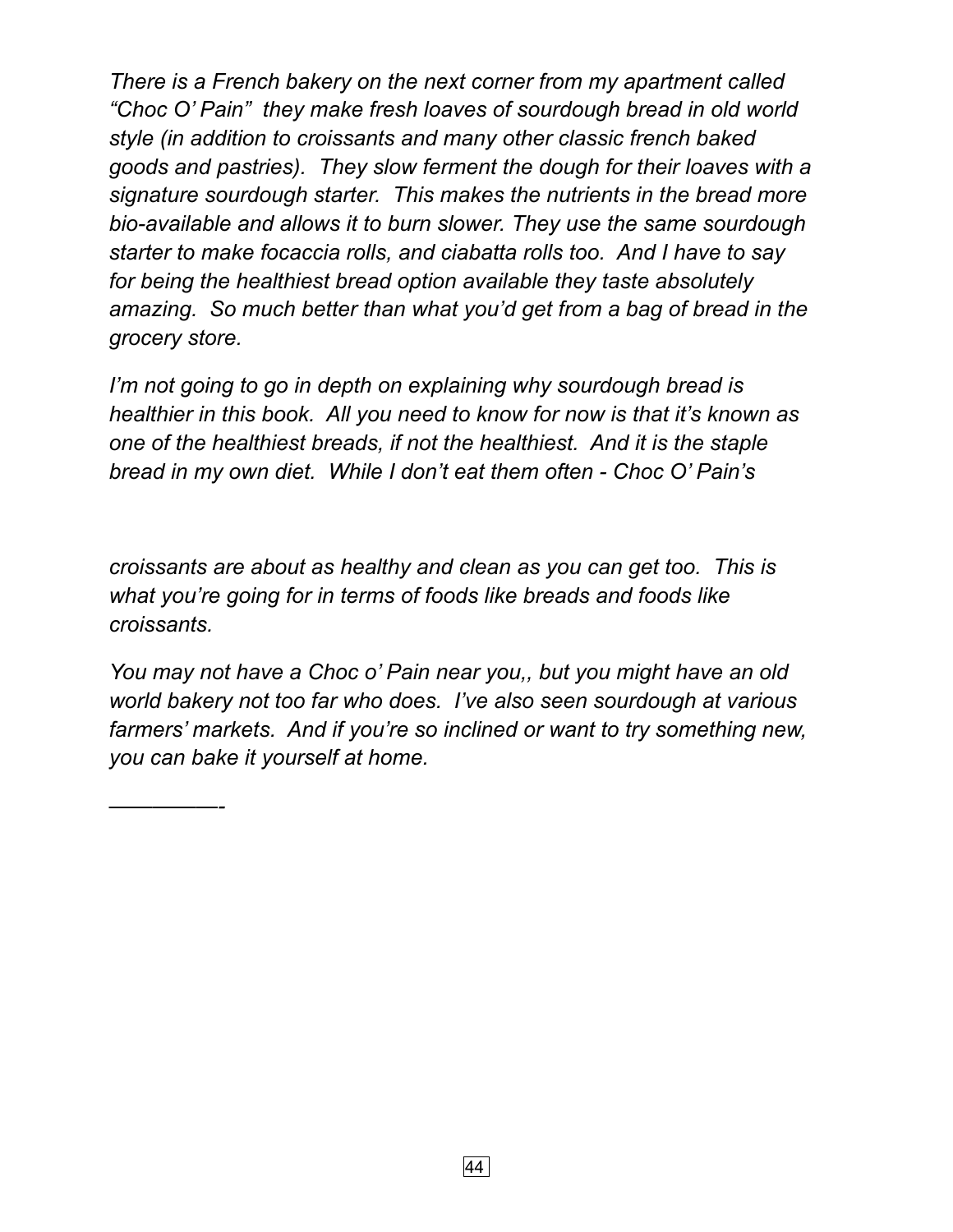*There is a French bakery on the next corner from my apartment called "Choc O' Pain"  they make fresh loaves of sourdough bread in old world style (in addition to croissants and many other classic french baked goods and pastries).  They slow ferment the dough for their loaves with a signature sourdough starter.  This makes the nutrients in the bread more bio-available and allows it to burn slower. They use the same sourdough starter to make focaccia rolls, and ciabatta rolls too.  And I have to say for being the healthiest bread option available they taste absolutely amazing.  So much better than what you'd get from a bag of bread in the grocery store.*

*I'm not going to go in depth on explaining why sourdough bread is healthier in this book.  All you need to know for now is that it's known as one of the healthiest breads, if not the healthiest.  And it is the staple bread in my own diet.  While I don't eat them often - Choc O' Pain's croissants are about as healthy and clean as you can get too.  This is what you're going for in terms of foods like breads and foods like croissants.*

*You may not have a Choc o' Pain near you,, but you might have an old world bakery not too far who does.  I've also seen sourdough at various farmers' markets.  And if you're so inclined or want to try something new, you can bake it yourself at home.*

*—————-*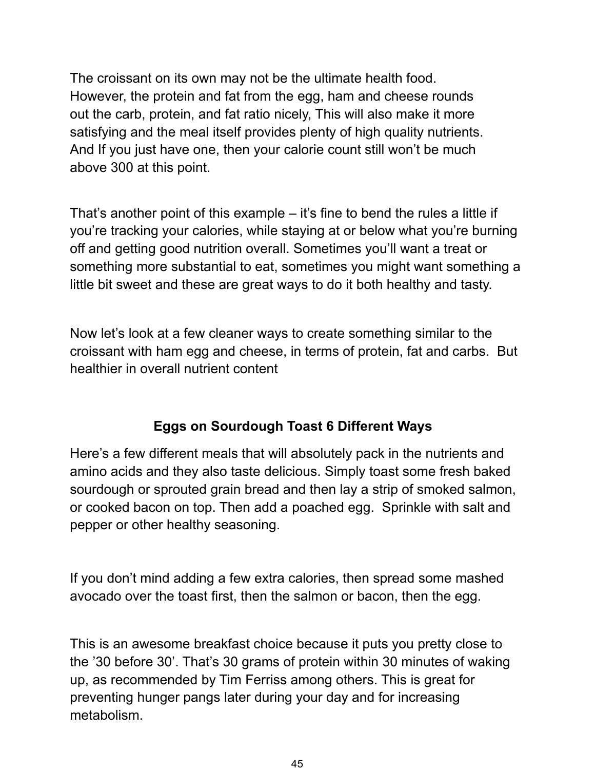The croissant on its own may not be the ultimate health food. However, the protein and fat from the egg, ham and cheese rounds out the carb, protein, and fat ratio nicely, This will also make it more satisfying and the meal itself provides plenty of high quality nutrients. And If you just have one, then your calorie count still won't be much above 300 at this point.

That's another point of this example – it's fine to bend the rules a little if you're tracking your calories, while staying at or below what you're burning off and getting good nutrition overall. Sometimes you'll want a treat or something more substantial to eat, sometimes you might want something a little bit sweet and these are great ways to do it both healthy and tasty.

Now let's look at a few cleaner ways to create something similar to the croissant with ham egg and cheese, in terms of protein, fat and carbs. But healthier in overall nutrient content

## Eggs on Sourdough Toast 6 Different Ways

Here's a few different meals that will absolutely pack in the nutrients and amino acids and they also taste delicious. Simply toast some fresh baked sourdough or sprouted grain bread and then lay a strip of smoked salmon, or cooked bacon on top. Then add a poached egg. Sprinkle with salt and pepper or other healthy seasoning.

If you don't mind adding a few extra calories, then spread some mashed avocado over the toast first, then the salmon or bacon, then the egg.

This is an awesome breakfast choice because it puts you pretty close to the '30 before 30'. That's 30 grams of protein within 30 minutes of waking up, as recommended by Tim Ferriss among others. This is great for preventing hunger pangs later during your day and for increasing metabolism.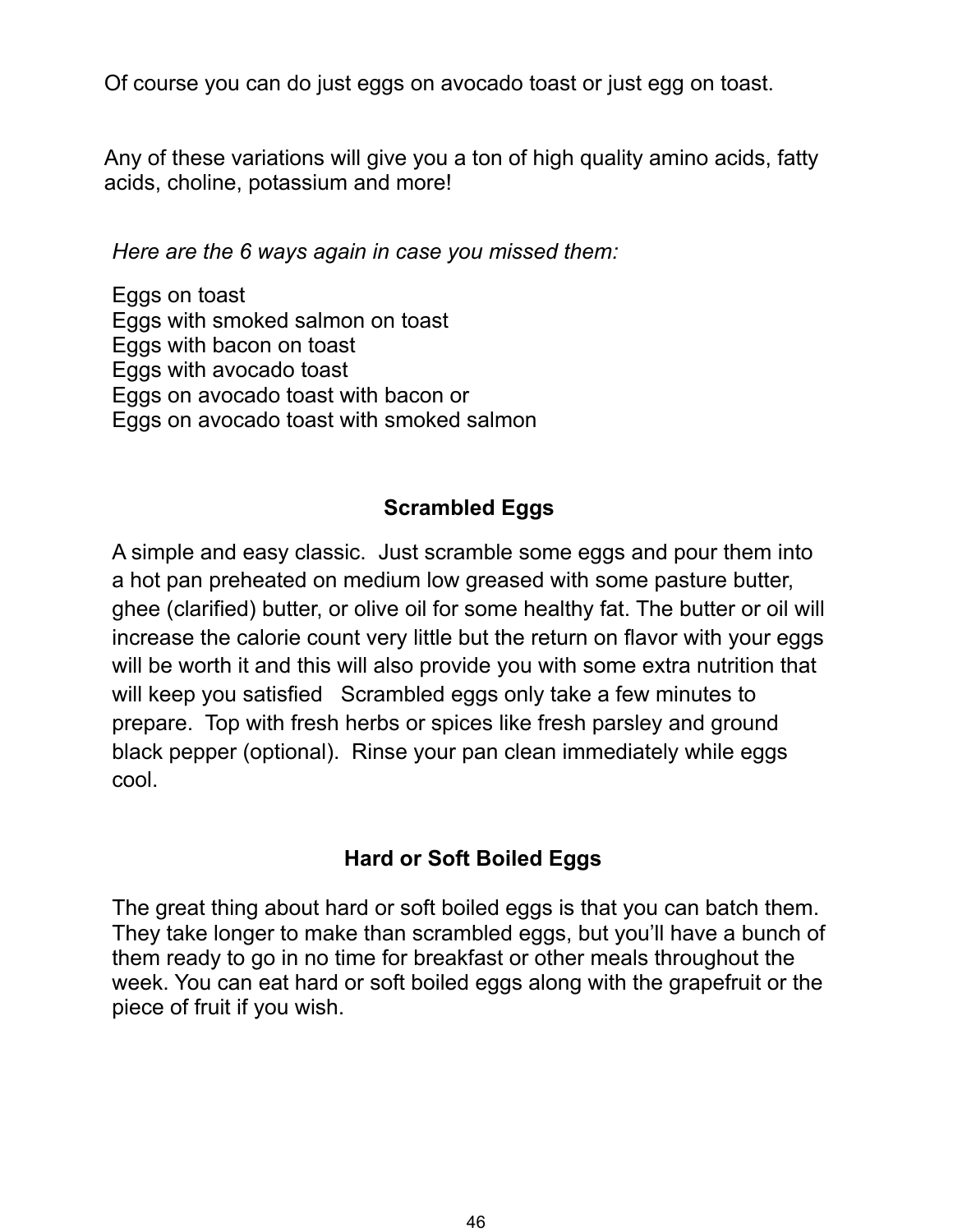Of course you can do just eggs on avocado toast or just egg on toast.

Any of these variations will give you a ton of high quality amino acids, fatty acids, choline, potassium and more!

*Here are the 6 ways again in case you missed them:*

Eggs on toast
Eggs with smoked salmon on toast
Eggs with bacon on toast
Eggs with avocado toast
Eggs on avocado toast with bacon or
Eggs on avocado toast with smoked salmon

**Scrambled Eggs**

A simple and easy classic. Just scramble some eggs and pour them into a hot pan preheated on medium low greased with some pasture butter, ghee (clarified) butter, or olive oil for some healthy fat. The butter or oil will increase the calorie count very little but the return on flavor with your eggs will be worth it and this will also provide you with some extra nutrition that will keep you satisfied Scrambled eggs only take a few minutes to prepare. Top with fresh herbs or spices like fresh parsley and ground black pepper (optional). Rinse your pan clean immediately while eggs cool.

**Hard or Soft Boiled Eggs**

The great thing about hard or soft boiled eggs is that you can batch them. They take longer to make than scrambled eggs, but you'll have a bunch of them ready to go in no time for breakfast or other meals throughout the week. You can eat hard or soft boiled eggs along with the grapefruit or the piece of fruit if you wish.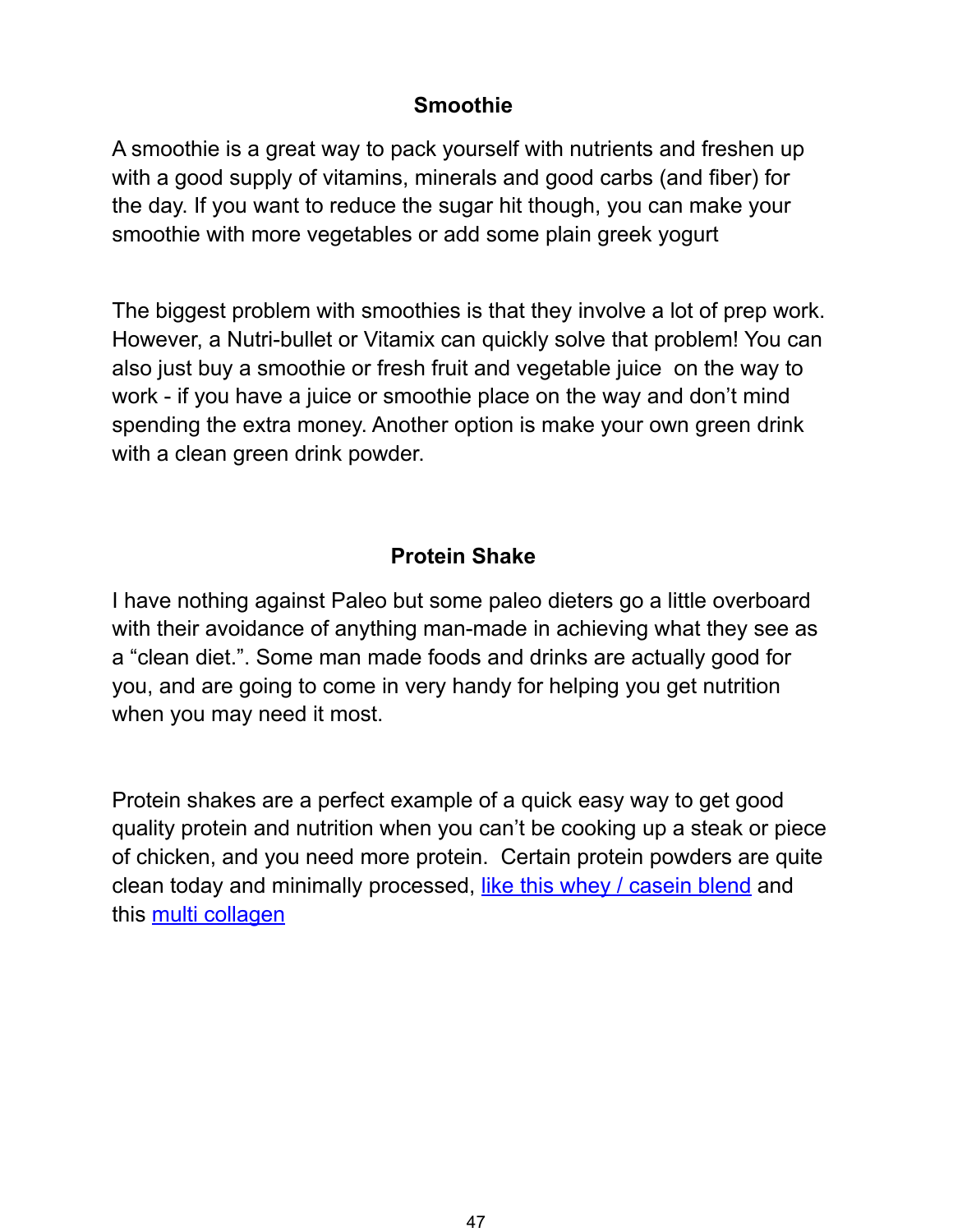## Smoothie

A smoothie is a great way to pack yourself with nutrients and freshen up with a good supply of vitamins, minerals and good carbs (and fiber) for the day. If you want to reduce the sugar hit though, you can make your smoothie with more vegetables or add some plain greek yogurt

The biggest problem with smoothies is that they involve a lot of prep work. However, a Nutri-bullet or Vitamix can quickly solve that problem! You can also just buy a smoothie or fresh fruit and vegetable juice on the way to work - if you have a juice or smoothie place on the way and don't mind spending the extra money. Another option is make your own green drink with a clean green drink powder.

## Protein Shake

I have nothing against Paleo but some paleo dieters go a little overboard with their avoidance of anything man-made in achieving what they see as a "clean diet.". Some man made foods and drinks are actually good for you, and are going to come in very handy for helping you get nutrition when you may need it most.

Protein shakes are a perfect example of a quick easy way to get good quality protein and nutrition when you can't be cooking up a steak or piece of chicken, and you need more protein. Certain protein powders are quite clean today and minimally processed, like this whey / casein blend and this multi collagen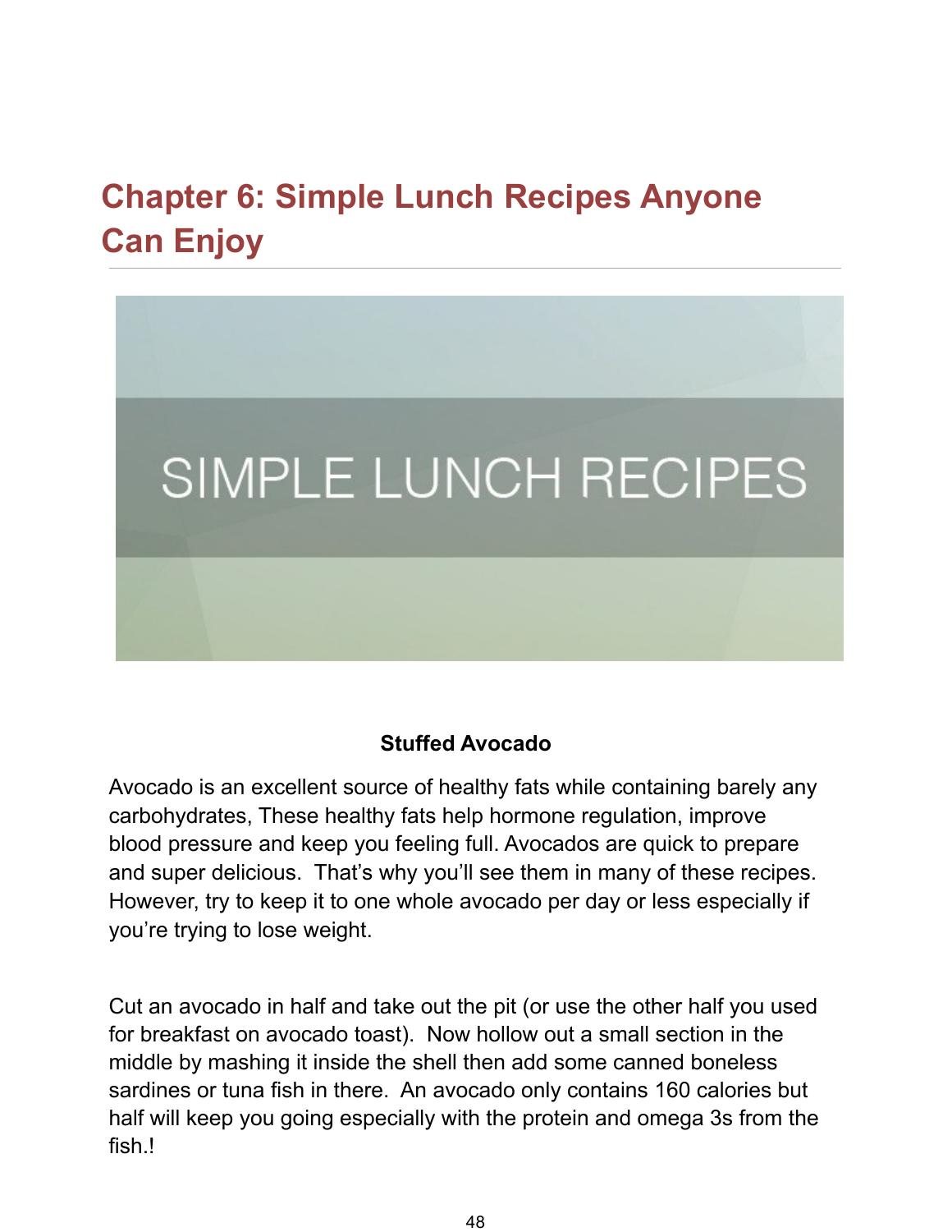# Chapter 6: Simple Lunch Recipes Anyone Can Enjoy

SIMPLE LUNCH RECIPES

**Stuffed Avocado**

Avocado is an excellent source of healthy fats while containing barely any carbohydrates, These healthy fats help hormone regulation, improve blood pressure and keep you feeling full. Avocados are quick to prepare and super delicious. That's why you'll see them in many of these recipes. However, try to keep it to one whole avocado per day or less especially if you're trying to lose weight.

Cut an avocado in half and take out the pit (or use the other half you used for breakfast on avocado toast). Now hollow out a small section in the middle by mashing it inside the shell then add some canned boneless sardines or tuna fish in there. An avocado only contains 160 calories but half will keep you going especially with the protein and omega 3s from the fish.!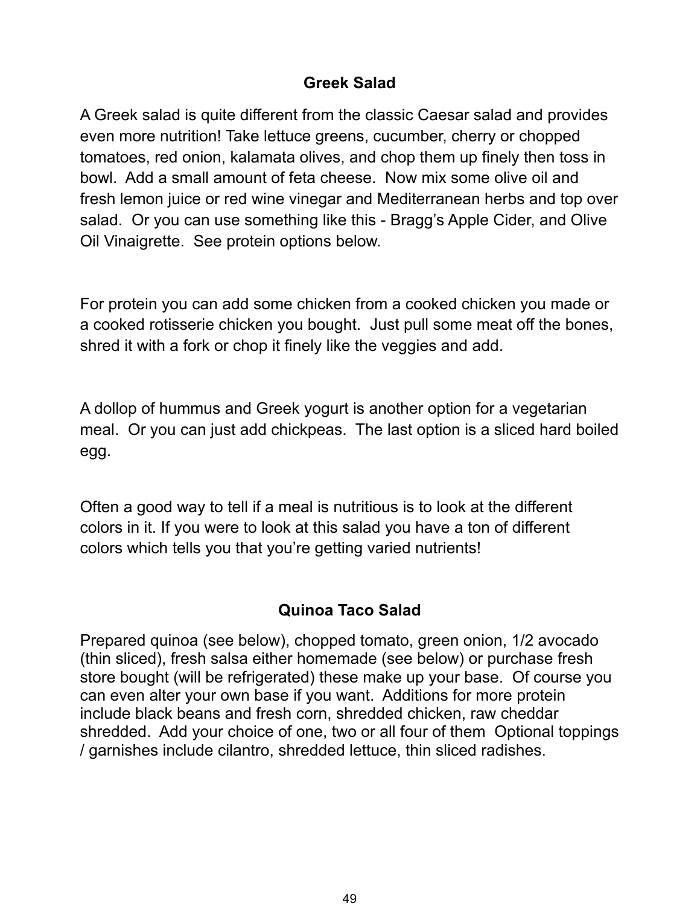## Greek Salad

A Greek salad is quite different from the classic Caesar salad and provides even more nutrition! Take lettuce greens, cucumber, cherry or chopped tomatoes, red onion, kalamata olives, and chop them up finely then toss in bowl. Add a small amount of feta cheese. Now mix some olive oil and fresh lemon juice or red wine vinegar and Mediterranean herbs and top over salad. Or you can use something like this - Bragg's Apple Cider, and Olive Oil Vinaigrette. See protein options below.

For protein you can add some chicken from a cooked chicken you made or a cooked rotisserie chicken you bought. Just pull some meat off the bones, shred it with a fork or chop it finely like the veggies and add.

A dollop of hummus and Greek yogurt is another option for a vegetarian meal. Or you can just add chickpeas. The last option is a sliced hard boiled egg.

Often a good way to tell if a meal is nutritious is to look at the different colors in it. If you were to look at this salad you have a ton of different colors which tells you that you're getting varied nutrients!

## Quinoa Taco Salad

Prepared quinoa (see below), chopped tomato, green onion, 1/2 avocado (thin sliced), fresh salsa either homemade (see below) or purchase fresh store bought (will be refrigerated) these make up your base. Of course you can even alter your own base if you want. Additions for more protein include black beans and fresh corn, shredded chicken, raw cheddar shredded. Add your choice of one, two or all four of them Optional toppings / garnishes include cilantro, shredded lettuce, thin sliced radishes.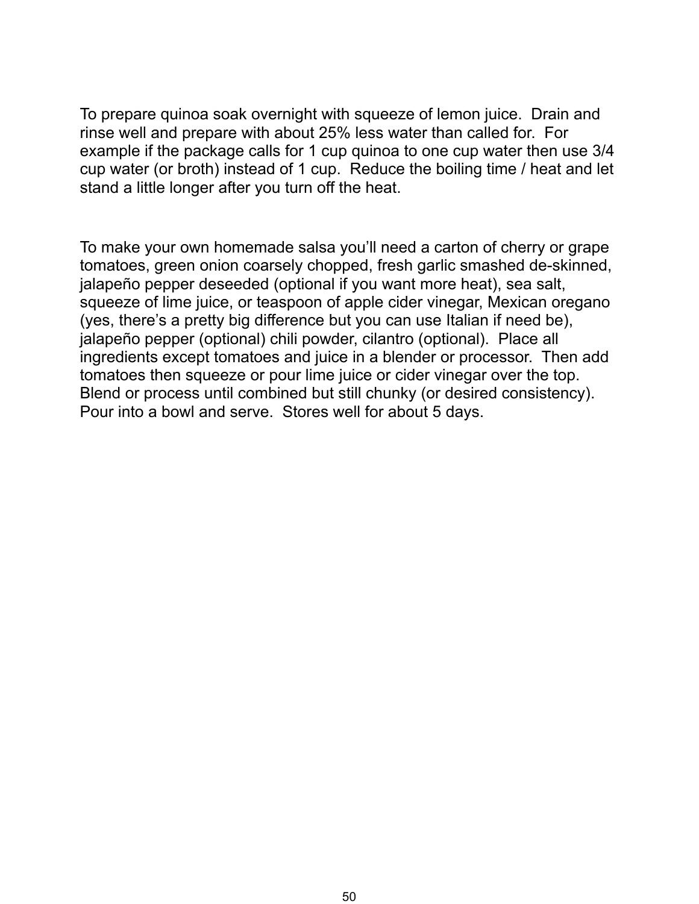To prepare quinoa soak overnight with squeeze of lemon juice. Drain and rinse well and prepare with about 25% less water than called for. For example if the package calls for 1 cup quinoa to one cup water then use 3/4 cup water (or broth) instead of 1 cup. Reduce the boiling time / heat and let stand a little longer after you turn off the heat.

To make your own homemade salsa you'll need a carton of cherry or grape tomatoes, green onion coarsely chopped, fresh garlic smashed de-skinned, jalapeño pepper deseeded (optional if you want more heat), sea salt, squeeze of lime juice, or teaspoon of apple cider vinegar, Mexican oregano (yes, there's a pretty big difference but you can use Italian if need be), jalapeño pepper (optional) chili powder, cilantro (optional). Place all ingredients except tomatoes and juice in a blender or processor. Then add tomatoes then squeeze or pour lime juice or cider vinegar over the top. Blend or process until combined but still chunky (or desired consistency). Pour into a bowl and serve. Stores well for about 5 days.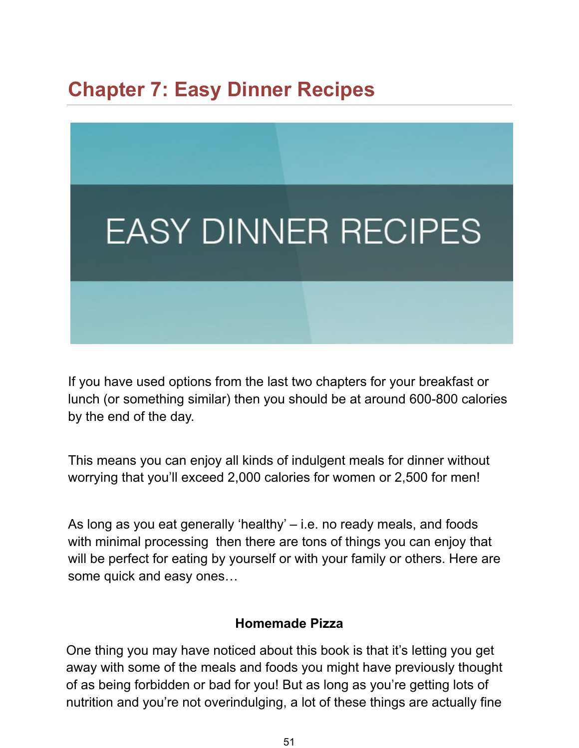# Chapter 7: Easy Dinner Recipes

If you have used options from the last two chapters for your breakfast or lunch (or something similar) then you should be at around 600-800 calories by the end of the day.

This means you can enjoy all kinds of indulgent meals for dinner without worrying that you'll exceed 2,000 calories for women or 2,500 for men!

As long as you eat generally 'healthy' – i.e. no ready meals, and foods with minimal processing then there are tons of things you can enjoy that will be perfect for eating by yourself or with your family or others. Here are some quick and easy ones…

**Homemade Pizza**

One thing you may have noticed about this book is that it's letting you get away with some of the meals and foods you might have previously thought of as being forbidden or bad for you! But as long as you're getting lots of nutrition and you're not overindulging, a lot of these things are actually fine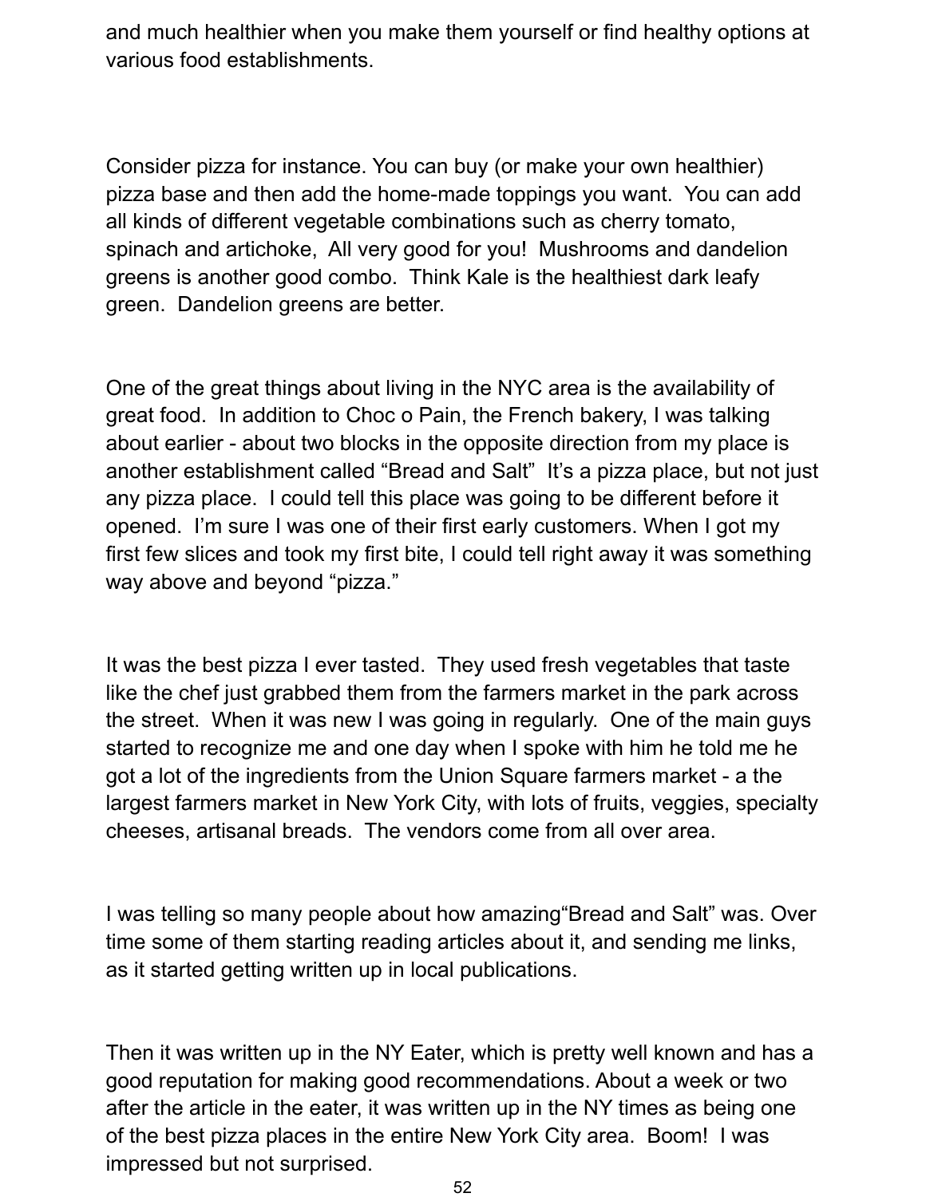and much healthier when you make them yourself or find healthy options at various food establishments.

Consider pizza for instance. You can buy (or make your own healthier) pizza base and then add the home-made toppings you want.  You can add all kinds of different vegetable combinations such as cherry tomato, spinach and artichoke,  All very good for you!  Mushrooms and dandelion greens is another good combo.  Think Kale is the healthiest dark leafy green.  Dandelion greens are better.

One of the great things about living in the NYC area is the availability of great food.  In addition to Choc o Pain, the French bakery, I was talking about earlier - about two blocks in the opposite direction from my place is another establishment called "Bread and Salt"  It's a pizza place, but not just any pizza place.  I could tell this place was going to be different before it opened.  I'm sure I was one of their first early customers. When I got my first few slices and took my first bite, I could tell right away it was something way above and beyond "pizza."

It was the best pizza I ever tasted.  They used fresh vegetables that taste like the chef just grabbed them from the farmers market in the park across the street.  When it was new I was going in regularly.  One of the main guys started to recognize me and one day when I spoke with him he told me he got a lot of the ingredients from the Union Square farmers market - a the largest farmers market in New York City, with lots of fruits, veggies, specialty cheeses, artisanal breads.  The vendors come from all over area.

I was telling so many people about how amazing"Bread and Salt" was. Over time some of them starting reading articles about it, and sending me links, as it started getting written up in local publications.

Then it was written up in the NY Eater, which is pretty well known and has a good reputation for making good recommendations. About a week or two after the article in the eater, it was written up in the NY times as being one of the best pizza places in the entire New York City area.  Boom!  I was impressed but not surprised.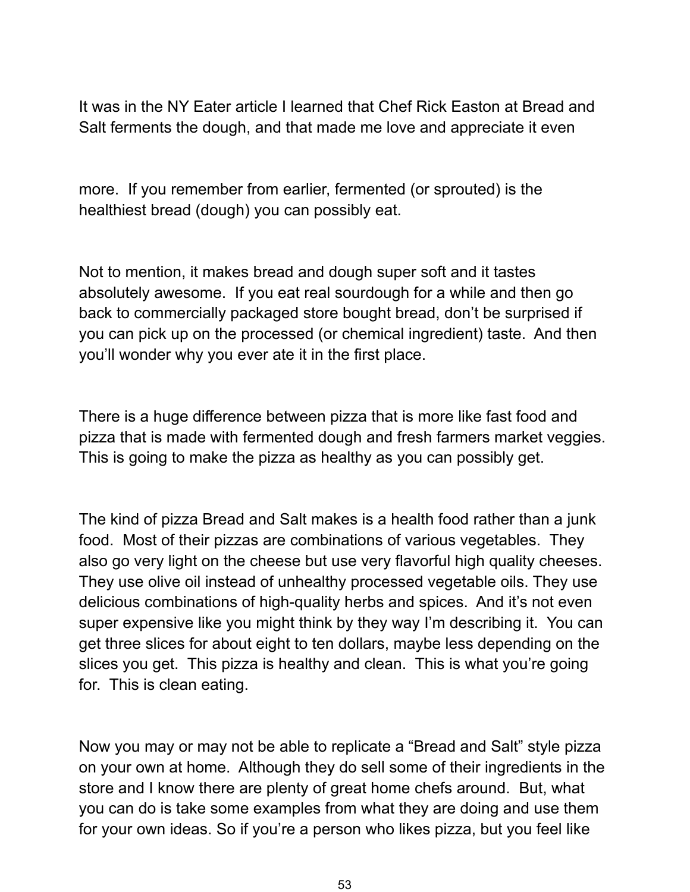It was in the NY Eater article I learned that Chef Rick Easton at Bread and Salt ferments the dough, and that made me love and appreciate it even more. If you remember from earlier, fermented (or sprouted) is the healthiest bread (dough) you can possibly eat.

Not to mention, it makes bread and dough super soft and it tastes absolutely awesome. If you eat real sourdough for a while and then go back to commercially packaged store bought bread, don't be surprised if you can pick up on the processed (or chemical ingredient) taste. And then you'll wonder why you ever ate it in the first place.

There is a huge difference between pizza that is more like fast food and pizza that is made with fermented dough and fresh farmers market veggies. This is going to make the pizza as healthy as you can possibly get.

The kind of pizza Bread and Salt makes is a health food rather than a junk food. Most of their pizzas are combinations of various vegetables. They also go very light on the cheese but use very flavorful high quality cheeses. They use olive oil instead of unhealthy processed vegetable oils. They use delicious combinations of high-quality herbs and spices. And it's not even super expensive like you might think by they way I'm describing it. You can get three slices for about eight to ten dollars, maybe less depending on the slices you get. This pizza is healthy and clean. This is what you're going for. This is clean eating.

Now you may or may not be able to replicate a "Bread and Salt" style pizza on your own at home. Although they do sell some of their ingredients in the store and I know there are plenty of great home chefs around. But, what you can do is take some examples from what they are doing and use them for your own ideas. So if you're a person who likes pizza, but you feel like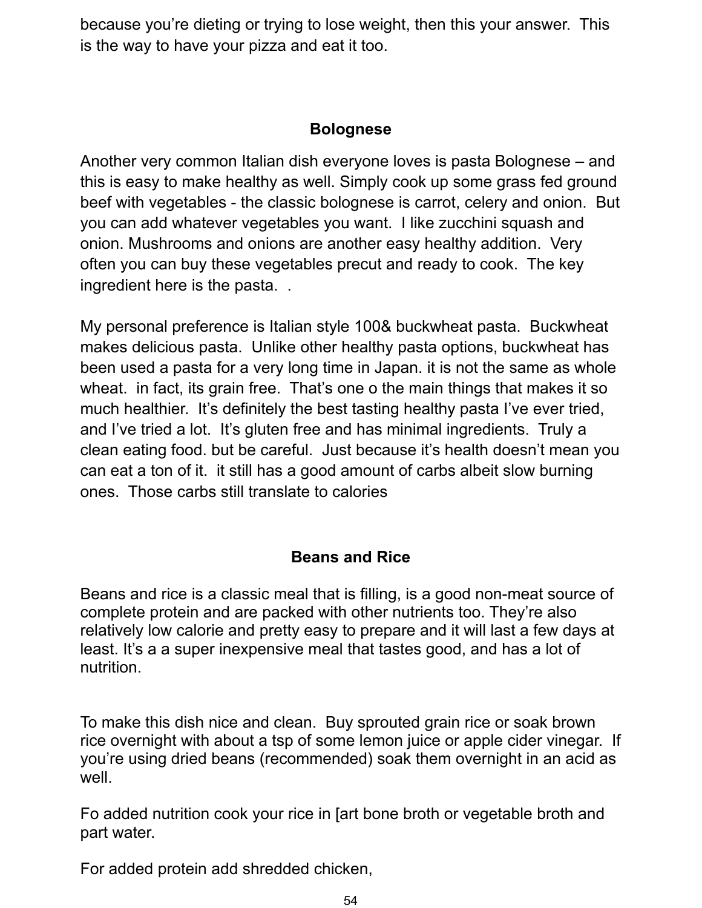because you're dieting or trying to lose weight, then this your answer. This is the way to have your pizza and eat it too.

## Bolognese

Another very common Italian dish everyone loves is pasta Bolognese – and this is easy to make healthy as well. Simply cook up some grass fed ground beef with vegetables - the classic bolognese is carrot, celery and onion. But you can add whatever vegetables you want. I like zucchini squash and onion. Mushrooms and onions are another easy healthy addition. Very often you can buy these vegetables precut and ready to cook. The key ingredient here is the pasta. .

My personal preference is Italian style 100& buckwheat pasta. Buckwheat makes delicious pasta. Unlike other healthy pasta options, buckwheat has been used a pasta for a very long time in Japan. it is not the same as whole wheat. in fact, its grain free. That's one o the main things that makes it so much healthier. It's definitely the best tasting healthy pasta I've ever tried, and I've tried a lot. It's gluten free and has minimal ingredients. Truly a clean eating food. but be careful. Just because it's health doesn't mean you can eat a ton of it. it still has a good amount of carbs albeit slow burning ones. Those carbs still translate to calories

## Beans and Rice

Beans and rice is a classic meal that is filling, is a good non-meat source of complete protein and are packed with other nutrients too. They're also relatively low calorie and pretty easy to prepare and it will last a few days at least. It's a a super inexpensive meal that tastes good, and has a lot of nutrition.

To make this dish nice and clean. Buy sprouted grain rice or soak brown rice overnight with about a tsp of some lemon juice or apple cider vinegar. If you're using dried beans (recommended) soak them overnight in an acid as well.

Fo added nutrition cook your rice in [art bone broth or vegetable broth and part water.

For added protein add shredded chicken,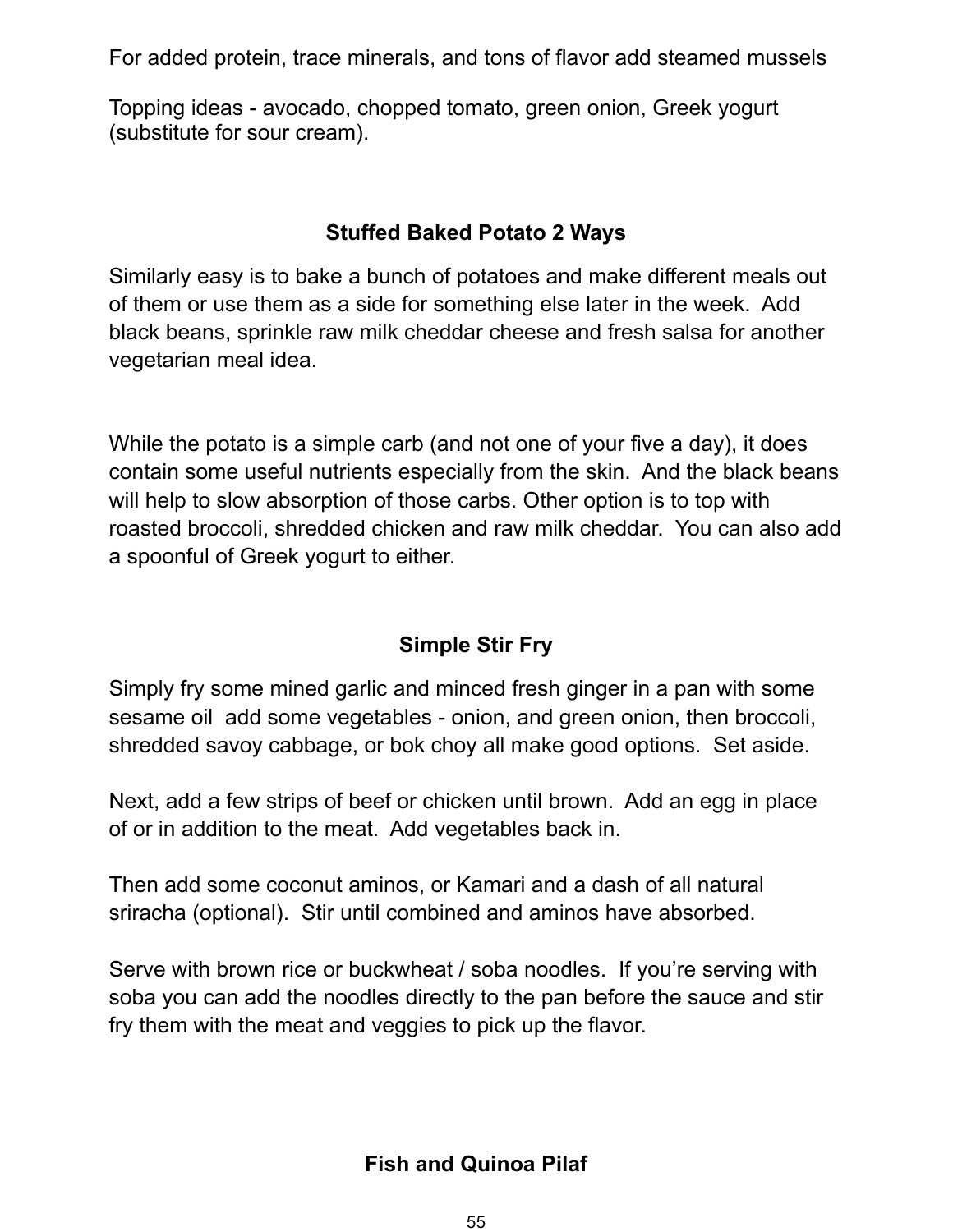For added protein, trace minerals, and tons of flavor add steamed mussels

Topping ideas - avocado, chopped tomato, green onion, Greek yogurt (substitute for sour cream).

### Stuffed Baked Potato 2 Ways

Similarly easy is to bake a bunch of potatoes and make different meals out of them or use them as a side for something else later in the week. Add black beans, sprinkle raw milk cheddar cheese and fresh salsa for another vegetarian meal idea.

While the potato is a simple carb (and not one of your five a day), it does contain some useful nutrients especially from the skin. And the black beans will help to slow absorption of those carbs. Other option is to top with roasted broccoli, shredded chicken and raw milk cheddar. You can also add a spoonful of Greek yogurt to either.

### Simple Stir Fry

Simply fry some mined garlic and minced fresh ginger in a pan with some sesame oil add some vegetables - onion, and green onion, then broccoli, shredded savoy cabbage, or bok choy all make good options. Set aside.

Next, add a few strips of beef or chicken until brown. Add an egg in place of or in addition to the meat. Add vegetables back in.

Then add some coconut aminos, or Kamari and a dash of all natural sriracha (optional). Stir until combined and aminos have absorbed.

Serve with brown rice or buckwheat / soba noodles. If you're serving with soba you can add the noodles directly to the pan before the sauce and stir fry them with the meat and veggies to pick up the flavor.

### Fish and Quinoa Pilaf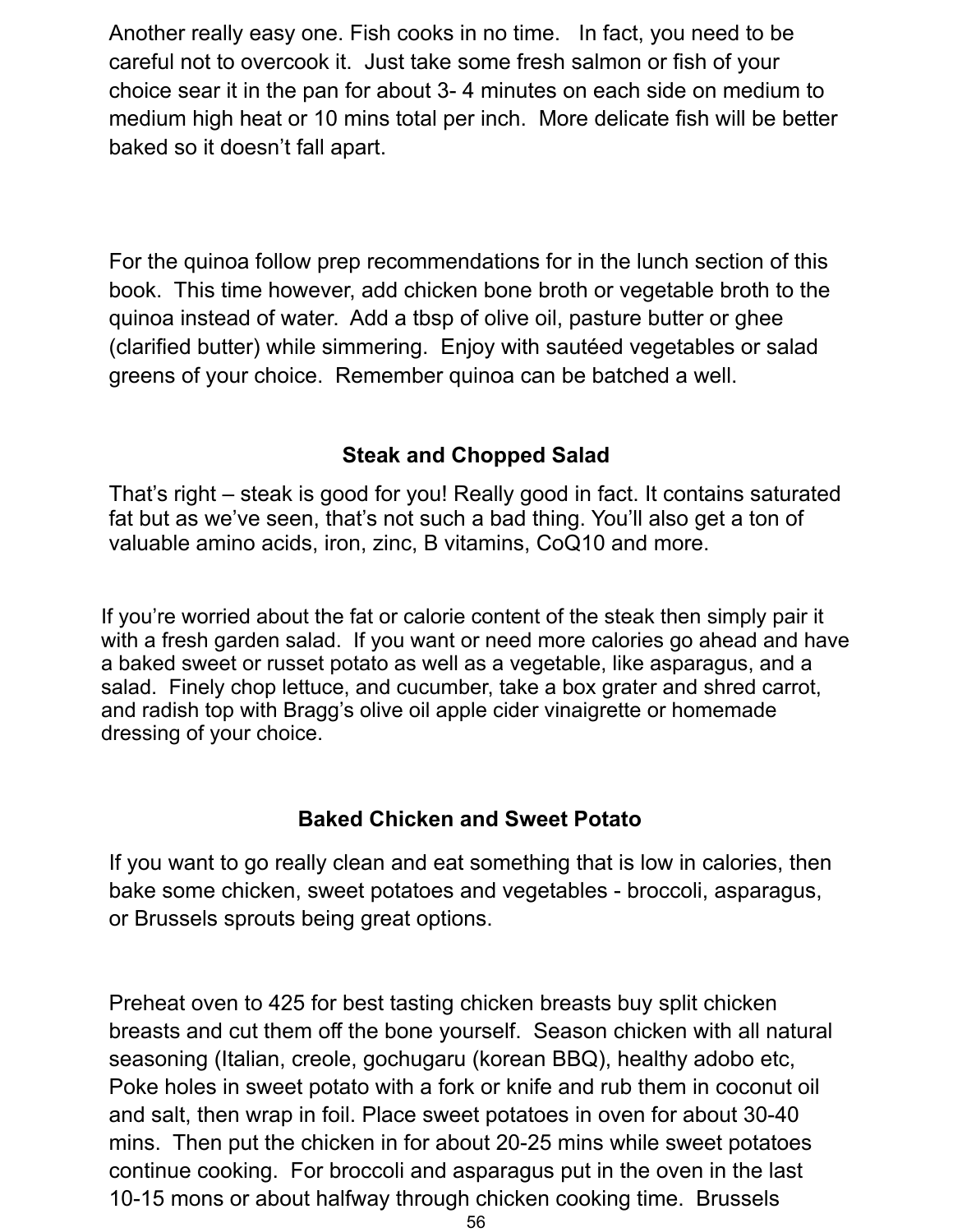Another really easy one. Fish cooks in no time. In fact, you need to be careful not to overcook it. Just take some fresh salmon or fish of your choice sear it in the pan for about 3- 4 minutes on each side on medium to medium high heat or 10 mins total per inch. More delicate fish will be better baked so it doesn't fall apart.

For the quinoa follow prep recommendations for in the lunch section of this book. This time however, add chicken bone broth or vegetable broth to the quinoa instead of water. Add a tbsp of olive oil, pasture butter or ghee (clarified butter) while simmering. Enjoy with sautéed vegetables or salad greens of your choice. Remember quinoa can be batched a well.

### Steak and Chopped Salad

That's right – steak is good for you! Really good in fact. It contains saturated fat but as we've seen, that's not such a bad thing. You'll also get a ton of valuable amino acids, iron, zinc, B vitamins, CoQ10 and more.

If you're worried about the fat or calorie content of the steak then simply pair it with a fresh garden salad. If you want or need more calories go ahead and have a baked sweet or russet potato as well as a vegetable, like asparagus, and a salad. Finely chop lettuce, and cucumber, take a box grater and shred carrot, and radish top with Bragg's olive oil apple cider vinaigrette or homemade dressing of your choice.

### Baked Chicken and Sweet Potato

If you want to go really clean and eat something that is low in calories, then bake some chicken, sweet potatoes and vegetables - broccoli, asparagus, or Brussels sprouts being great options.

Preheat oven to 425 for best tasting chicken breasts buy split chicken breasts and cut them off the bone yourself. Season chicken with all natural seasoning (Italian, creole, gochugaru (korean BBQ), healthy adobo etc, Poke holes in sweet potato with a fork or knife and rub them in coconut oil and salt, then wrap in foil. Place sweet potatoes in oven for about 30-40 mins. Then put the chicken in for about 20-25 mins while sweet potatoes continue cooking. For broccoli and asparagus put in the oven in the last 10-15 mons or about halfway through chicken cooking time. Brussels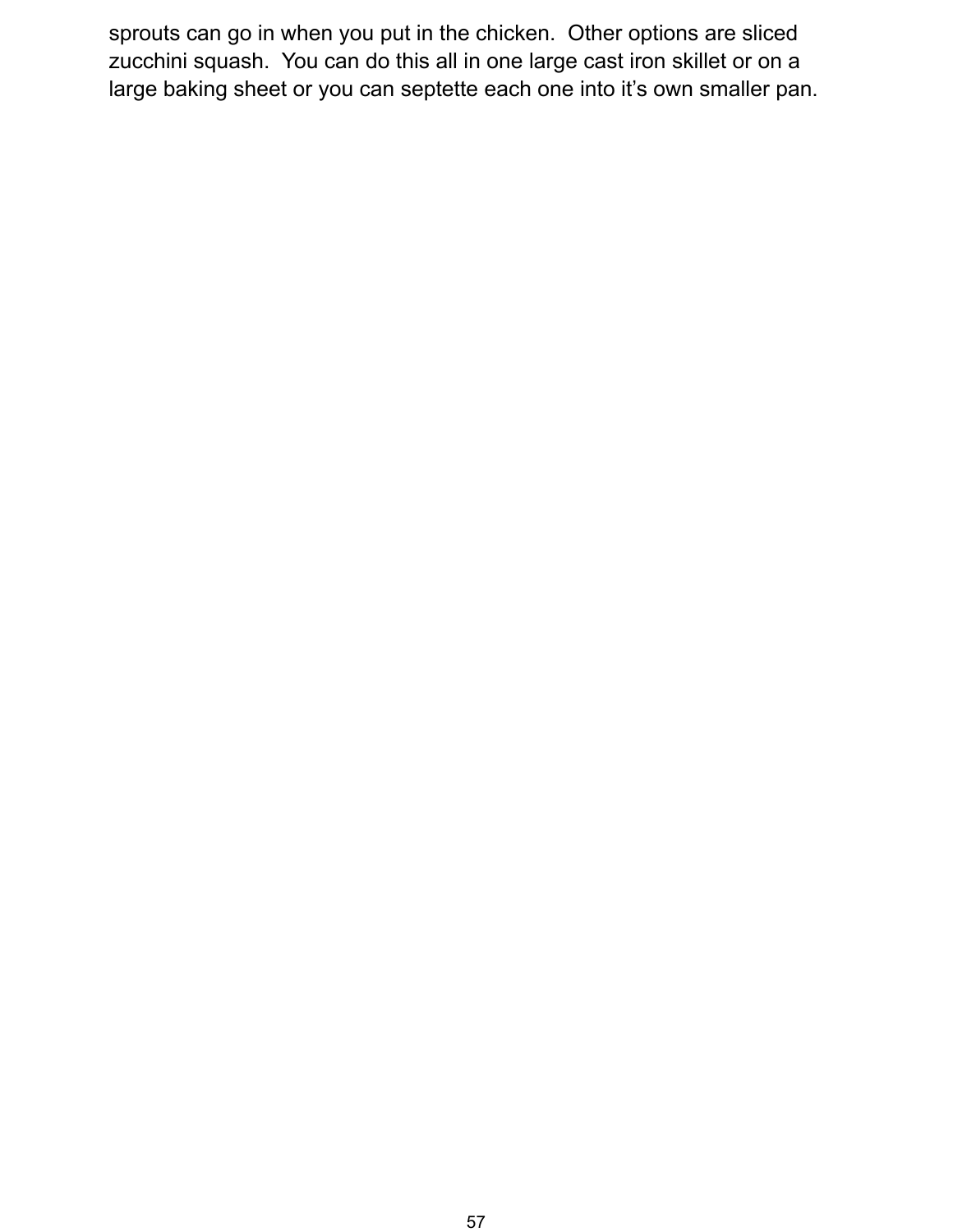sprouts can go in when you put in the chicken.  Other options are sliced zucchini squash.  You can do this all in one large cast iron skillet or on a large baking sheet or you can septette each one into it's own smaller pan.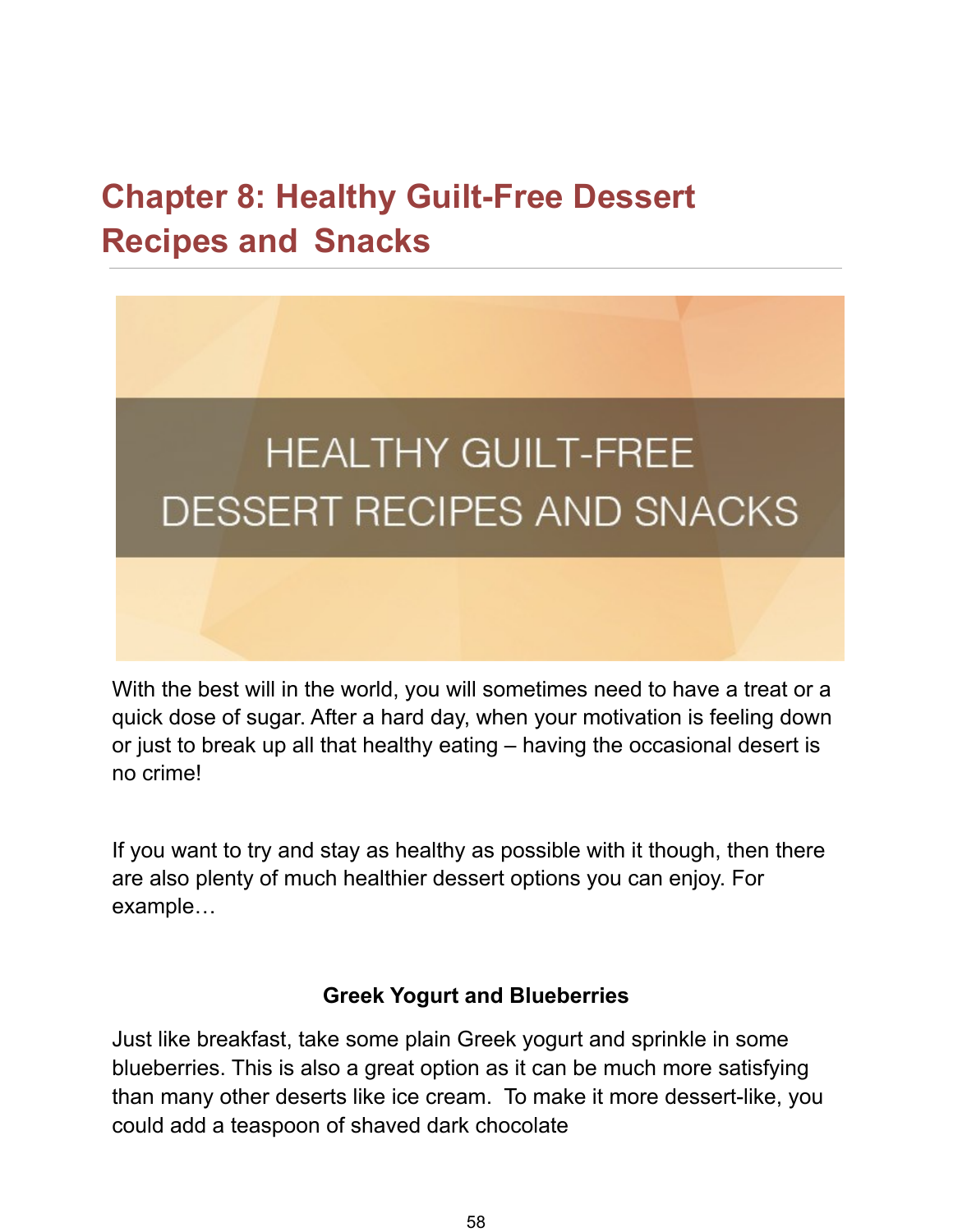# Chapter 8: Healthy Guilt-Free Dessert Recipes and Snacks

HEALTHY GUILT-FREE DESSERT RECIPES AND SNACKS

With the best will in the world, you will sometimes need to have a treat or a quick dose of sugar. After a hard day, when your motivation is feeling down or just to break up all that healthy eating – having the occasional desert is no crime!

If you want to try and stay as healthy as possible with it though, then there are also plenty of much healthier dessert options you can enjoy. For example…

**Greek Yogurt and Blueberries**

Just like breakfast, take some plain Greek yogurt and sprinkle in some blueberries. This is also a great option as it can be much more satisfying than many other deserts like ice cream. To make it more dessert-like, you could add a teaspoon of shaved dark chocolate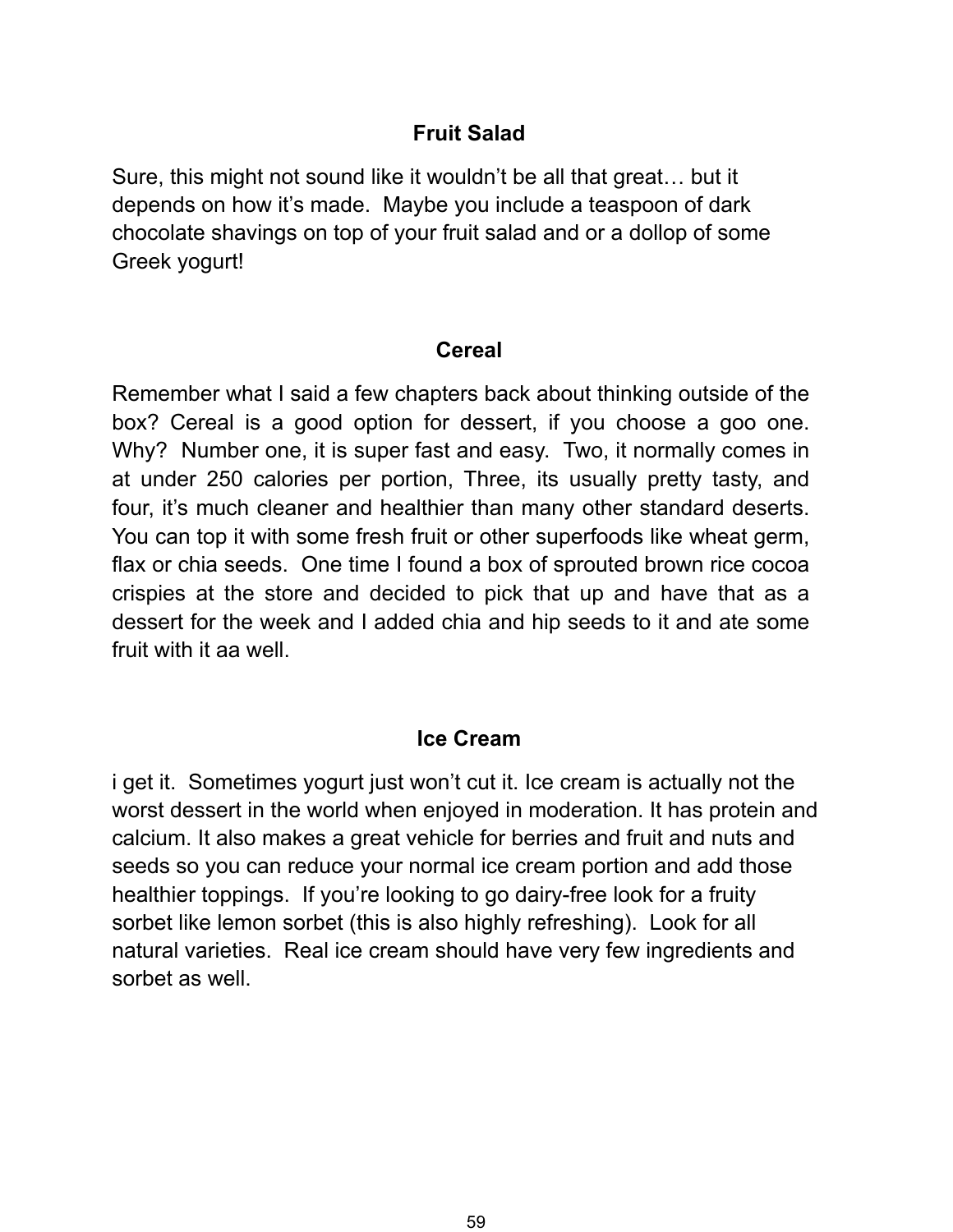## Fruit Salad

Sure, this might not sound like it wouldn't be all that great… but it depends on how it's made. Maybe you include a teaspoon of dark chocolate shavings on top of your fruit salad and or a dollop of some Greek yogurt!

## Cereal

Remember what I said a few chapters back about thinking outside of the box? Cereal is a good option for dessert, if you choose a goo one. Why? Number one, it is super fast and easy. Two, it normally comes in at under 250 calories per portion, Three, its usually pretty tasty, and four, it's much cleaner and healthier than many other standard deserts. You can top it with some fresh fruit or other superfoods like wheat germ, flax or chia seeds. One time I found a box of sprouted brown rice cocoa crispies at the store and decided to pick that up and have that as a dessert for the week and I added chia and hip seeds to it and ate some fruit with it aa well.

## Ice Cream

i get it. Sometimes yogurt just won't cut it. Ice cream is actually not the worst dessert in the world when enjoyed in moderation. It has protein and calcium. It also makes a great vehicle for berries and fruit and nuts and seeds so you can reduce your normal ice cream portion and add those healthier toppings. If you're looking to go dairy-free look for a fruity sorbet like lemon sorbet (this is also highly refreshing). Look for all natural varieties. Real ice cream should have very few ingredients and sorbet as well.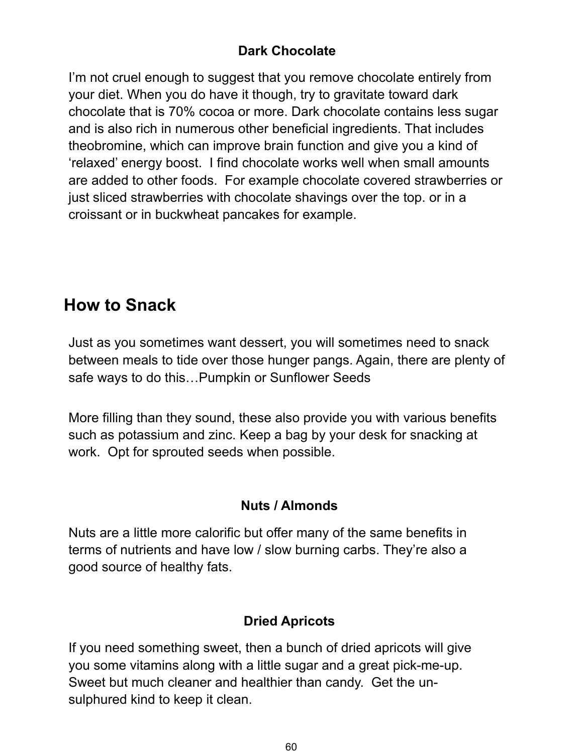### Dark Chocolate

I'm not cruel enough to suggest that you remove chocolate entirely from your diet. When you do have it though, try to gravitate toward dark chocolate that is 70% cocoa or more. Dark chocolate contains less sugar and is also rich in numerous other beneficial ingredients. That includes theobromine, which can improve brain function and give you a kind of 'relaxed' energy boost. I find chocolate works well when small amounts are added to other foods. For example chocolate covered strawberries or just sliced strawberries with chocolate shavings over the top. or in a croissant or in buckwheat pancakes for example.

## How to Snack

Just as you sometimes want dessert, you will sometimes need to snack between meals to tide over those hunger pangs. Again, there are plenty of safe ways to do this…Pumpkin or Sunflower Seeds

More filling than they sound, these also provide you with various benefits such as potassium and zinc. Keep a bag by your desk for snacking at work. Opt for sprouted seeds when possible.

### Nuts / Almonds

Nuts are a little more calorific but offer many of the same benefits in terms of nutrients and have low / slow burning carbs. They're also a good source of healthy fats.

### Dried Apricots

If you need something sweet, then a bunch of dried apricots will give you some vitamins along with a little sugar and a great pick-me-up. Sweet but much cleaner and healthier than candy. Get the un-sulphured kind to keep it clean.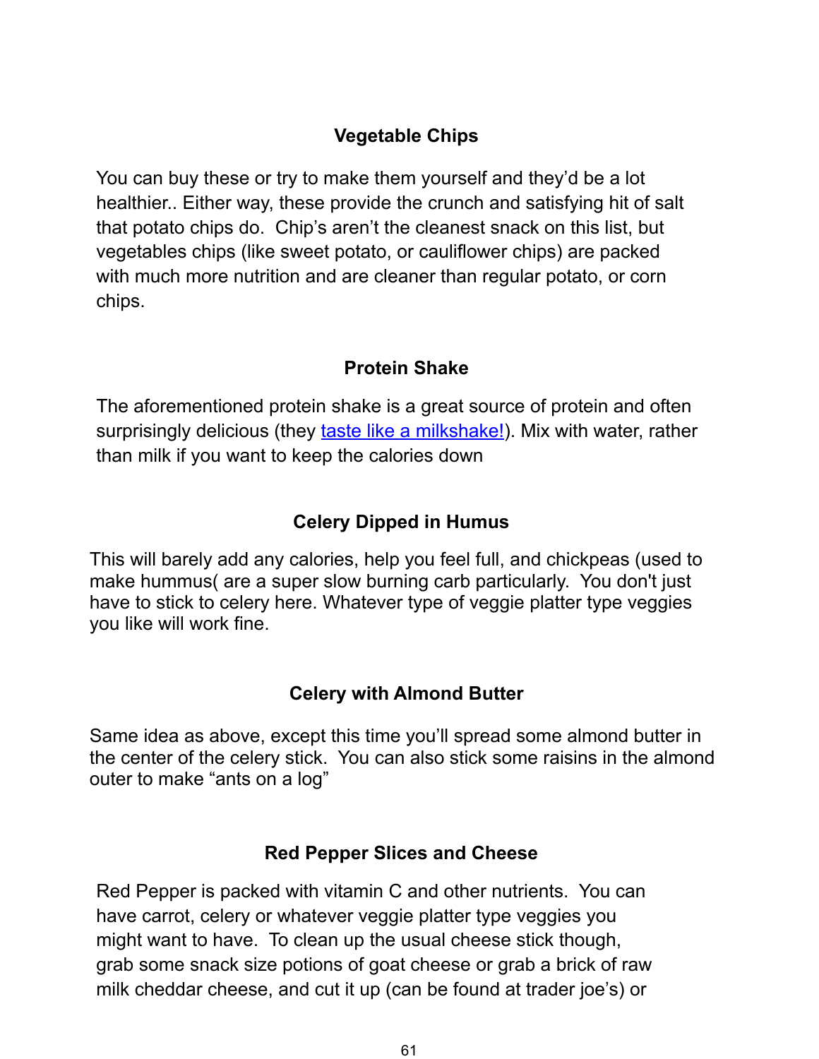### Vegetable Chips

You can buy these or try to make them yourself and they'd be a lot healthier.. Either way, these provide the crunch and satisfying hit of salt that potato chips do. Chip's aren't the cleanest snack on this list, but vegetables chips (like sweet potato, or cauliflower chips) are packed with much more nutrition and are cleaner than regular potato, or corn chips.

### Protein Shake

The aforementioned protein shake is a great source of protein and often surprisingly delicious (they taste like a milkshake!). Mix with water, rather than milk if you want to keep the calories down

### Celery Dipped in Humus

This will barely add any calories, help you feel full, and chickpeas (used to make hummus( are a super slow burning carb particularly. You don't just have to stick to celery here. Whatever type of veggie platter type veggies you like will work fine.

### Celery with Almond Butter

Same idea as above, except this time you'll spread some almond butter in the center of the celery stick. You can also stick some raisins in the almond outer to make "ants on a log"

### Red Pepper Slices and Cheese

Red Pepper is packed with vitamin C and other nutrients. You can have carrot, celery or whatever veggie platter type veggies you might want to have. To clean up the usual cheese stick though, grab some snack size potions of goat cheese or grab a brick of raw milk cheddar cheese, and cut it up (can be found at trader joe's) or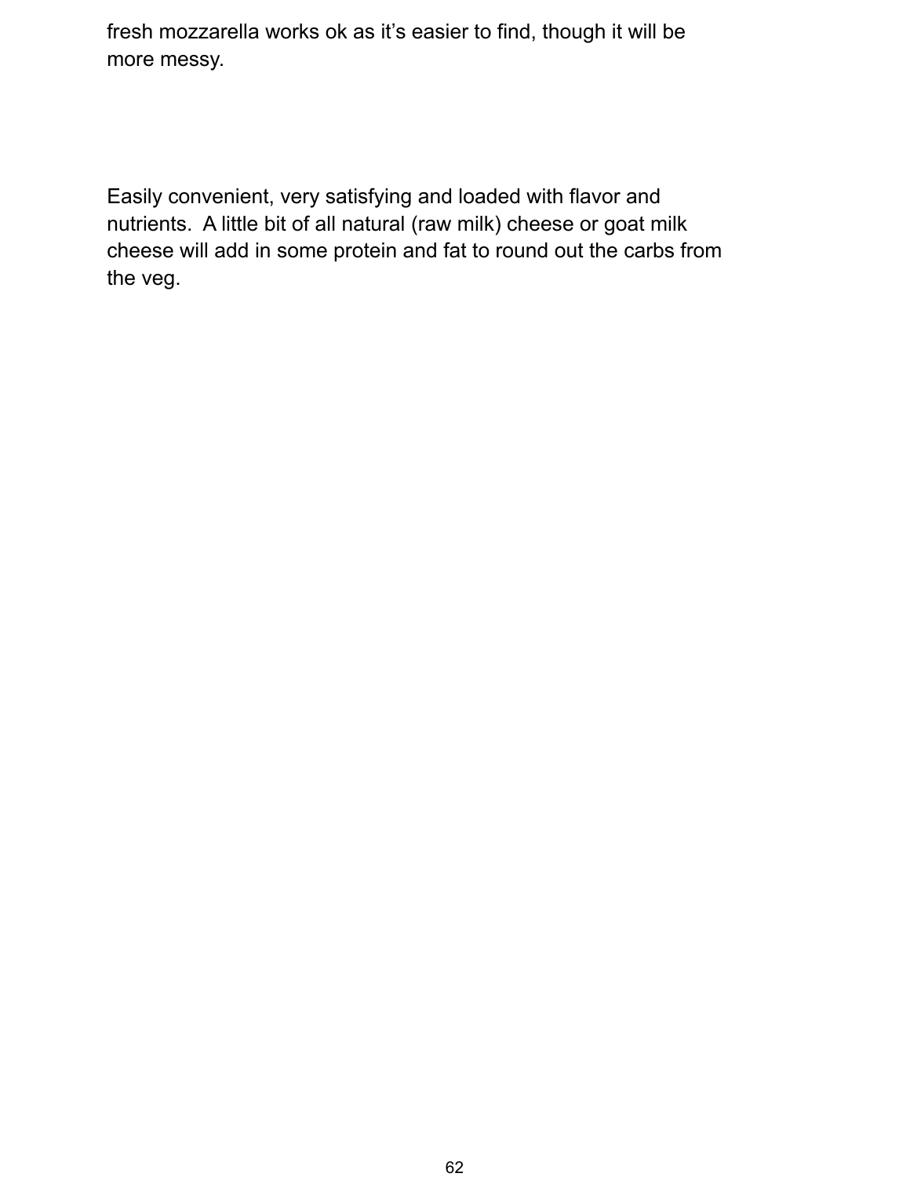fresh mozzarella works ok as it's easier to find, though it will be more messy.

Easily convenient, very satisfying and loaded with flavor and nutrients.  A little bit of all natural (raw milk) cheese or goat milk cheese will add in some protein and fat to round out the carbs from the veg.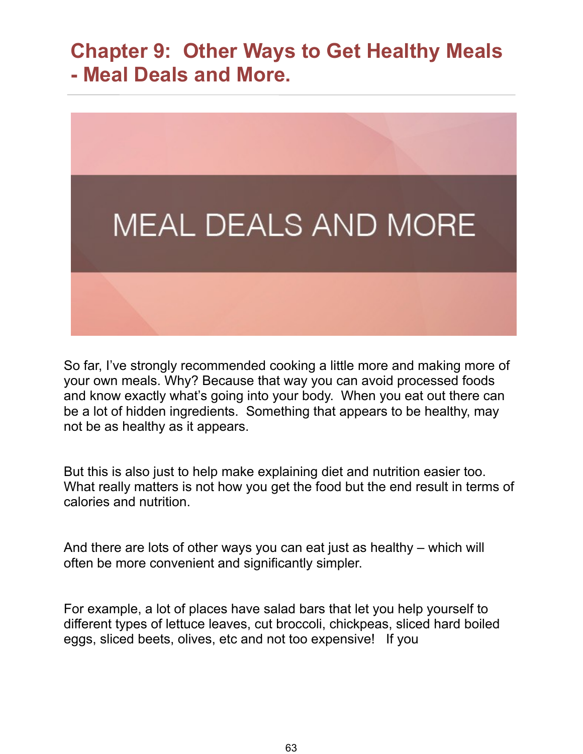# Chapter 9: Other Ways to Get Healthy Meals - Meal Deals and More.

MEAL DEALS AND MORE

So far, I've strongly recommended cooking a little more and making more of your own meals. Why? Because that way you can avoid processed foods and know exactly what's going into your body. When you eat out there can be a lot of hidden ingredients. Something that appears to be healthy, may not be as healthy as it appears.

But this is also just to help make explaining diet and nutrition easier too. What really matters is not how you get the food but the end result in terms of calories and nutrition.

And there are lots of other ways you can eat just as healthy – which will often be more convenient and significantly simpler.

For example, a lot of places have salad bars that let you help yourself to different types of lettuce leaves, cut broccoli, chickpeas, sliced hard boiled eggs, sliced beets, olives, etc and not too expensive! If you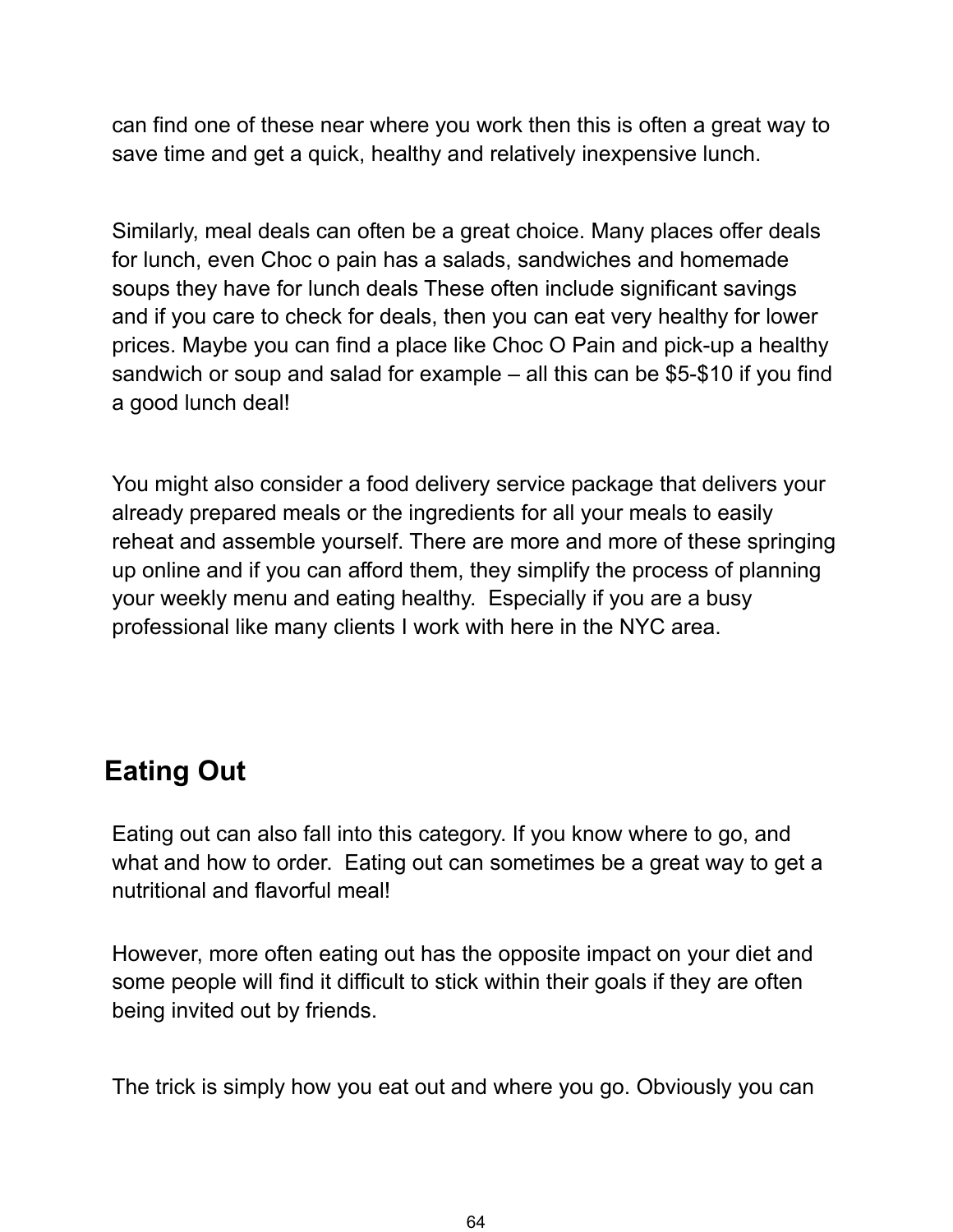can find one of these near where you work then this is often a great way to save time and get a quick, healthy and relatively inexpensive lunch.

Similarly, meal deals can often be a great choice. Many places offer deals for lunch, even Choc o pain has a salads, sandwiches and homemade soups they have for lunch deals These often include significant savings and if you care to check for deals, then you can eat very healthy for lower prices. Maybe you can find a place like Choc O Pain and pick-up a healthy sandwich or soup and salad for example – all this can be $5-$10 if you find a good lunch deal!

You might also consider a food delivery service package that delivers your already prepared meals or the ingredients for all your meals to easily reheat and assemble yourself. There are more and more of these springing up online and if you can afford them, they simplify the process of planning your weekly menu and eating healthy. Especially if you are a busy professional like many clients I work with here in the NYC area.

## Eating Out

Eating out can also fall into this category. If you know where to go, and what and how to order. Eating out can sometimes be a great way to get a nutritional and flavorful meal!

However, more often eating out has the opposite impact on your diet and some people will find it difficult to stick within their goals if they are often being invited out by friends.

The trick is simply how you eat out and where you go. Obviously you can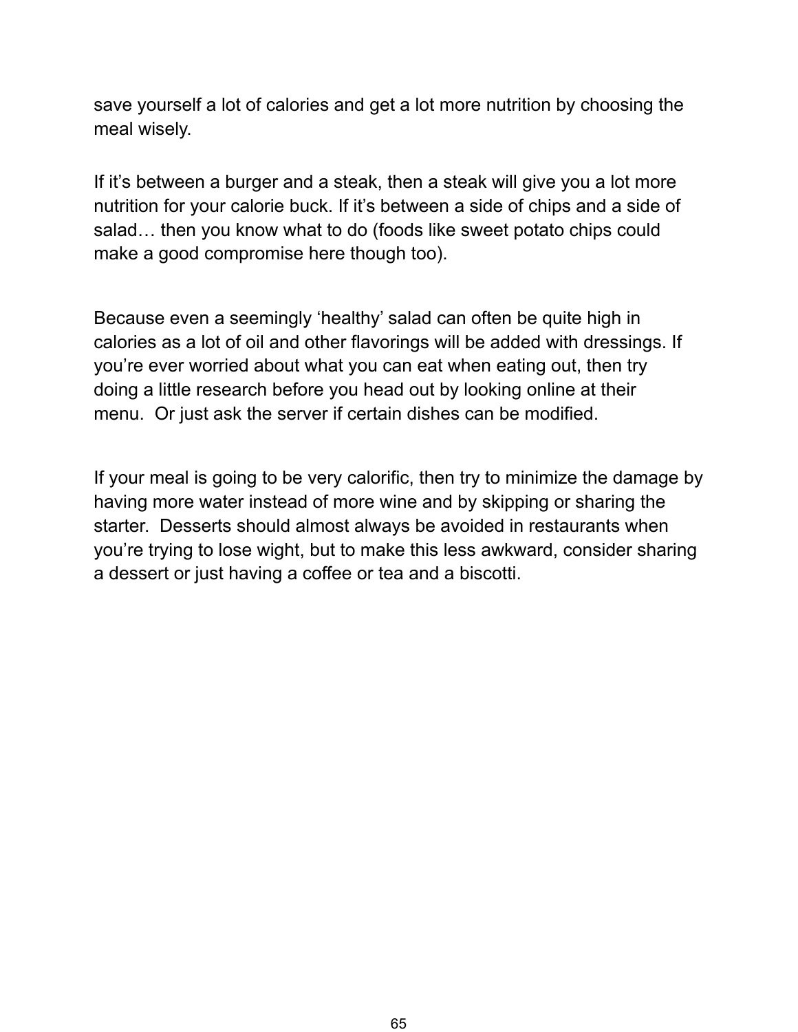save yourself a lot of calories and get a lot more nutrition by choosing the meal wisely.

If it's between a burger and a steak, then a steak will give you a lot more nutrition for your calorie buck. If it's between a side of chips and a side of salad… then you know what to do (foods like sweet potato chips could make a good compromise here though too).

Because even a seemingly 'healthy' salad can often be quite high in calories as a lot of oil and other flavorings will be added with dressings. If you're ever worried about what you can eat when eating out, then try doing a little research before you head out by looking online at their menu.  Or just ask the server if certain dishes can be modified.

If your meal is going to be very calorific, then try to minimize the damage by having more water instead of more wine and by skipping or sharing the starter.  Desserts should almost always be avoided in restaurants when you're trying to lose wight, but to make this less awkward, consider sharing a dessert or just having a coffee or tea and a biscotti.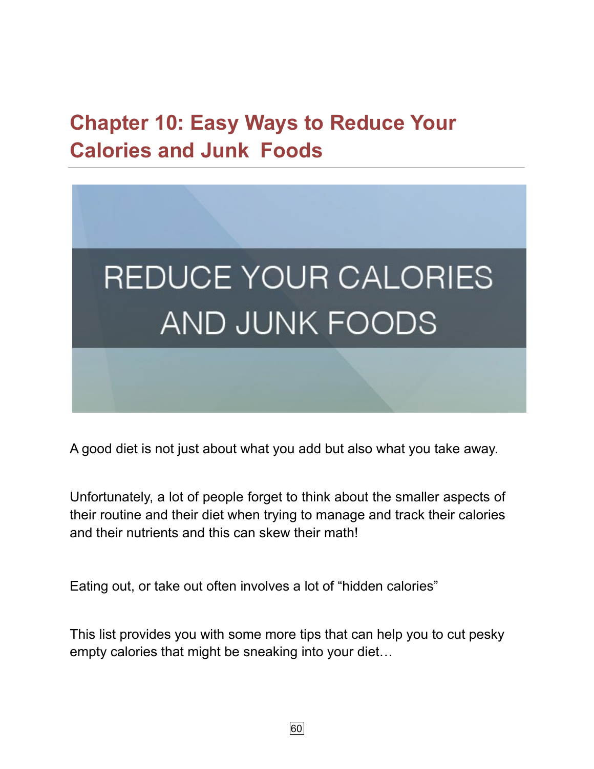# Chapter 10: Easy Ways to Reduce Your Calories and Junk Foods

REDUCE YOUR CALORIES AND JUNK FOODS

A good diet is not just about what you add but also what you take away.

Unfortunately, a lot of people forget to think about the smaller aspects of their routine and their diet when trying to manage and track their calories and their nutrients and this can skew their math!

Eating out, or take out often involves a lot of "hidden calories"

This list provides you with some more tips that can help you to cut pesky empty calories that might be sneaking into your diet…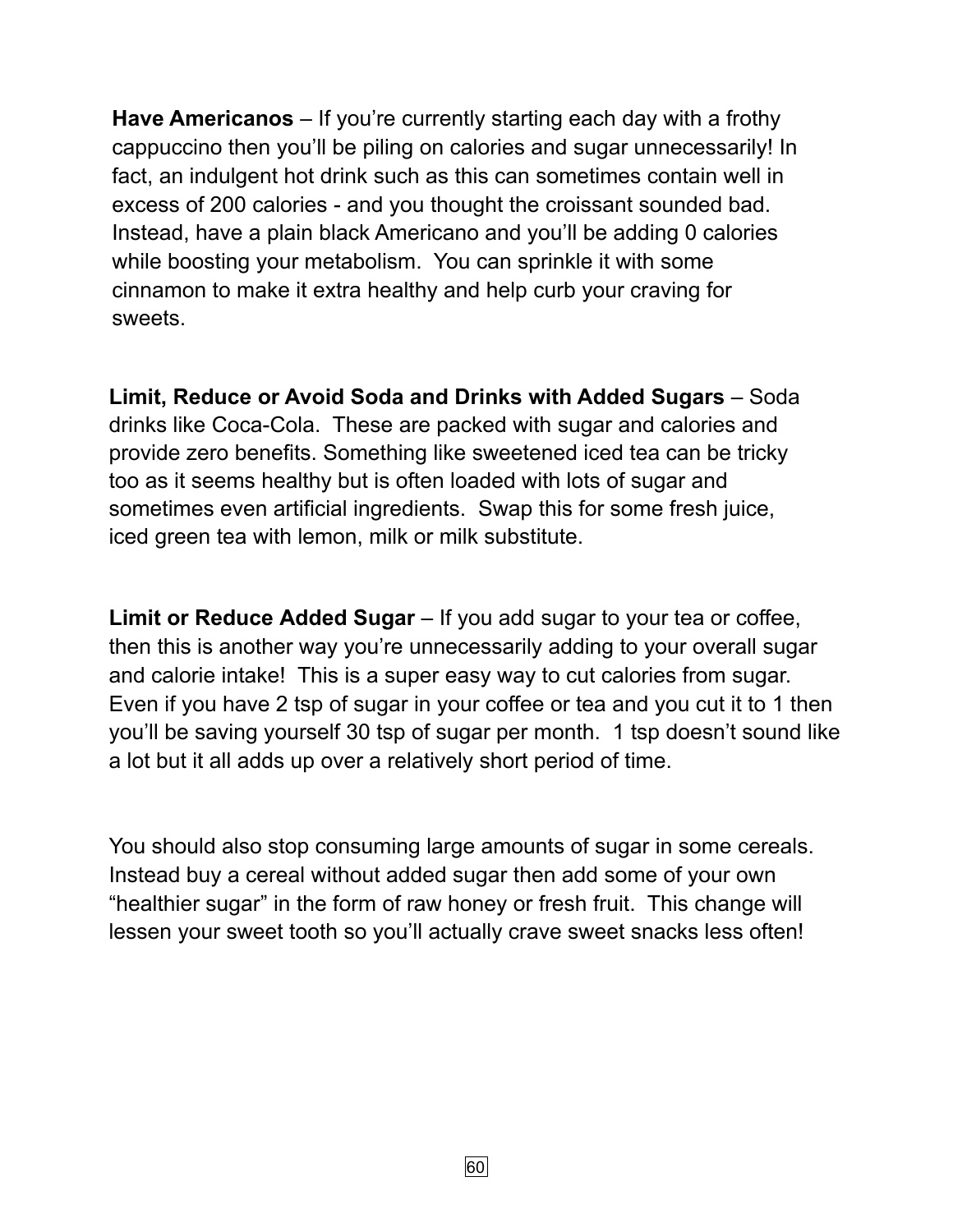**Have Americanos** – If you're currently starting each day with a frothy cappuccino then you'll be piling on calories and sugar unnecessarily! In fact, an indulgent hot drink such as this can sometimes contain well in excess of 200 calories - and you thought the croissant sounded bad. Instead, have a plain black Americano and you'll be adding 0 calories while boosting your metabolism. You can sprinkle it with some cinnamon to make it extra healthy and help curb your craving for sweets.

**Limit, Reduce or Avoid Soda and Drinks with Added Sugars** – Soda drinks like Coca-Cola. These are packed with sugar and calories and provide zero benefits. Something like sweetened iced tea can be tricky too as it seems healthy but is often loaded with lots of sugar and sometimes even artificial ingredients. Swap this for some fresh juice, iced green tea with lemon, milk or milk substitute.

**Limit or Reduce Added Sugar** – If you add sugar to your tea or coffee, then this is another way you're unnecessarily adding to your overall sugar and calorie intake! This is a super easy way to cut calories from sugar. Even if you have 2 tsp of sugar in your coffee or tea and you cut it to 1 then you'll be saving yourself 30 tsp of sugar per month. 1 tsp doesn't sound like a lot but it all adds up over a relatively short period of time.

You should also stop consuming large amounts of sugar in some cereals. Instead buy a cereal without added sugar then add some of your own "healthier sugar" in the form of raw honey or fresh fruit. This change will lessen your sweet tooth so you'll actually crave sweet snacks less often!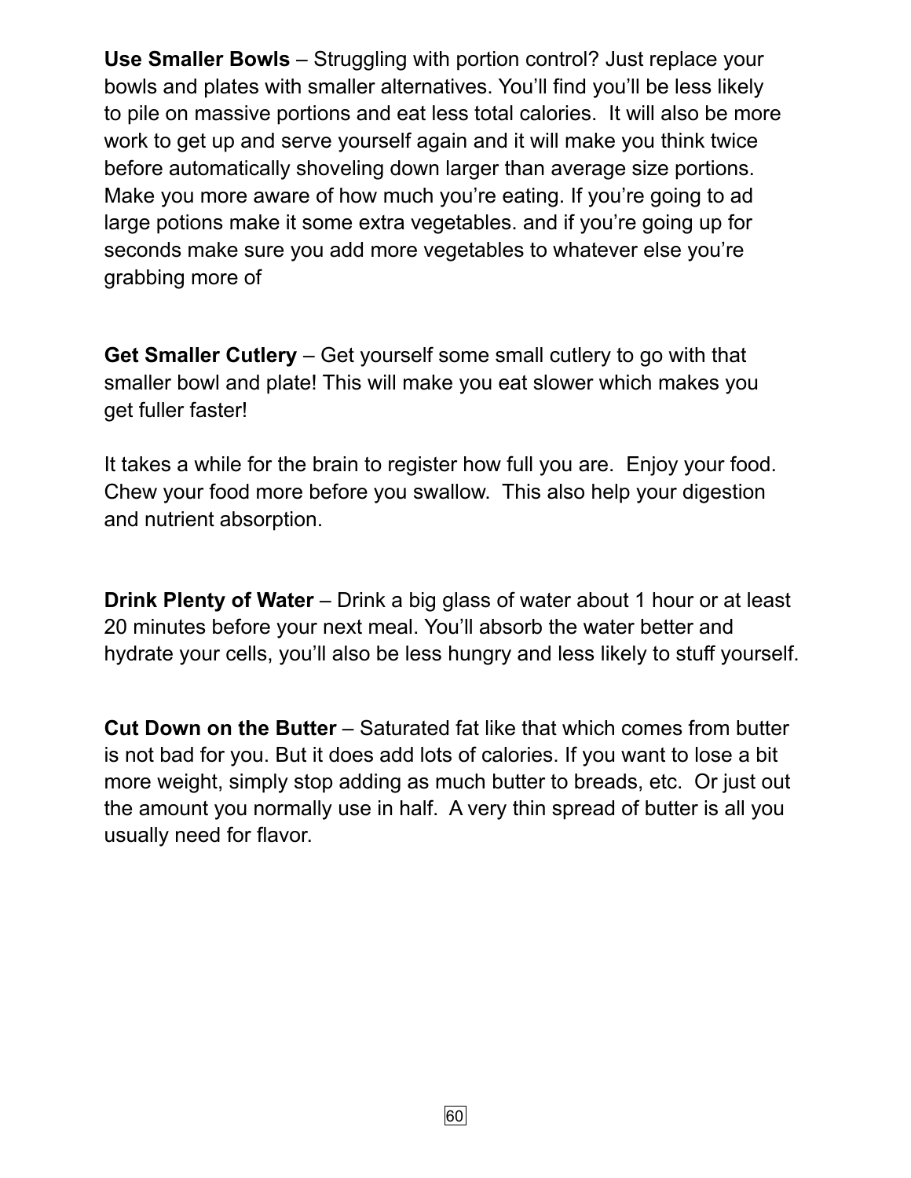**Use Smaller Bowls** – Struggling with portion control? Just replace your bowls and plates with smaller alternatives. You'll find you'll be less likely to pile on massive portions and eat less total calories. It will also be more work to get up and serve yourself again and it will make you think twice before automatically shoveling down larger than average size portions. Make you more aware of how much you're eating. If you're going to ad large potions make it some extra vegetables. and if you're going up for seconds make sure you add more vegetables to whatever else you're grabbing more of

**Get Smaller Cutlery** – Get yourself some small cutlery to go with that smaller bowl and plate! This will make you eat slower which makes you get fuller faster!

It takes a while for the brain to register how full you are. Enjoy your food. Chew your food more before you swallow. This also help your digestion and nutrient absorption.

**Drink Plenty of Water** – Drink a big glass of water about 1 hour or at least 20 minutes before your next meal. You'll absorb the water better and hydrate your cells, you'll also be less hungry and less likely to stuff yourself.

**Cut Down on the Butter** – Saturated fat like that which comes from butter is not bad for you. But it does add lots of calories. If you want to lose a bit more weight, simply stop adding as much butter to breads, etc. Or just out the amount you normally use in half. A very thin spread of butter is all you usually need for flavor.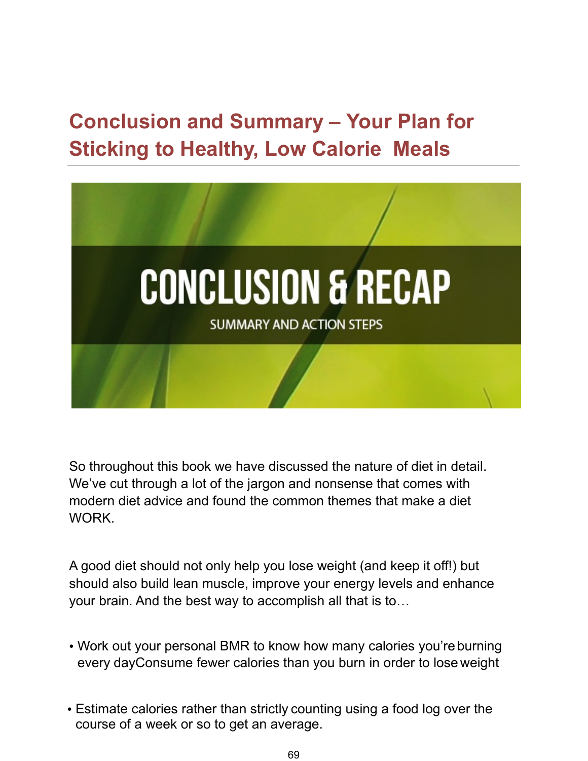# Conclusion and Summary – Your Plan for Sticking to Healthy, Low Calorie Meals

CONCLUSION & RECAP

SUMMARY AND ACTION STEPS

So throughout this book we have discussed the nature of diet in detail. We've cut through a lot of the jargon and nonsense that comes with modern diet advice and found the common themes that make a diet WORK.

A good diet should not only help you lose weight (and keep it off!) but should also build lean muscle, improve your energy levels and enhance your brain. And the best way to accomplish all that is to…

- Work out your personal BMR to know how many calories you're burning every dayConsume fewer calories than you burn in order to lose weight

- Estimate calories rather than strictly counting using a food log over the course of a week or so to get an average.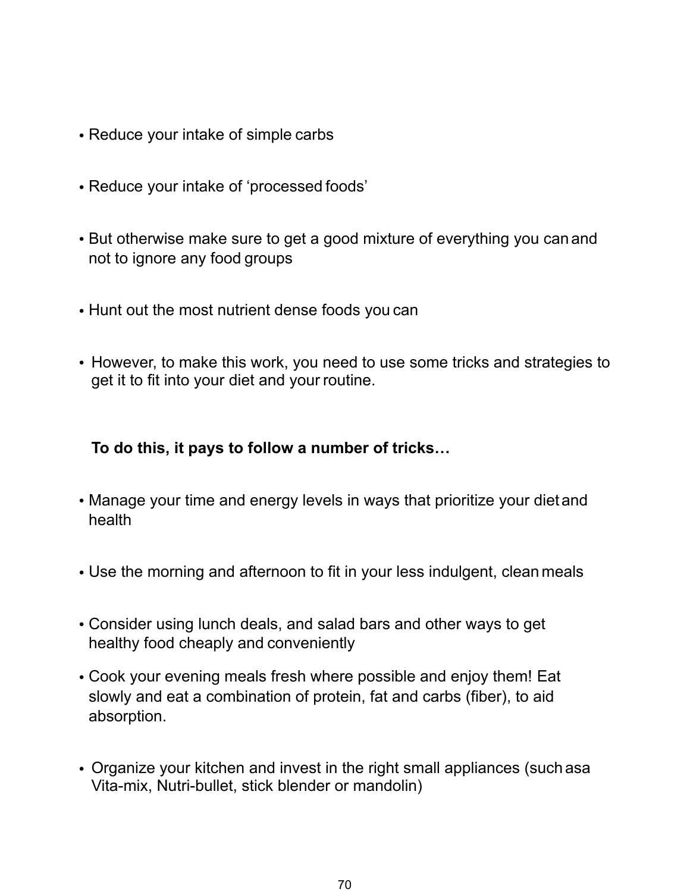- Reduce your intake of simple carbs
- Reduce your intake of 'processed foods'
- But otherwise make sure to get a good mixture of everything you can and not to ignore any food groups
- Hunt out the most nutrient dense foods you can
- However, to make this work, you need to use some tricks and strategies to get it to fit into your diet and your routine.

**To do this, it pays to follow a number of tricks…**

- Manage your time and energy levels in ways that prioritize your diet and health
- Use the morning and afternoon to fit in your less indulgent, clean meals
- Consider using lunch deals, and salad bars and other ways to get healthy food cheaply and conveniently
- Cook your evening meals fresh where possible and enjoy them! Eat slowly and eat a combination of protein, fat and carbs (fiber), to aid absorption.
- Organize your kitchen and invest in the right small appliances (such asa Vita-mix, Nutri-bullet, stick blender or mandolin)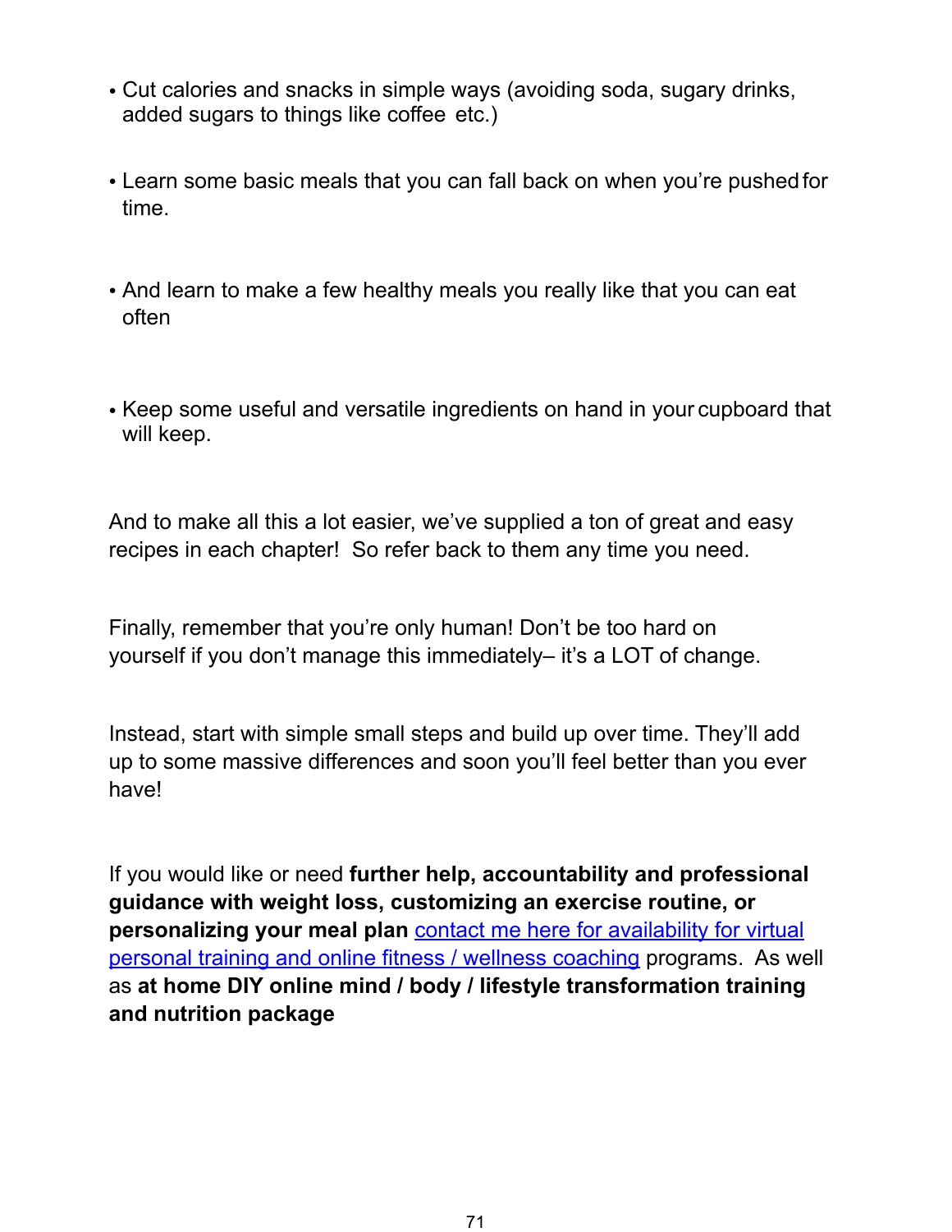- Cut calories and snacks in simple ways (avoiding soda, sugary drinks, added sugars to things like coffee etc.)

- Learn some basic meals that you can fall back on when you're pushed for time.

- And learn to make a few healthy meals you really like that you can eat often

- Keep some useful and versatile ingredients on hand in your cupboard that will keep.

And to make all this a lot easier, we've supplied a ton of great and easy recipes in each chapter! So refer back to them any time you need.

Finally, remember that you're only human! Don't be too hard on yourself if you don't manage this immediately– it's a LOT of change.

Instead, start with simple small steps and build up over time. They'll add up to some massive differences and soon you'll feel better than you ever have!

If you would like or need **further help, accountability and professional guidance with weight loss, customizing an exercise routine, or personalizing your meal plan** contact me here for availability for virtual personal training and online fitness / wellness coaching programs. As well as **at home DIY online mind / body / lifestyle transformation training and nutrition package**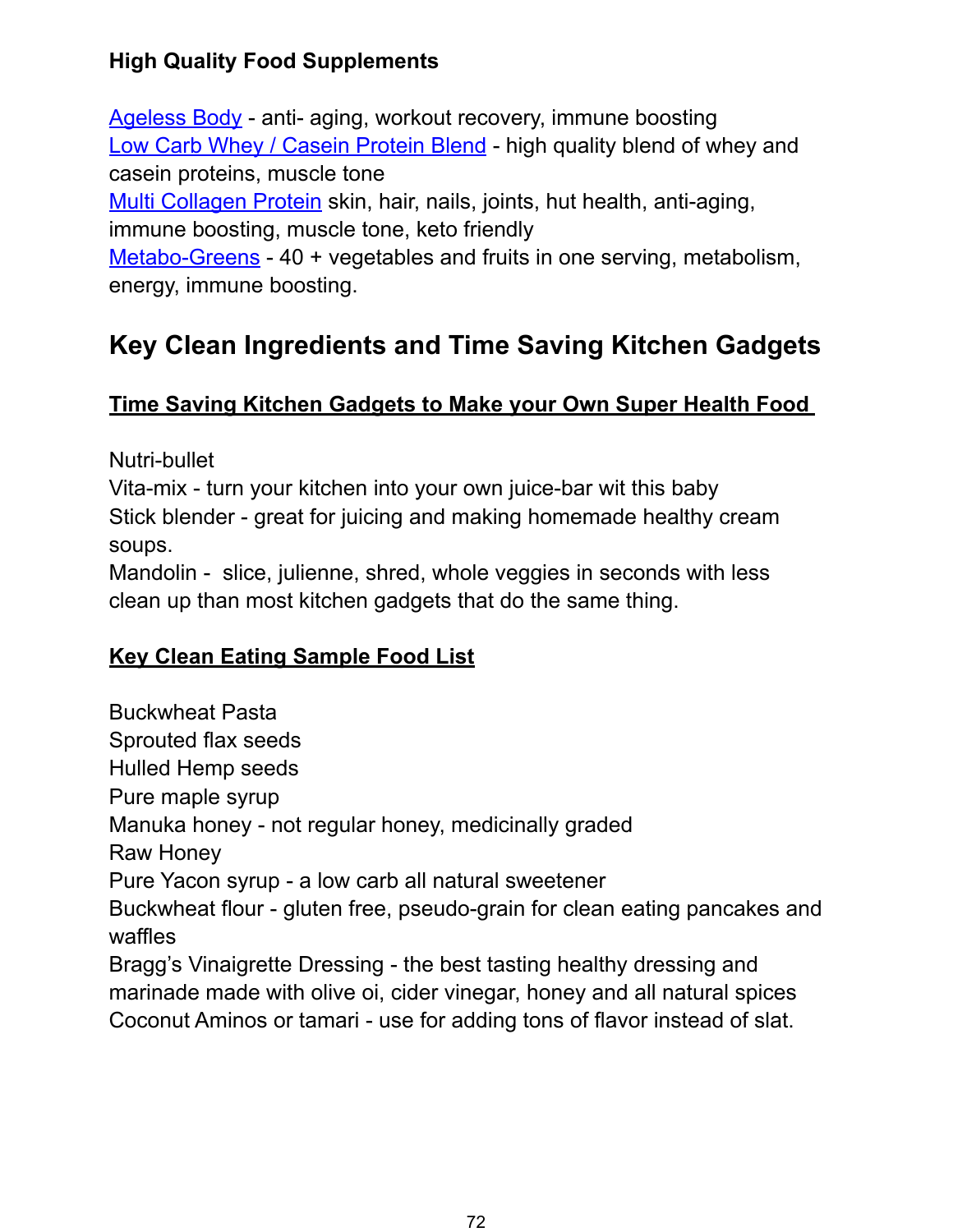**High Quality Food Supplements**

Ageless Body - anti- aging, workout recovery, immune boosting
Low Carb Whey / Casein Protein Blend - high quality blend of whey and casein proteins, muscle tone
Multi Collagen Protein skin, hair, nails, joints, hut health, anti-aging, immune boosting, muscle tone, keto friendly
Metabo-Greens - 40 + vegetables and fruits in one serving, metabolism, energy, immune boosting.

## Key Clean Ingredients and Time Saving Kitchen Gadgets

### Time Saving Kitchen Gadgets to Make your Own Super Health Food

Nutri-bullet
Vita-mix - turn your kitchen into your own juice-bar wit this baby
Stick blender - great for juicing and making homemade healthy cream soups.
Mandolin - slice, julienne, shred, whole veggies in seconds with less clean up than most kitchen gadgets that do the same thing.

### Key Clean Eating Sample Food List

Buckwheat Pasta
Sprouted flax seeds
Hulled Hemp seeds
Pure maple syrup
Manuka honey - not regular honey, medicinally graded
Raw Honey
Pure Yacon syrup - a low carb all natural sweetener
Buckwheat flour - gluten free, pseudo-grain for clean eating pancakes and waffles
Bragg's Vinaigrette Dressing - the best tasting healthy dressing and marinade made with olive oi, cider vinegar, honey and all natural spices
Coconut Aminos or tamari - use for adding tons of flavor instead of slat.